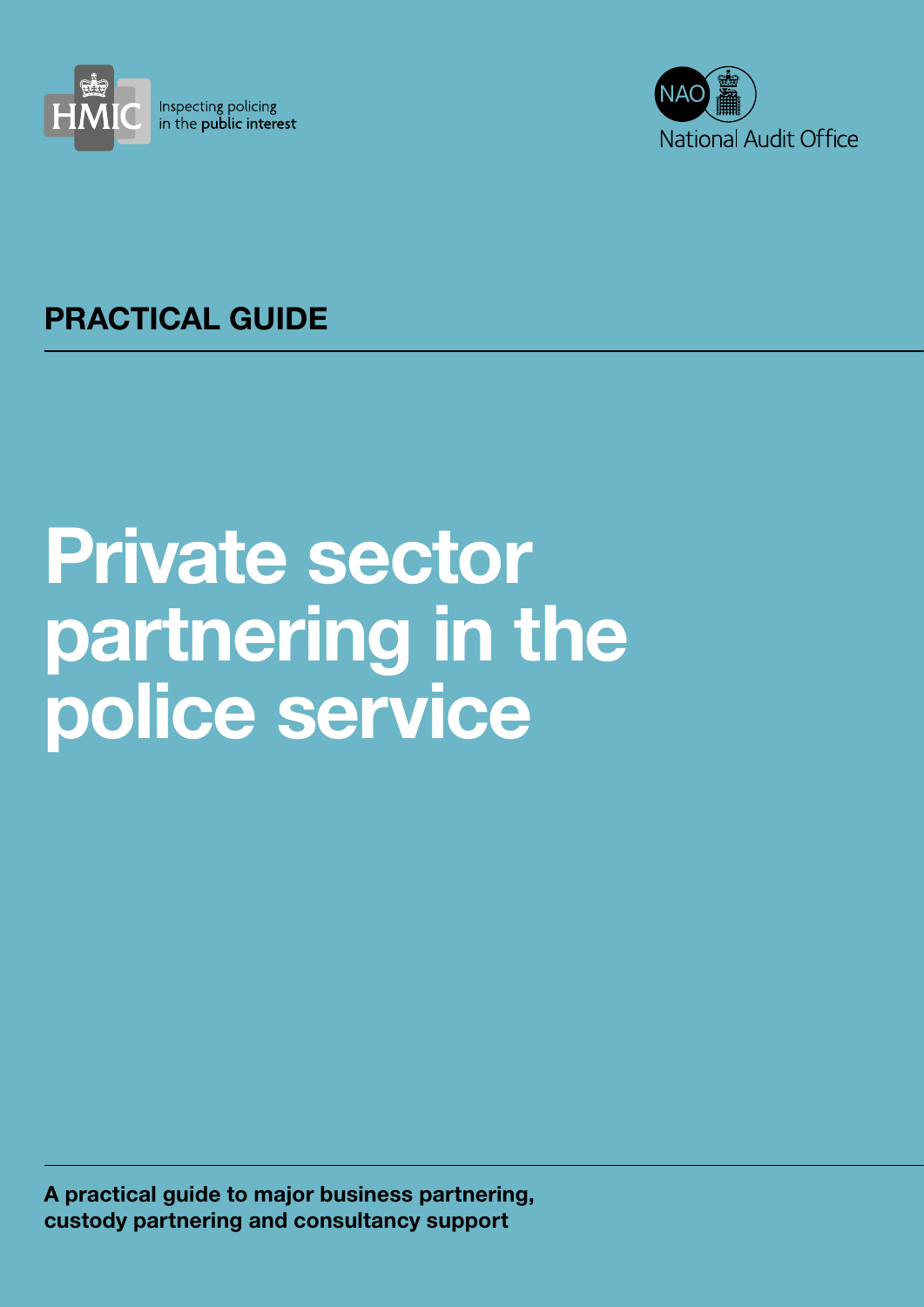HMIC Inspecting policing in the public interest

NAO National Audit Office

**PRACTICAL GUIDE**

# Private sector partnering in the police service

**A practical guide to major business partnering, custody partnering and consultancy support**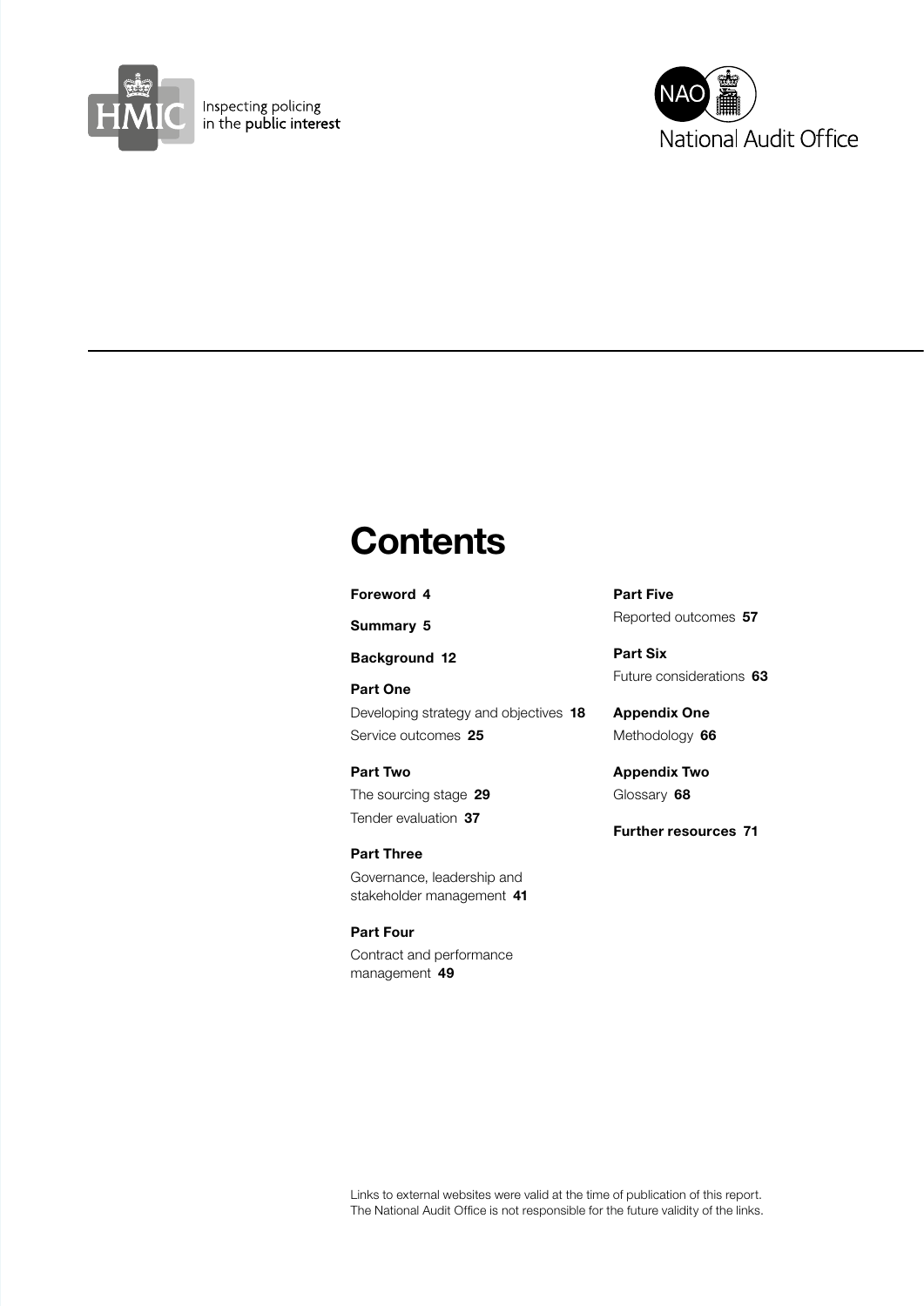HMIC Inspecting policing in the public interest

NAO National Audit Office

# Contents

**Foreword 4**

**Summary 5**

**Background 12**

**Part One**

Developing strategy and objectives **18**

Service outcomes **25**

**Part Two**

The sourcing stage **29**

Tender evaluation **37**

**Part Three**

Governance, leadership and stakeholder management **41**

**Part Four**

Contract and performance management **49**

**Part Five**

Reported outcomes **57**

**Part Six**

Future considerations **63**

**Appendix One**

Methodology **66**

**Appendix Two**

Glossary **68**

**Further resources 71**

Links to external websites were valid at the time of publication of this report. The National Audit Office is not responsible for the future validity of the links.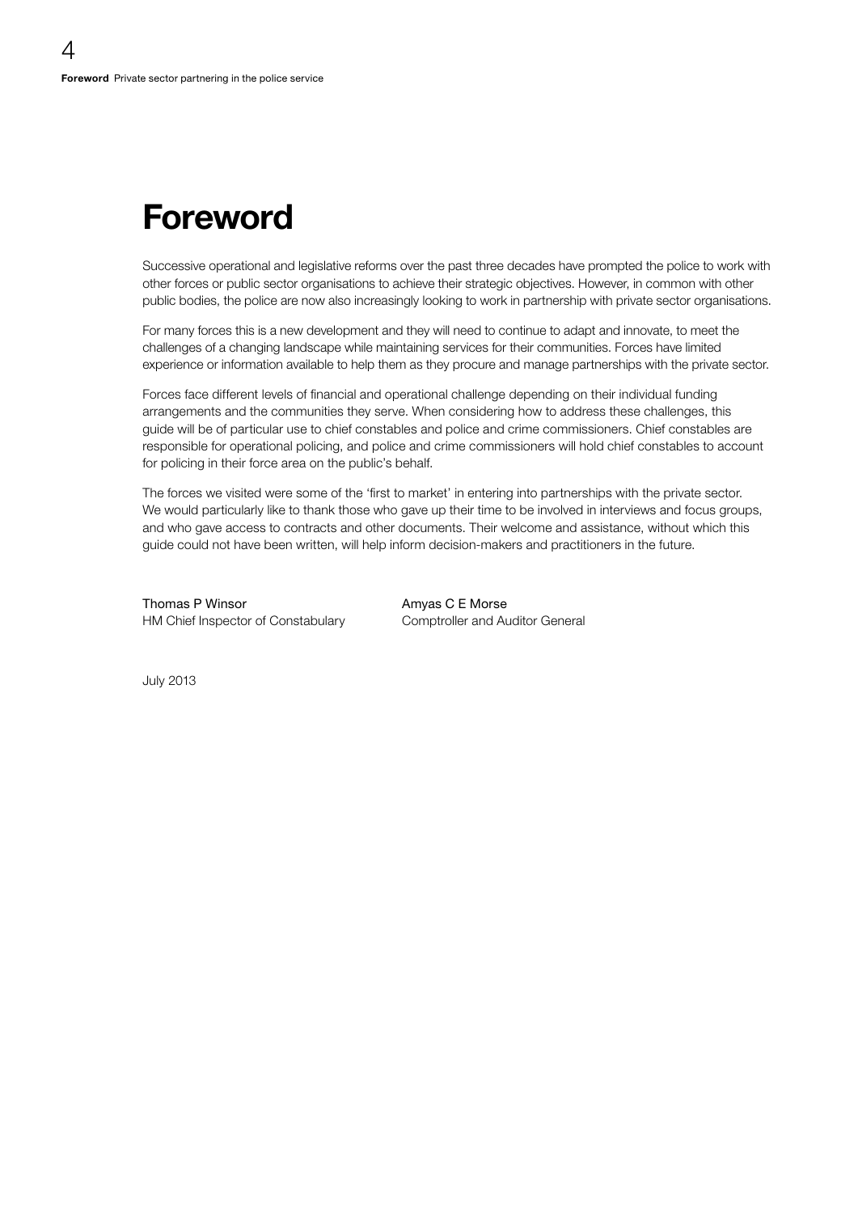# Foreword

Successive operational and legislative reforms over the past three decades have prompted the police to work with other forces or public sector organisations to achieve their strategic objectives. However, in common with other public bodies, the police are now also increasingly looking to work in partnership with private sector organisations.

For many forces this is a new development and they will need to continue to adapt and innovate, to meet the challenges of a changing landscape while maintaining services for their communities. Forces have limited experience or information available to help them as they procure and manage partnerships with the private sector.

Forces face different levels of financial and operational challenge depending on their individual funding arrangements and the communities they serve. When considering how to address these challenges, this guide will be of particular use to chief constables and police and crime commissioners. Chief constables are responsible for operational policing, and police and crime commissioners will hold chief constables to account for policing in their force area on the public's behalf.

The forces we visited were some of the 'first to market' in entering into partnerships with the private sector. We would particularly like to thank those who gave up their time to be involved in interviews and focus groups, and who gave access to contracts and other documents. Their welcome and assistance, without which this guide could not have been written, will help inform decision-makers and practitioners in the future.

Thomas P Winsor
HM Chief Inspector of Constabulary

Amyas C E Morse
Comptroller and Auditor General

July 2013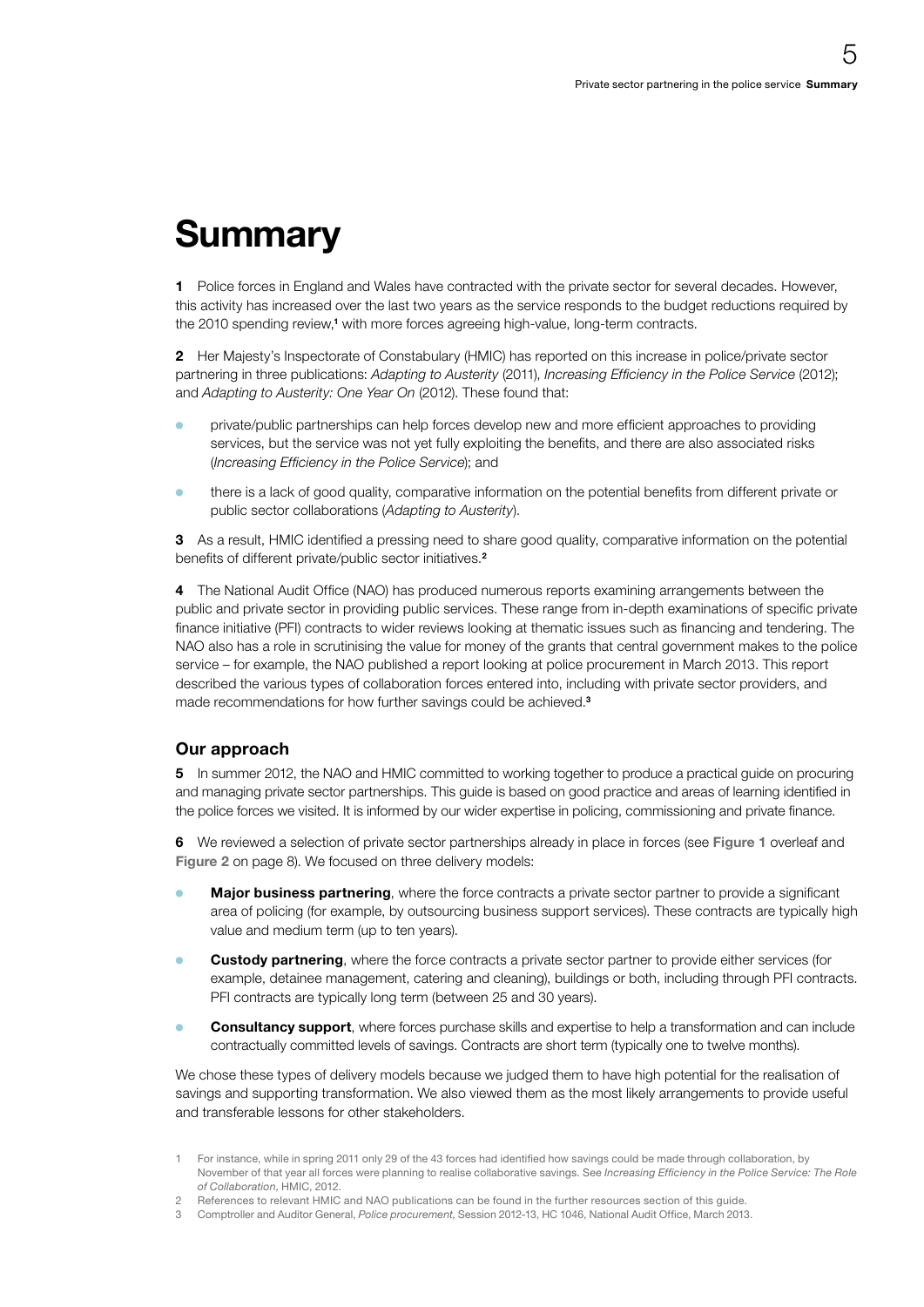# Summary

**1** Police forces in England and Wales have contracted with the private sector for several decades. However, this activity has increased over the last two years as the service responds to the budget reductions required by the 2010 spending review,[1] with more forces agreeing high-value, long-term contracts.

**2** Her Majesty's Inspectorate of Constabulary (HMIC) has reported on this increase in police/private sector partnering in three publications: *Adapting to Austerity* (2011), *Increasing Efficiency in the Police Service* (2012); and *Adapting to Austerity: One Year On* (2012). These found that:

- private/public partnerships can help forces develop new and more efficient approaches to providing services, but the service was not yet fully exploiting the benefits, and there are also associated risks (*Increasing Efficiency in the Police Service*); and
- there is a lack of good quality, comparative information on the potential benefits from different private or public sector collaborations (*Adapting to Austerity*).

**3** As a result, HMIC identified a pressing need to share good quality, comparative information on the potential benefits of different private/public sector initiatives.[2]

**4** The National Audit Office (NAO) has produced numerous reports examining arrangements between the public and private sector in providing public services. These range from in-depth examinations of specific private finance initiative (PFI) contracts to wider reviews looking at thematic issues such as financing and tendering. The NAO also has a role in scrutinising the value for money of the grants that central government makes to the police service – for example, the NAO published a report looking at police procurement in March 2013. This report described the various types of collaboration forces entered into, including with private sector providers, and made recommendations for how further savings could be achieved.[3]

## Our approach

**5** In summer 2012, the NAO and HMIC committed to working together to produce a practical guide on procuring and managing private sector partnerships. This guide is based on good practice and areas of learning identified in the police forces we visited. It is informed by our wider expertise in policing, commissioning and private finance.

**6** We reviewed a selection of private sector partnerships already in place in forces (see **Figure 1** overleaf and **Figure 2** on page 8). We focused on three delivery models:

- **Major business partnering**, where the force contracts a private sector partner to provide a significant area of policing (for example, by outsourcing business support services). These contracts are typically high value and medium term (up to ten years).
- **Custody partnering**, where the force contracts a private sector partner to provide either services (for example, detainee management, catering and cleaning), buildings or both, including through PFI contracts. PFI contracts are typically long term (between 25 and 30 years).
- **Consultancy support**, where forces purchase skills and expertise to help a transformation and can include contractually committed levels of savings. Contracts are short term (typically one to twelve months).

We chose these types of delivery models because we judged them to have high potential for the realisation of savings and supporting transformation. We also viewed them as the most likely arrangements to provide useful and transferable lessons for other stakeholders.

1 For instance, while in spring 2011 only 29 of the 43 forces had identified how savings could be made through collaboration, by November of that year all forces were planning to realise collaborative savings. See *Increasing Efficiency in the Police Service: The Role of Collaboration*, HMIC, 2012.

2 References to relevant HMIC and NAO publications can be found in the further resources section of this guide.

3 Comptroller and Auditor General, *Police procurement*, Session 2012-13, HC 1046, National Audit Office, March 2013.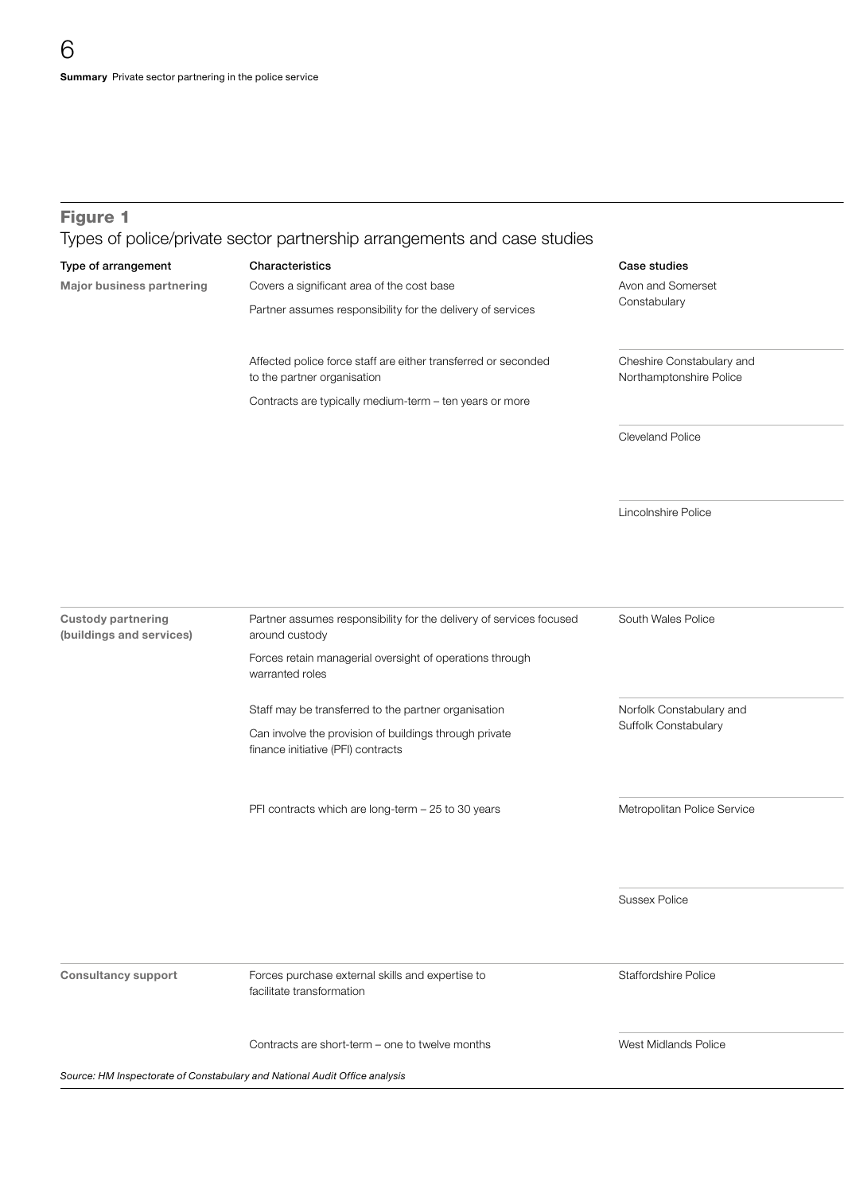## Figure 1

Types of police/private sector partnership arrangements and case studies

| Type of arrangement | Characteristics | Case studies |
|---|---|---|
| **Major business partnering** | Covers a significant area of the cost base<br>Partner assumes responsibility for the delivery of services<br>Affected police force staff are either transferred or seconded to the partner organisation<br>Contracts are typically medium-term – ten years or more | Avon and Somerset Constabulary<br>Cheshire Constabulary and Northamptonshire Police<br>Cleveland Police<br>Lincolnshire Police |
| **Custody partnering (buildings and services)** | Partner assumes responsibility for the delivery of services focused around custody<br>Forces retain managerial oversight of operations through warranted roles<br>Staff may be transferred to the partner organisation<br>Can involve the provision of buildings through private finance initiative (PFI) contracts<br>PFI contracts which are long-term – 25 to 30 years | South Wales Police<br>Norfolk Constabulary and Suffolk Constabulary<br>Metropolitan Police Service<br>Sussex Police |
| **Consultancy support** | Forces purchase external skills and expertise to facilitate transformation<br>Contracts are short-term – one to twelve months | Staffordshire Police<br>West Midlands Police |

*Source: HM Inspectorate of Constabulary and National Audit Office analysis*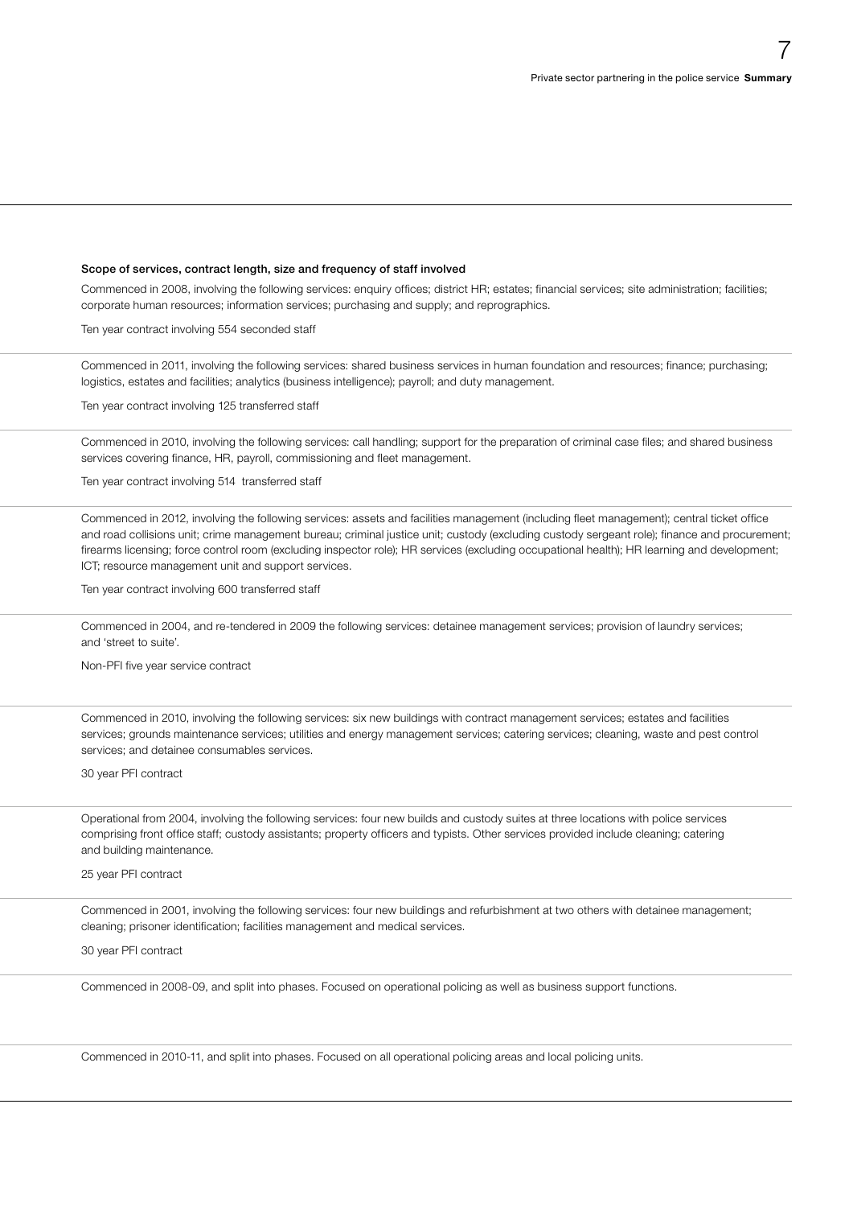**Scope of services, contract length, size and frequency of staff involved**

Commenced in 2008, involving the following services: enquiry offices; district HR; estates; financial services; site administration; facilities; corporate human resources; information services; purchasing and supply; and reprographics.

Ten year contract involving 554 seconded staff

---

Commenced in 2011, involving the following services: shared business services in human foundation and resources; finance; purchasing; logistics, estates and facilities; analytics (business intelligence); payroll; and duty management.

Ten year contract involving 125 transferred staff

---

Commenced in 2010, involving the following services: call handling; support for the preparation of criminal case files; and shared business services covering finance, HR, payroll, commissioning and fleet management.

Ten year contract involving 514 transferred staff

---

Commenced in 2012, involving the following services: assets and facilities management (including fleet management); central ticket office and road collisions unit; crime management bureau; criminal justice unit; custody (excluding custody sergeant role); finance and procurement; firearms licensing; force control room (excluding inspector role); HR services (excluding occupational health); HR learning and development; ICT; resource management unit and support services.

Ten year contract involving 600 transferred staff

---

Commenced in 2004, and re-tendered in 2009 the following services: detainee management services; provision of laundry services; and 'street to suite'.

Non-PFI five year service contract

---

Commenced in 2010, involving the following services: six new buildings with contract management services; estates and facilities services; grounds maintenance services; utilities and energy management services; catering services; cleaning, waste and pest control services; and detainee consumables services.

30 year PFI contract

---

Operational from 2004, involving the following services: four new builds and custody suites at three locations with police services comprising front office staff; custody assistants; property officers and typists. Other services provided include cleaning; catering and building maintenance.

25 year PFI contract

---

Commenced in 2001, involving the following services: four new buildings and refurbishment at two others with detainee management; cleaning; prisoner identification; facilities management and medical services.

30 year PFI contract

---

Commenced in 2008-09, and split into phases. Focused on operational policing as well as business support functions.

---

Commenced in 2010-11, and split into phases. Focused on all operational policing areas and local policing units.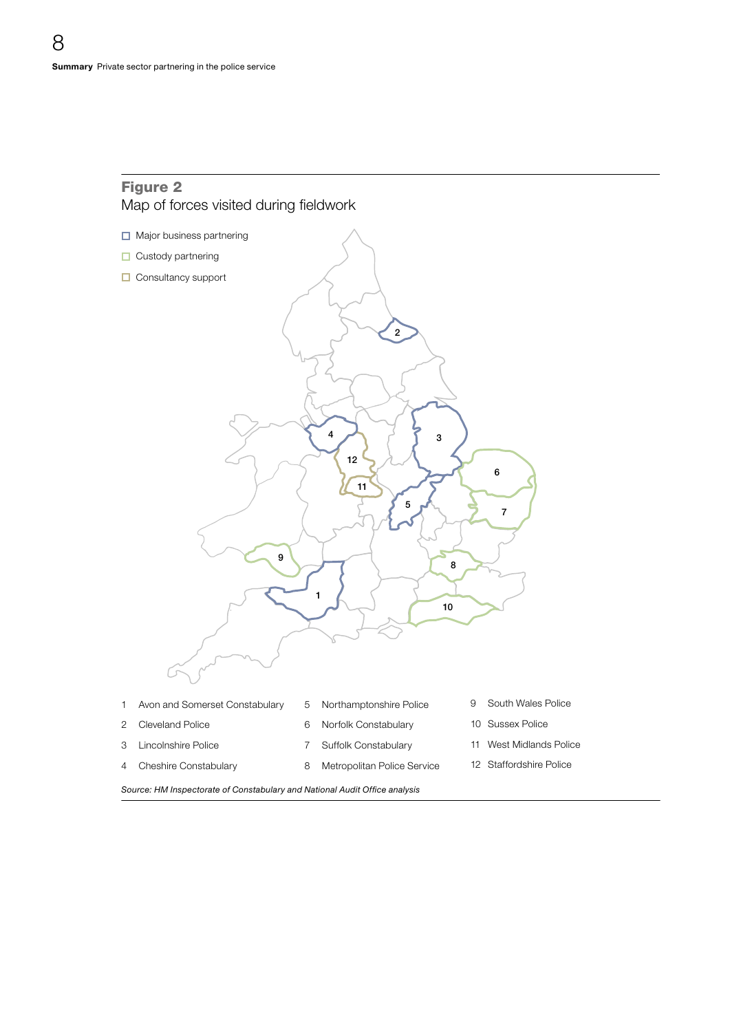## Figure 2
Map of forces visited during fieldwork

- Major business partnering
- Custody partnering
- Consultancy support

1. Avon and Somerset Constabulary
2. Cleveland Police
3. Lincolnshire Police
4. Cheshire Constabulary
5. Northamptonshire Police
6. Norfolk Constabulary
7. Suffolk Constabulary
8. Metropolitan Police Service
9. South Wales Police
10. Sussex Police
11. West Midlands Police
12. Staffordshire Police

*Source: HM Inspectorate of Constabulary and National Audit Office analysis*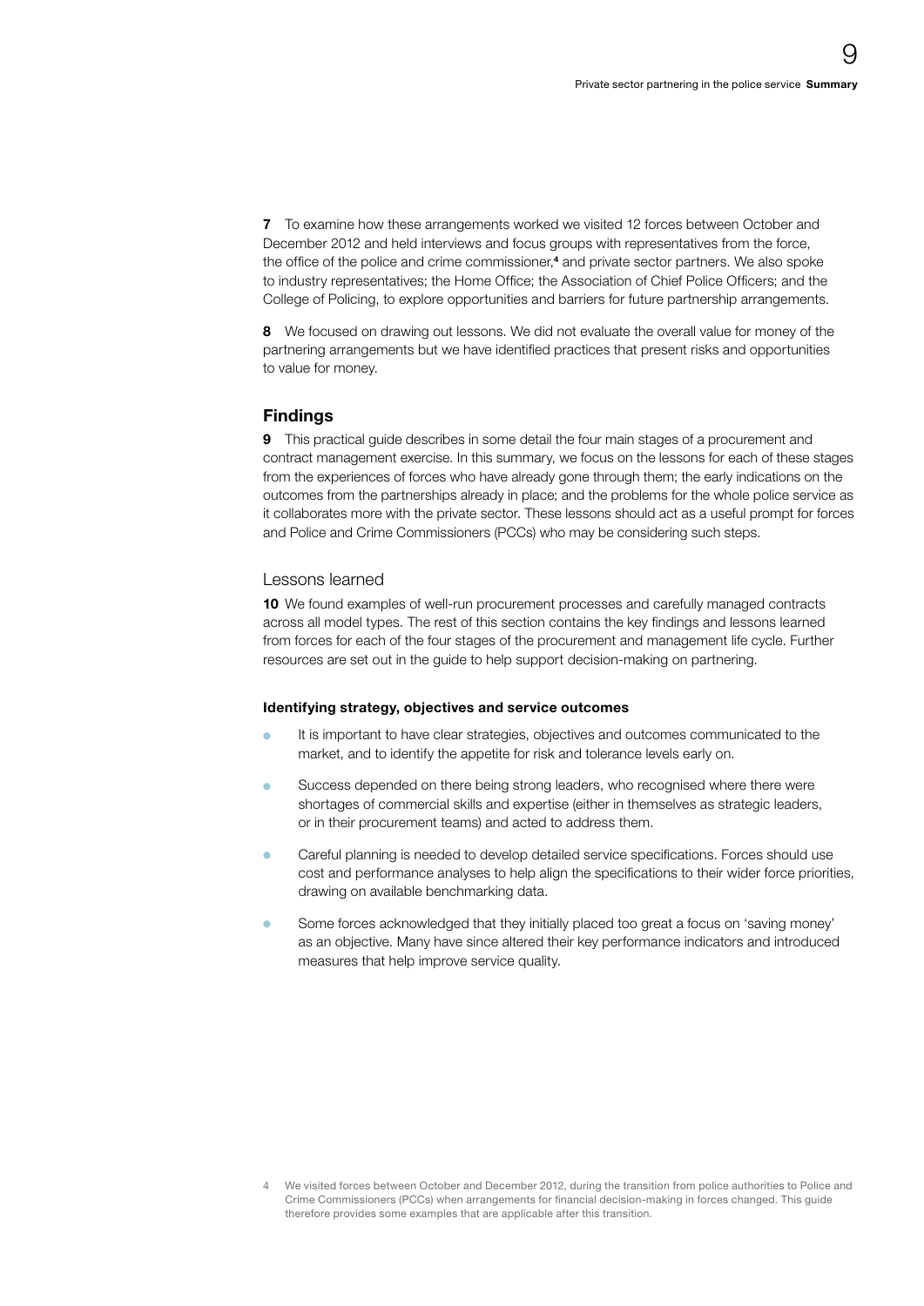**7** To examine how these arrangements worked we visited 12 forces between October and December 2012 and held interviews and focus groups with representatives from the force, the office of the police and crime commissioner,[4] and private sector partners. We also spoke to industry representatives; the Home Office; the Association of Chief Police Officers; and the College of Policing, to explore opportunities and barriers for future partnership arrangements.

**8** We focused on drawing out lessons. We did not evaluate the overall value for money of the partnering arrangements but we have identified practices that present risks and opportunities to value for money.

## Findings

**9** This practical guide describes in some detail the four main stages of a procurement and contract management exercise. In this summary, we focus on the lessons for each of these stages from the experiences of forces who have already gone through them; the early indications on the outcomes from the partnerships already in place; and the problems for the whole police service as it collaborates more with the private sector. These lessons should act as a useful prompt for forces and Police and Crime Commissioners (PCCs) who may be considering such steps.

### Lessons learned

**10** We found examples of well-run procurement processes and carefully managed contracts across all model types. The rest of this section contains the key findings and lessons learned from forces for each of the four stages of the procurement and management life cycle. Further resources are set out in the guide to help support decision-making on partnering.

#### Identifying strategy, objectives and service outcomes

- It is important to have clear strategies, objectives and outcomes communicated to the market, and to identify the appetite for risk and tolerance levels early on.
- Success depended on there being strong leaders, who recognised where there were shortages of commercial skills and expertise (either in themselves as strategic leaders, or in their procurement teams) and acted to address them.
- Careful planning is needed to develop detailed service specifications. Forces should use cost and performance analyses to help align the specifications to their wider force priorities, drawing on available benchmarking data.
- Some forces acknowledged that they initially placed too great a focus on 'saving money' as an objective. Many have since altered their key performance indicators and introduced measures that help improve service quality.

4 We visited forces between October and December 2012, during the transition from police authorities to Police and Crime Commissioners (PCCs) when arrangements for financial decision-making in forces changed. This guide therefore provides some examples that are applicable after this transition.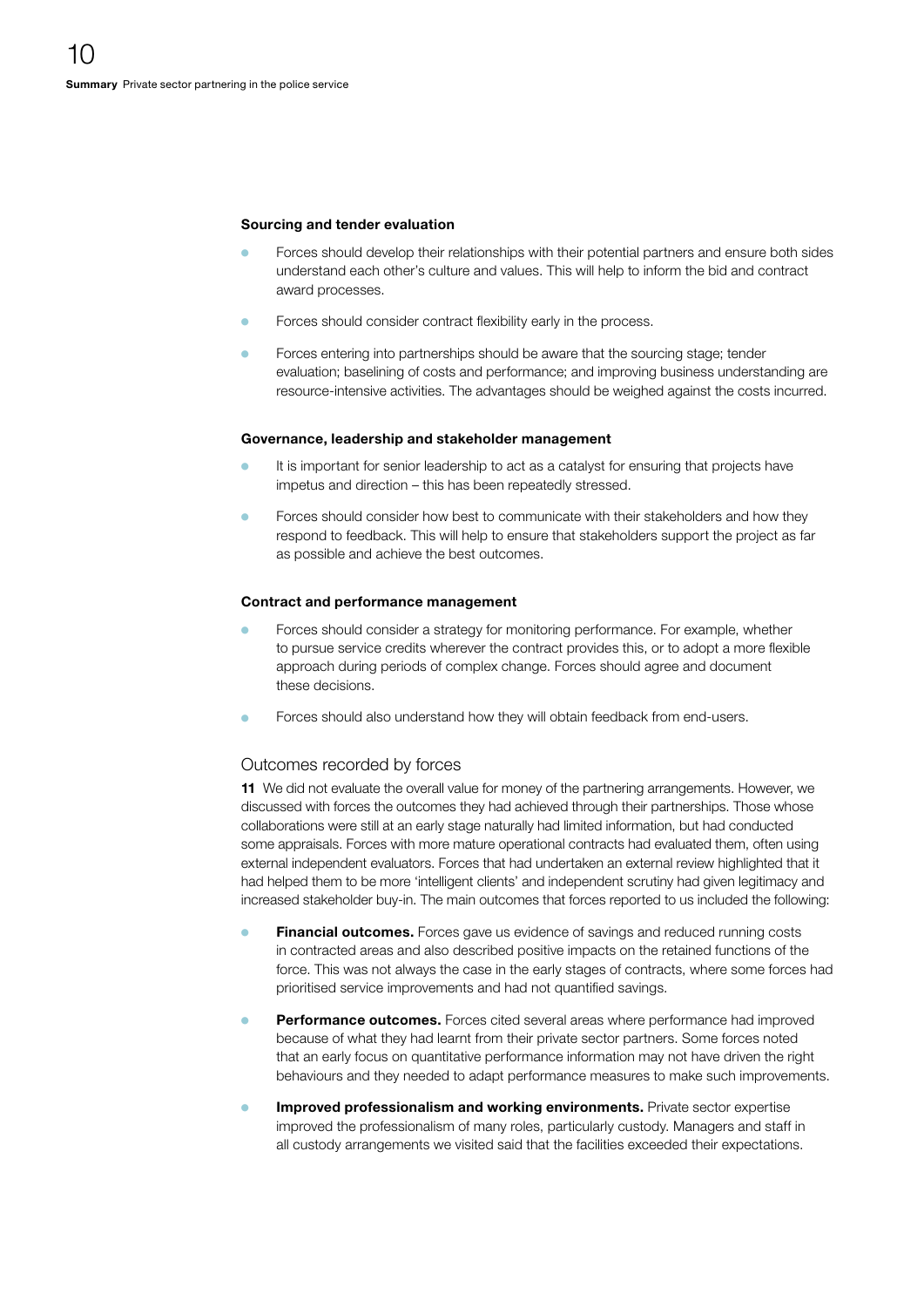#### Sourcing and tender evaluation

- Forces should develop their relationships with their potential partners and ensure both sides understand each other's culture and values. This will help to inform the bid and contract award processes.
- Forces should consider contract flexibility early in the process.
- Forces entering into partnerships should be aware that the sourcing stage; tender evaluation; baselining of costs and performance; and improving business understanding are resource-intensive activities. The advantages should be weighed against the costs incurred.

#### Governance, leadership and stakeholder management

- It is important for senior leadership to act as a catalyst for ensuring that projects have impetus and direction – this has been repeatedly stressed.
- Forces should consider how best to communicate with their stakeholders and how they respond to feedback. This will help to ensure that stakeholders support the project as far as possible and achieve the best outcomes.

#### Contract and performance management

- Forces should consider a strategy for monitoring performance. For example, whether to pursue service credits wherever the contract provides this, or to adopt a more flexible approach during periods of complex change. Forces should agree and document these decisions.
- Forces should also understand how they will obtain feedback from end-users.

### Outcomes recorded by forces

**11** We did not evaluate the overall value for money of the partnering arrangements. However, we discussed with forces the outcomes they had achieved through their partnerships. Those whose collaborations were still at an early stage naturally had limited information, but had conducted some appraisals. Forces with more mature operational contracts had evaluated them, often using external independent evaluators. Forces that had undertaken an external review highlighted that it had helped them to be more 'intelligent clients' and independent scrutiny had given legitimacy and increased stakeholder buy-in. The main outcomes that forces reported to us included the following:

- **Financial outcomes.** Forces gave us evidence of savings and reduced running costs in contracted areas and also described positive impacts on the retained functions of the force. This was not always the case in the early stages of contracts, where some forces had prioritised service improvements and had not quantified savings.
- **Performance outcomes.** Forces cited several areas where performance had improved because of what they had learnt from their private sector partners. Some forces noted that an early focus on quantitative performance information may not have driven the right behaviours and they needed to adapt performance measures to make such improvements.
- **Improved professionalism and working environments.** Private sector expertise improved the professionalism of many roles, particularly custody. Managers and staff in all custody arrangements we visited said that the facilities exceeded their expectations.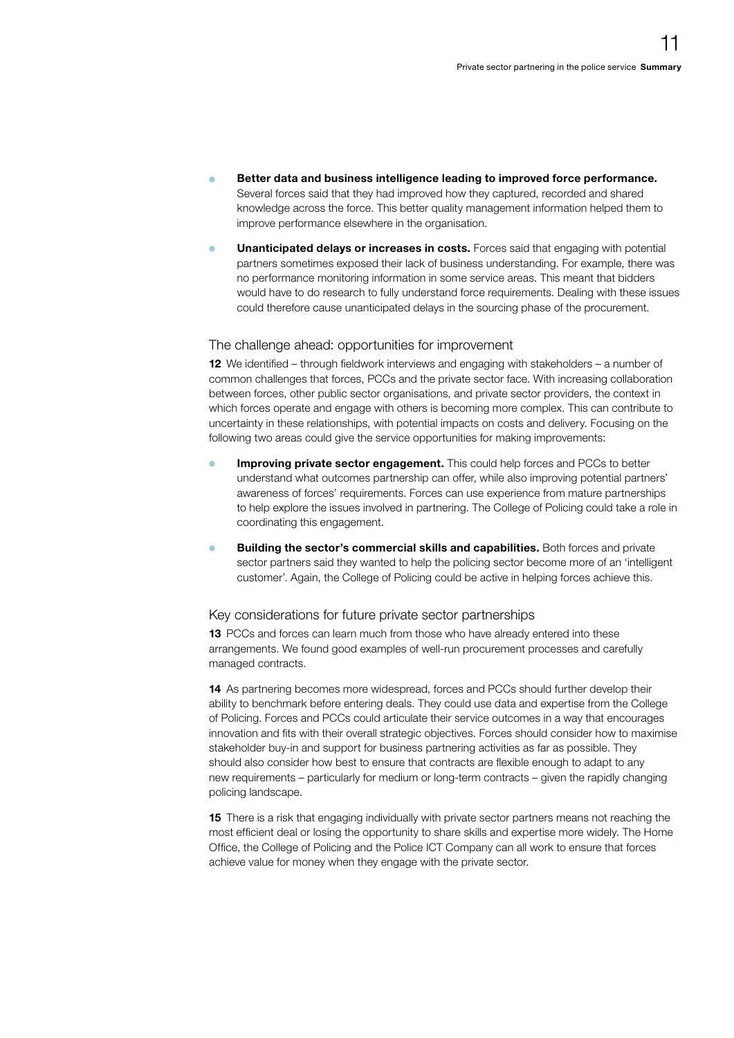- **Better data and business intelligence leading to improved force performance.** Several forces said that they had improved how they captured, recorded and shared knowledge across the force. This better quality management information helped them to improve performance elsewhere in the organisation.
- **Unanticipated delays or increases in costs.** Forces said that engaging with potential partners sometimes exposed their lack of business understanding. For example, there was no performance monitoring information in some service areas. This meant that bidders would have to do research to fully understand force requirements. Dealing with these issues could therefore cause unanticipated delays in the sourcing phase of the procurement.

## The challenge ahead: opportunities for improvement

**12** We identified – through fieldwork interviews and engaging with stakeholders – a number of common challenges that forces, PCCs and the private sector face. With increasing collaboration between forces, other public sector organisations, and private sector providers, the context in which forces operate and engage with others is becoming more complex. This can contribute to uncertainty in these relationships, with potential impacts on costs and delivery. Focusing on the following two areas could give the service opportunities for making improvements:

- **Improving private sector engagement.** This could help forces and PCCs to better understand what outcomes partnership can offer, while also improving potential partners' awareness of forces' requirements. Forces can use experience from mature partnerships to help explore the issues involved in partnering. The College of Policing could take a role in coordinating this engagement.
- **Building the sector's commercial skills and capabilities.** Both forces and private sector partners said they wanted to help the policing sector become more of an 'intelligent customer'. Again, the College of Policing could be active in helping forces achieve this.

## Key considerations for future private sector partnerships

**13** PCCs and forces can learn much from those who have already entered into these arrangements. We found good examples of well-run procurement processes and carefully managed contracts.

**14** As partnering becomes more widespread, forces and PCCs should further develop their ability to benchmark before entering deals. They could use data and expertise from the College of Policing. Forces and PCCs could articulate their service outcomes in a way that encourages innovation and fits with their overall strategic objectives. Forces should consider how to maximise stakeholder buy-in and support for business partnering activities as far as possible. They should also consider how best to ensure that contracts are flexible enough to adapt to any new requirements – particularly for medium or long-term contracts – given the rapidly changing policing landscape.

**15** There is a risk that engaging individually with private sector partners means not reaching the most efficient deal or losing the opportunity to share skills and expertise more widely. The Home Office, the College of Policing and the Police ICT Company can all work to ensure that forces achieve value for money when they engage with the private sector.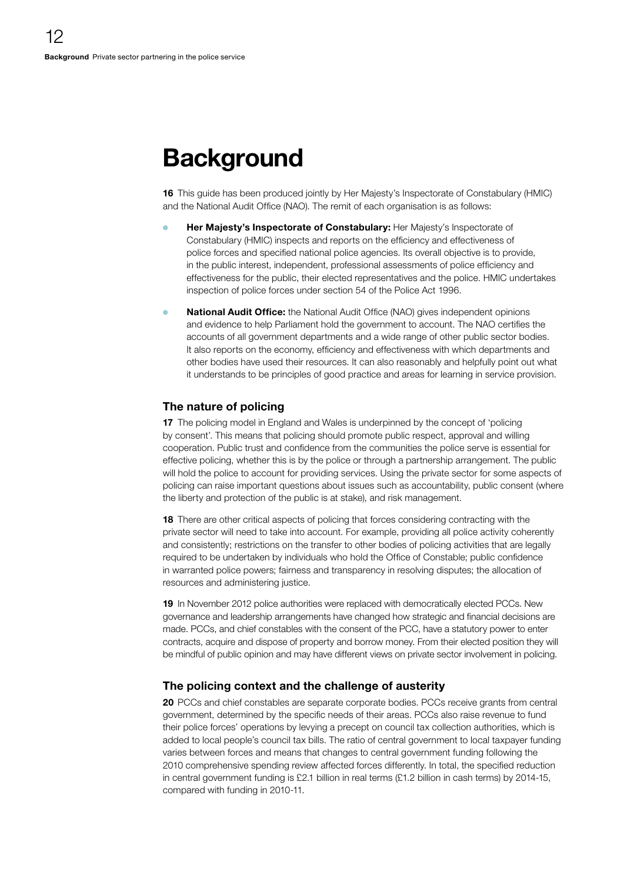# Background

**16** This guide has been produced jointly by Her Majesty's Inspectorate of Constabulary (HMIC) and the National Audit Office (NAO). The remit of each organisation is as follows:

- **Her Majesty's Inspectorate of Constabulary:** Her Majesty's Inspectorate of Constabulary (HMIC) inspects and reports on the efficiency and effectiveness of police forces and specified national police agencies. Its overall objective is to provide, in the public interest, independent, professional assessments of police efficiency and effectiveness for the public, their elected representatives and the police. HMIC undertakes inspection of police forces under section 54 of the Police Act 1996.
- **National Audit Office:** the National Audit Office (NAO) gives independent opinions and evidence to help Parliament hold the government to account. The NAO certifies the accounts of all government departments and a wide range of other public sector bodies. It also reports on the economy, efficiency and effectiveness with which departments and other bodies have used their resources. It can also reasonably and helpfully point out what it understands to be principles of good practice and areas for learning in service provision.

## The nature of policing

**17** The policing model in England and Wales is underpinned by the concept of 'policing by consent'. This means that policing should promote public respect, approval and willing cooperation. Public trust and confidence from the communities the police serve is essential for effective policing, whether this is by the police or through a partnership arrangement. The public will hold the police to account for providing services. Using the private sector for some aspects of policing can raise important questions about issues such as accountability, public consent (where the liberty and protection of the public is at stake), and risk management.

**18** There are other critical aspects of policing that forces considering contracting with the private sector will need to take into account. For example, providing all police activity coherently and consistently; restrictions on the transfer to other bodies of policing activities that are legally required to be undertaken by individuals who hold the Office of Constable; public confidence in warranted police powers; fairness and transparency in resolving disputes; the allocation of resources and administering justice.

**19** In November 2012 police authorities were replaced with democratically elected PCCs. New governance and leadership arrangements have changed how strategic and financial decisions are made. PCCs, and chief constables with the consent of the PCC, have a statutory power to enter contracts, acquire and dispose of property and borrow money. From their elected position they will be mindful of public opinion and may have different views on private sector involvement in policing.

## The policing context and the challenge of austerity

**20** PCCs and chief constables are separate corporate bodies. PCCs receive grants from central government, determined by the specific needs of their areas. PCCs also raise revenue to fund their police forces' operations by levying a precept on council tax collection authorities, which is added to local people's council tax bills. The ratio of central government to local taxpayer funding varies between forces and means that changes to central government funding following the 2010 comprehensive spending review affected forces differently. In total, the specified reduction in central government funding is £2.1 billion in real terms (£1.2 billion in cash terms) by 2014-15, compared with funding in 2010-11.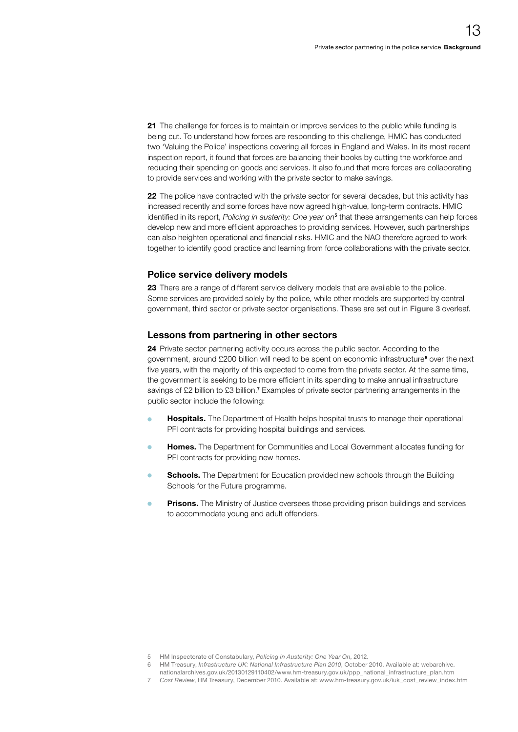**21** The challenge for forces is to maintain or improve services to the public while funding is being cut. To understand how forces are responding to this challenge, HMIC has conducted two 'Valuing the Police' inspections covering all forces in England and Wales. In its most recent inspection report, it found that forces are balancing their books by cutting the workforce and reducing their spending on goods and services. It also found that more forces are collaborating to provide services and working with the private sector to make savings.

**22** The police have contracted with the private sector for several decades, but this activity has increased recently and some forces have now agreed high-value, long-term contracts. HMIC identified in its report, *Policing in austerity: One year on*[5] that these arrangements can help forces develop new and more efficient approaches to providing services. However, such partnerships can also heighten operational and financial risks. HMIC and the NAO therefore agreed to work together to identify good practice and learning from force collaborations with the private sector.

### Police service delivery models

**23** There are a range of different service delivery models that are available to the police. Some services are provided solely by the police, while other models are supported by central government, third sector or private sector organisations. These are set out in **Figure 3** overleaf.

### Lessons from partnering in other sectors

**24** Private sector partnering activity occurs across the public sector. According to the government, around £200 billion will need to be spent on economic infrastructure[6] over the next five years, with the majority of this expected to come from the private sector. At the same time, the government is seeking to be more efficient in its spending to make annual infrastructure savings of £2 billion to £3 billion.[7] Examples of private sector partnering arrangements in the public sector include the following:

- **Hospitals.** The Department of Health helps hospital trusts to manage their operational PFI contracts for providing hospital buildings and services.
- **Homes.** The Department for Communities and Local Government allocates funding for PFI contracts for providing new homes.
- **Schools.** The Department for Education provided new schools through the Building Schools for the Future programme.
- **Prisons.** The Ministry of Justice oversees those providing prison buildings and services to accommodate young and adult offenders.

5 HM Inspectorate of Constabulary, *Policing in Austerity: One Year On*, 2012.

6 HM Treasury, *Infrastructure UK: National Infrastructure Plan 2010*, October 2010. Available at: webarchive.nationalarchives.gov.uk/20130129110402/www.hm-treasury.gov.uk/ppp_national_infrastructure_plan.htm

7 *Cost Review*, HM Treasury, December 2010. Available at: www.hm-treasury.gov.uk/iuk_cost_review_index.htm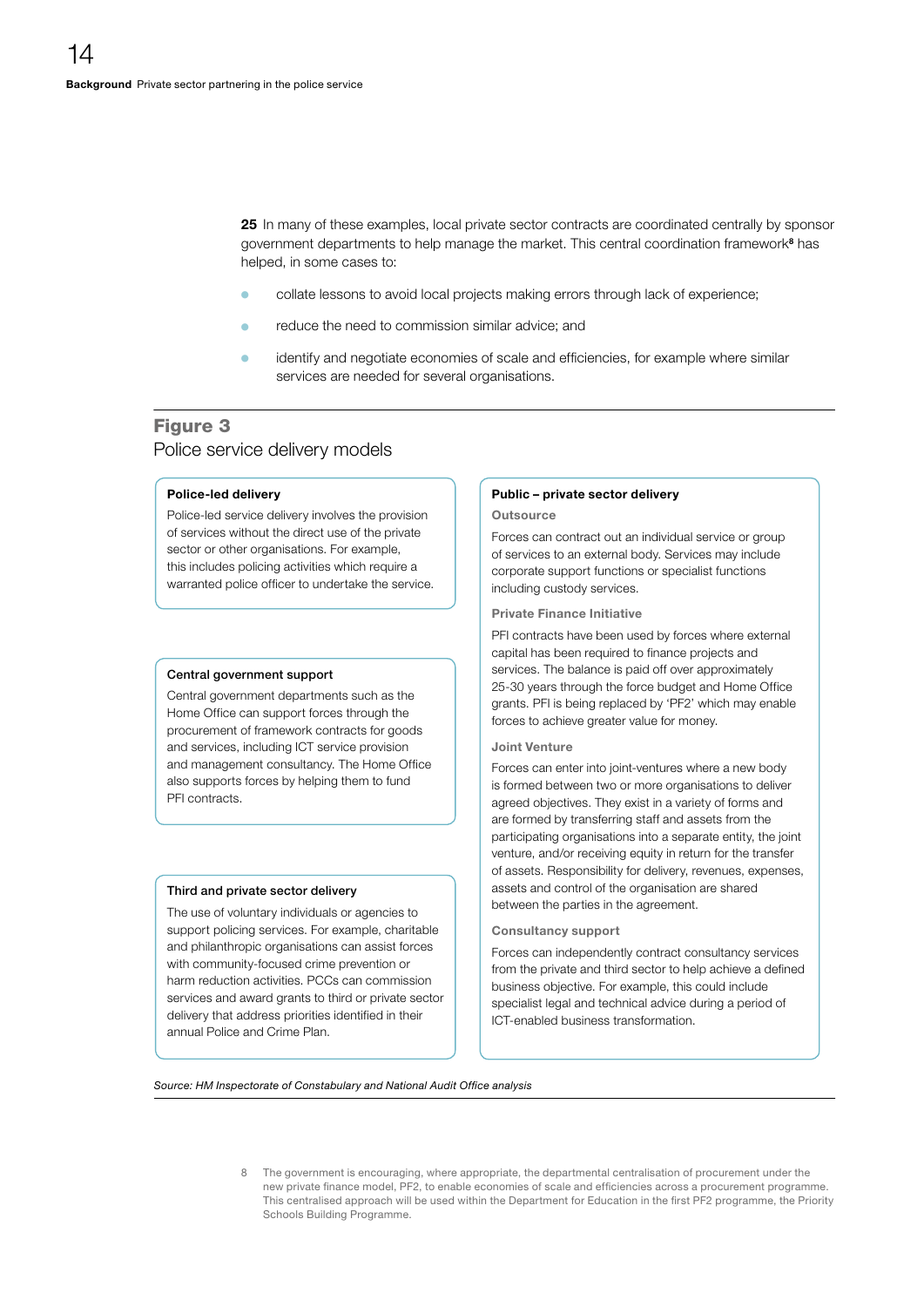**25** In many of these examples, local private sector contracts are coordinated centrally by sponsor government departments to help manage the market. This central coordination framework[8] has helped, in some cases to:

- collate lessons to avoid local projects making errors through lack of experience;
- reduce the need to commission similar advice; and
- identify and negotiate economies of scale and efficiencies, for example where similar services are needed for several organisations.

## Figure 3

Police service delivery models

**Police-led delivery**

Police-led service delivery involves the provision of services without the direct use of the private sector or other organisations. For example, this includes policing activities which require a warranted police officer to undertake the service.

**Central government support**

Central government departments such as the Home Office can support forces through the procurement of framework contracts for goods and services, including ICT service provision and management consultancy. The Home Office also supports forces by helping them to fund PFI contracts.

**Third and private sector delivery**

The use of voluntary individuals or agencies to support policing services. For example, charitable and philanthropic organisations can assist forces with community-focused crime prevention or harm reduction activities. PCCs can commission services and award grants to third or private sector delivery that address priorities identified in their annual Police and Crime Plan.

**Public – private sector delivery**

**Outsource**

Forces can contract out an individual service or group of services to an external body. Services may include corporate support functions or specialist functions including custody services.

**Private Finance Initiative**

PFI contracts have been used by forces where external capital has been required to finance projects and services. The balance is paid off over approximately 25-30 years through the force budget and Home Office grants. PFI is being replaced by 'PF2' which may enable forces to achieve greater value for money.

**Joint Venture**

Forces can enter into joint-ventures where a new body is formed between two or more organisations to deliver agreed objectives. They exist in a variety of forms and are formed by transferring staff and assets from the participating organisations into a separate entity, the joint venture, and/or receiving equity in return for the transfer of assets. Responsibility for delivery, revenues, expenses, assets and control of the organisation are shared between the parties in the agreement.

**Consultancy support**

Forces can independently contract consultancy services from the private and third sector to help achieve a defined business objective. For example, this could include specialist legal and technical advice during a period of ICT-enabled business transformation.

*Source: HM Inspectorate of Constabulary and National Audit Office analysis*

8 The government is encouraging, where appropriate, the departmental centralisation of procurement under the new private finance model, PF2, to enable economies of scale and efficiencies across a procurement programme. This centralised approach will be used within the Department for Education in the first PF2 programme, the Priority Schools Building Programme.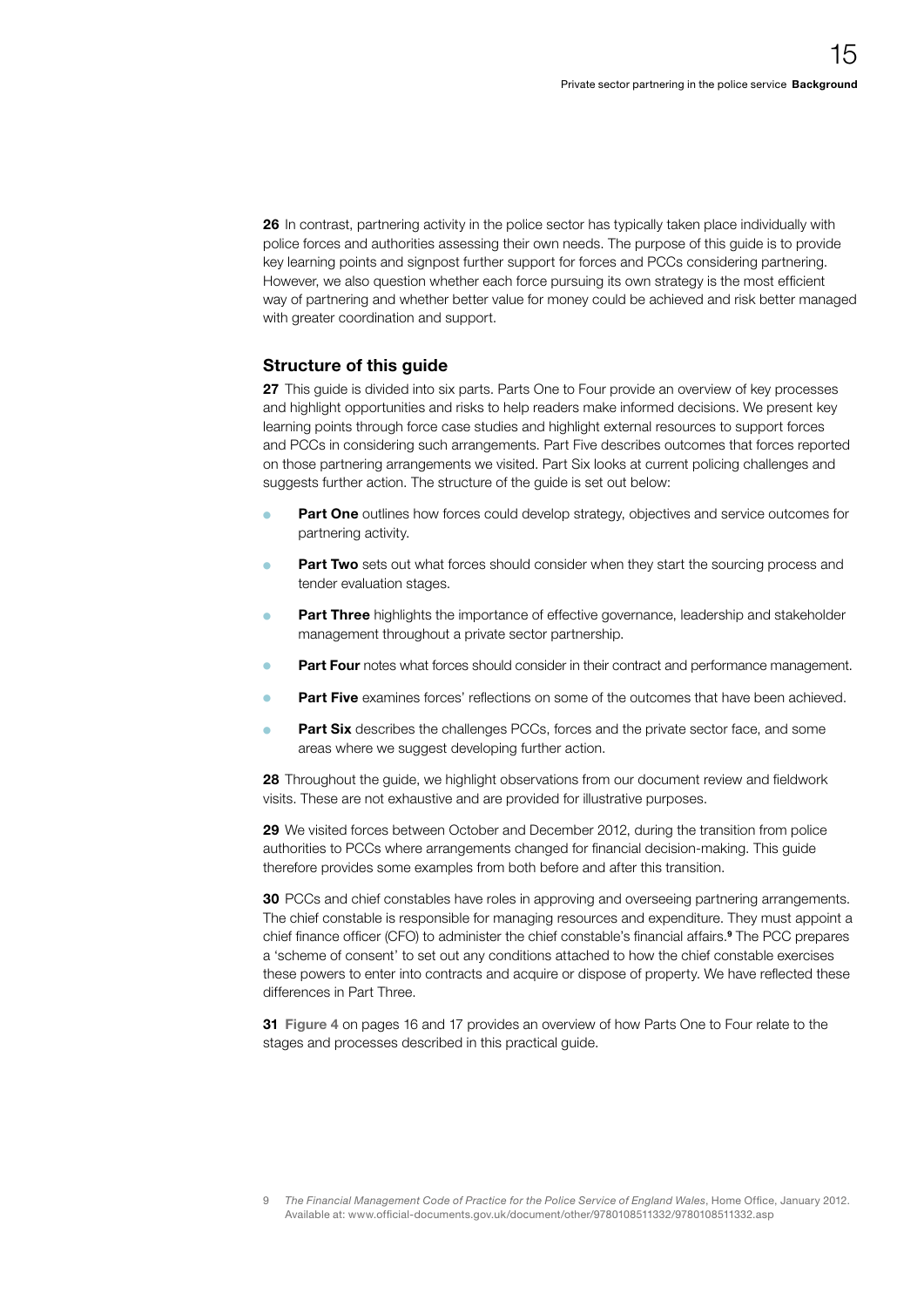**26** In contrast, partnering activity in the police sector has typically taken place individually with police forces and authorities assessing their own needs. The purpose of this guide is to provide key learning points and signpost further support for forces and PCCs considering partnering. However, we also question whether each force pursuing its own strategy is the most efficient way of partnering and whether better value for money could be achieved and risk better managed with greater coordination and support.

## Structure of this guide

**27** This guide is divided into six parts. Parts One to Four provide an overview of key processes and highlight opportunities and risks to help readers make informed decisions. We present key learning points through force case studies and highlight external resources to support forces and PCCs in considering such arrangements. Part Five describes outcomes that forces reported on those partnering arrangements we visited. Part Six looks at current policing challenges and suggests further action. The structure of the guide is set out below:

- **Part One** outlines how forces could develop strategy, objectives and service outcomes for partnering activity.
- **Part Two** sets out what forces should consider when they start the sourcing process and tender evaluation stages.
- **Part Three** highlights the importance of effective governance, leadership and stakeholder management throughout a private sector partnership.
- **Part Four** notes what forces should consider in their contract and performance management.
- **Part Five** examines forces' reflections on some of the outcomes that have been achieved.
- **Part Six** describes the challenges PCCs, forces and the private sector face, and some areas where we suggest developing further action.

**28** Throughout the guide, we highlight observations from our document review and fieldwork visits. These are not exhaustive and are provided for illustrative purposes.

**29** We visited forces between October and December 2012, during the transition from police authorities to PCCs where arrangements changed for financial decision-making. This guide therefore provides some examples from both before and after this transition.

**30** PCCs and chief constables have roles in approving and overseeing partnering arrangements. The chief constable is responsible for managing resources and expenditure. They must appoint a chief finance officer (CFO) to administer the chief constable's financial affairs.[9] The PCC prepares a 'scheme of consent' to set out any conditions attached to how the chief constable exercises these powers to enter into contracts and acquire or dispose of property. We have reflected these differences in Part Three.

**31** **Figure 4** on pages 16 and 17 provides an overview of how Parts One to Four relate to the stages and processes described in this practical guide.

9 *The Financial Management Code of Practice for the Police Service of England Wales*, Home Office, January 2012. Available at: www.official-documents.gov.uk/document/other/9780108511332/9780108511332.asp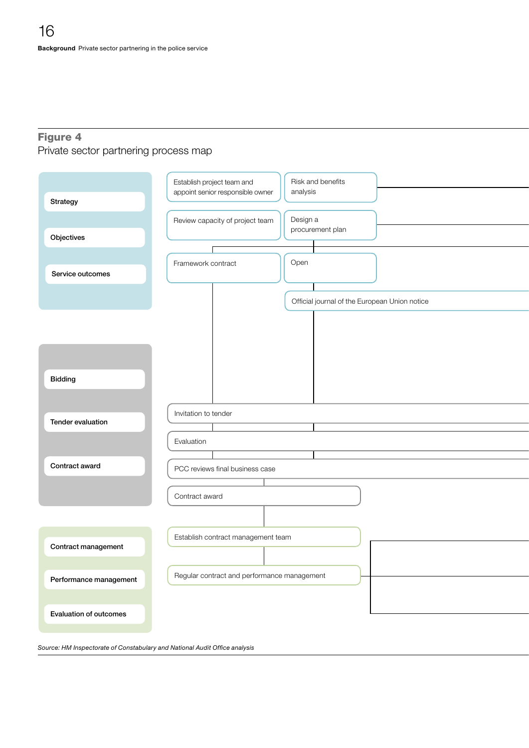## Figure 4

Private sector partnering process map

**Strategy**

**Objectives**

**Service outcomes**

Establish project team and appoint senior responsible owner

Risk and benefits analysis

Review capacity of project team

Design a procurement plan

Framework contract

Open

Official journal of the European Union notice

**Bidding**

**Tender evaluation**

**Contract award**

Invitation to tender

Evaluation

PCC reviews final business case

Contract award

**Contract management**

**Performance management**

**Evaluation of outcomes**

Establish contract management team

Regular contract and performance management

*Source: HM Inspectorate of Constabulary and National Audit Office analysis*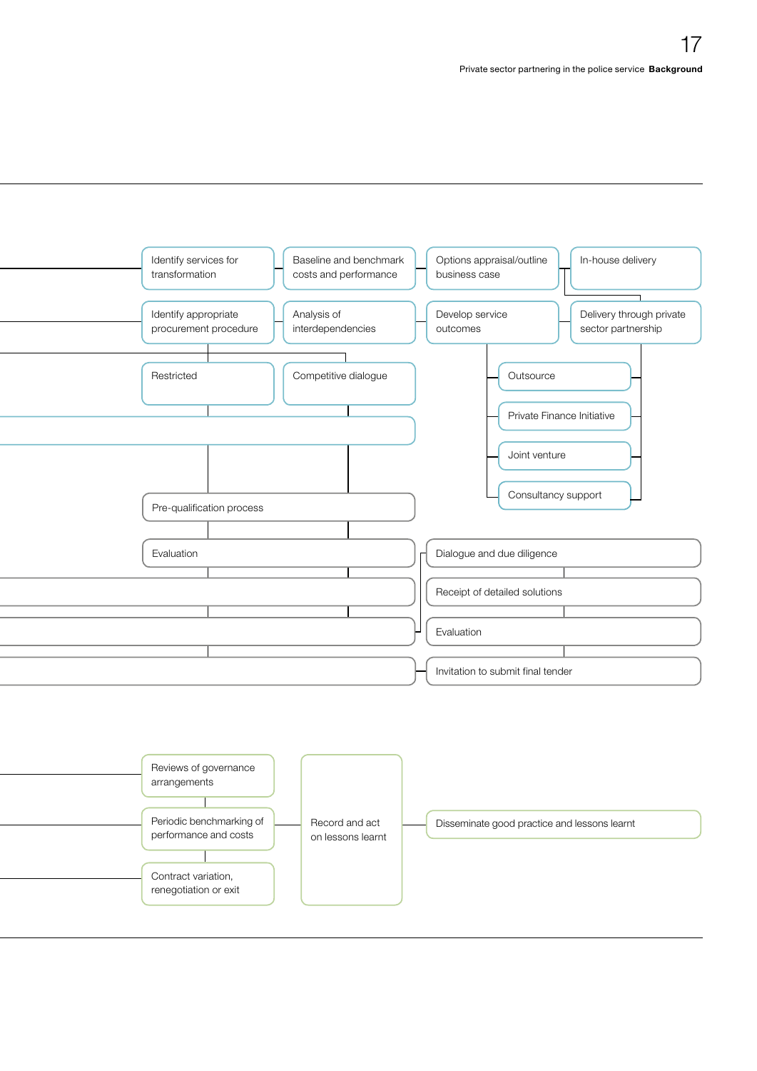Identify services for transformation

Baseline and benchmark costs and performance

Options appraisal/outline business case

In-house delivery

Identify appropriate procurement procedure

Analysis of interdependencies

Develop service outcomes

Delivery through private sector partnership

Restricted

Competitive dialogue

Outsource

Private Finance Initiative

Joint venture

Consultancy support

Pre-qualification process

Evaluation

Dialogue and due diligence

Receipt of detailed solutions

Evaluation

Invitation to submit final tender

Reviews of governance arrangements

Periodic benchmarking of performance and costs

Contract variation, renegotiation or exit

Record and act on lessons learnt

Disseminate good practice and lessons learnt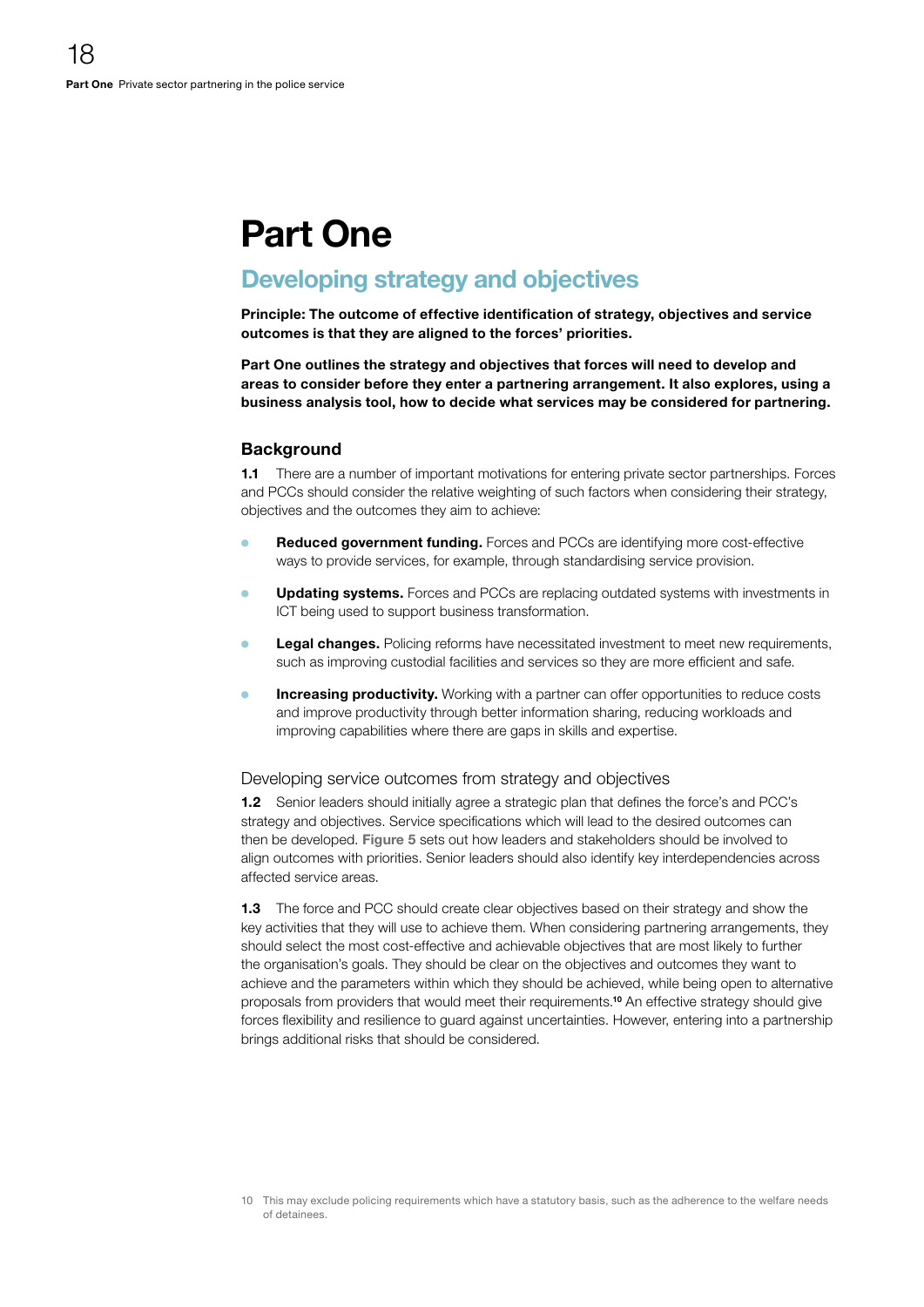# Part One

## Developing strategy and objectives

**Principle: The outcome of effective identification of strategy, objectives and service outcomes is that they are aligned to the forces' priorities.**

**Part One outlines the strategy and objectives that forces will need to develop and areas to consider before they enter a partnering arrangement. It also explores, using a business analysis tool, how to decide what services may be considered for partnering.**

### Background

**1.1** There are a number of important motivations for entering private sector partnerships. Forces and PCCs should consider the relative weighting of such factors when considering their strategy, objectives and the outcomes they aim to achieve:

- **Reduced government funding.** Forces and PCCs are identifying more cost-effective ways to provide services, for example, through standardising service provision.
- **Updating systems.** Forces and PCCs are replacing outdated systems with investments in ICT being used to support business transformation.
- **Legal changes.** Policing reforms have necessitated investment to meet new requirements, such as improving custodial facilities and services so they are more efficient and safe.
- **Increasing productivity.** Working with a partner can offer opportunities to reduce costs and improve productivity through better information sharing, reducing workloads and improving capabilities where there are gaps in skills and expertise.

#### Developing service outcomes from strategy and objectives

**1.2** Senior leaders should initially agree a strategic plan that defines the force's and PCC's strategy and objectives. Service specifications which will lead to the desired outcomes can then be developed. **Figure 5** sets out how leaders and stakeholders should be involved to align outcomes with priorities. Senior leaders should also identify key interdependencies across affected service areas.

**1.3** The force and PCC should create clear objectives based on their strategy and show the key activities that they will use to achieve them. When considering partnering arrangements, they should select the most cost-effective and achievable objectives that are most likely to further the organisation's goals. They should be clear on the objectives and outcomes they want to achieve and the parameters within which they should be achieved, while being open to alternative proposals from providers that would meet their requirements.[10] An effective strategy should give forces flexibility and resilience to guard against uncertainties. However, entering into a partnership brings additional risks that should be considered.

10 This may exclude policing requirements which have a statutory basis, such as the adherence to the welfare needs of detainees.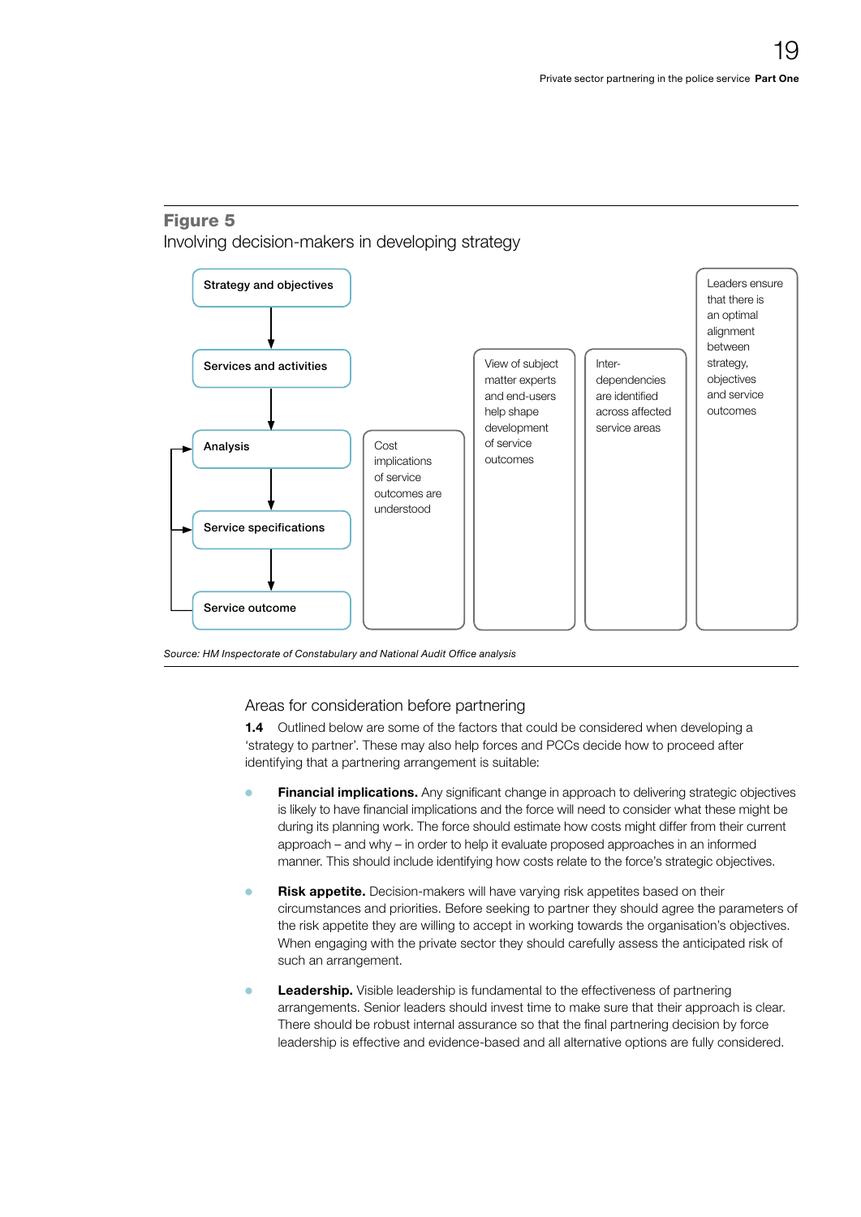## Figure 5

Involving decision-makers in developing strategy

Strategy and objectives

Services and activities

Analysis

Service specifications

Service outcome

Cost implications of service outcomes are understood

View of subject matter experts and end-users help shape development of service outcomes

Inter-dependencies are identified across affected service areas

Leaders ensure that there is an optimal alignment between strategy, objectives and service outcomes

*Source: HM Inspectorate of Constabulary and National Audit Office analysis*

### Areas for consideration before partnering

**1.4** Outlined below are some of the factors that could be considered when developing a 'strategy to partner'. These may also help forces and PCCs decide how to proceed after identifying that a partnering arrangement is suitable:

- **Financial implications.** Any significant change in approach to delivering strategic objectives is likely to have financial implications and the force will need to consider what these might be during its planning work. The force should estimate how costs might differ from their current approach – and why – in order to help it evaluate proposed approaches in an informed manner. This should include identifying how costs relate to the force's strategic objectives.

- **Risk appetite.** Decision-makers will have varying risk appetites based on their circumstances and priorities. Before seeking to partner they should agree the parameters of the risk appetite they are willing to accept in working towards the organisation's objectives. When engaging with the private sector they should carefully assess the anticipated risk of such an arrangement.

- **Leadership.** Visible leadership is fundamental to the effectiveness of partnering arrangements. Senior leaders should invest time to make sure that their approach is clear. There should be robust internal assurance so that the final partnering decision by force leadership is effective and evidence-based and all alternative options are fully considered.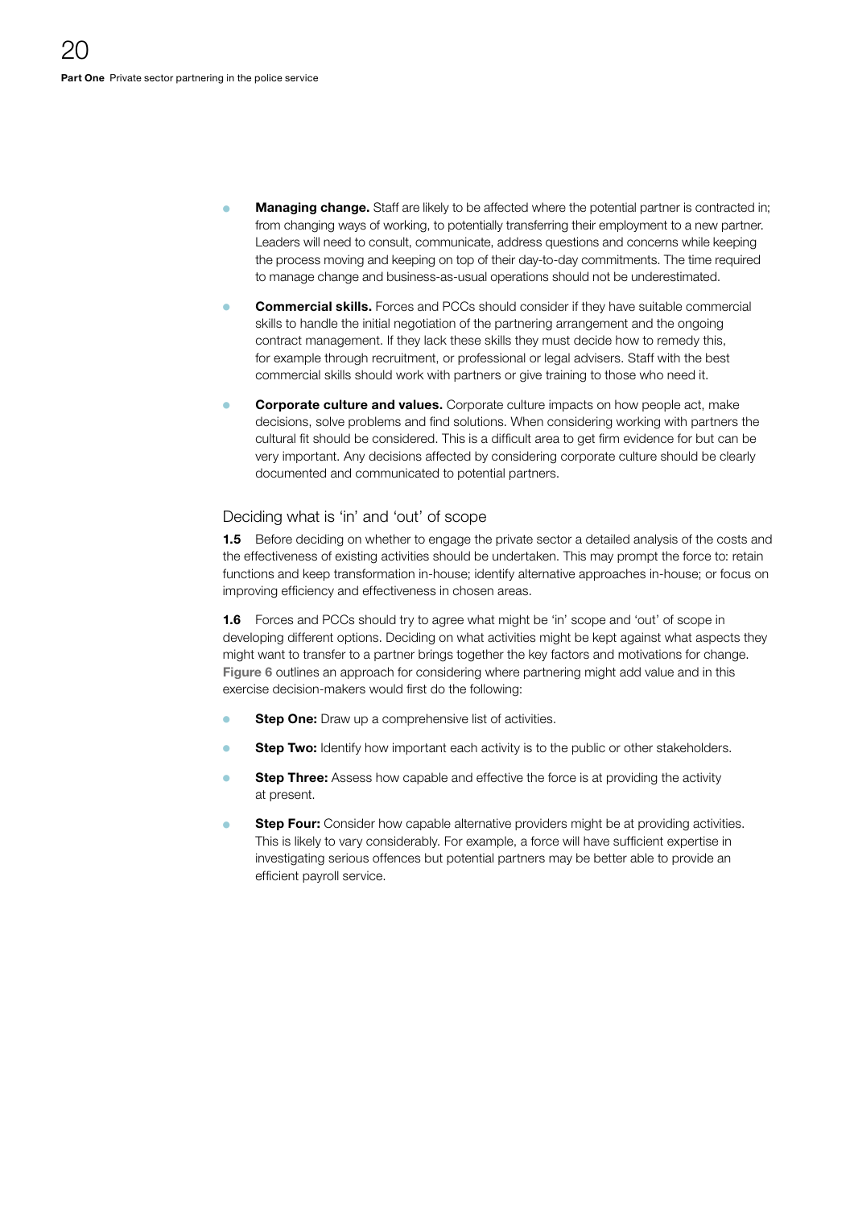- **Managing change.** Staff are likely to be affected where the potential partner is contracted in; from changing ways of working, to potentially transferring their employment to a new partner. Leaders will need to consult, communicate, address questions and concerns while keeping the process moving and keeping on top of their day-to-day commitments. The time required to manage change and business-as-usual operations should not be underestimated.

- **Commercial skills.** Forces and PCCs should consider if they have suitable commercial skills to handle the initial negotiation of the partnering arrangement and the ongoing contract management. If they lack these skills they must decide how to remedy this, for example through recruitment, or professional or legal advisers. Staff with the best commercial skills should work with partners or give training to those who need it.

- **Corporate culture and values.** Corporate culture impacts on how people act, make decisions, solve problems and find solutions. When considering working with partners the cultural fit should be considered. This is a difficult area to get firm evidence for but can be very important. Any decisions affected by considering corporate culture should be clearly documented and communicated to potential partners.

## Deciding what is 'in' and 'out' of scope

**1.5** Before deciding on whether to engage the private sector a detailed analysis of the costs and the effectiveness of existing activities should be undertaken. This may prompt the force to: retain functions and keep transformation in-house; identify alternative approaches in-house; or focus on improving efficiency and effectiveness in chosen areas.

**1.6** Forces and PCCs should try to agree what might be 'in' scope and 'out' of scope in developing different options. Deciding on what activities might be kept against what aspects they might want to transfer to a partner brings together the key factors and motivations for change. **Figure 6** outlines an approach for considering where partnering might add value and in this exercise decision-makers would first do the following:

- **Step One:** Draw up a comprehensive list of activities.

- **Step Two:** Identify how important each activity is to the public or other stakeholders.

- **Step Three:** Assess how capable and effective the force is at providing the activity at present.

- **Step Four:** Consider how capable alternative providers might be at providing activities. This is likely to vary considerably. For example, a force will have sufficient expertise in investigating serious offences but potential partners may be better able to provide an efficient payroll service.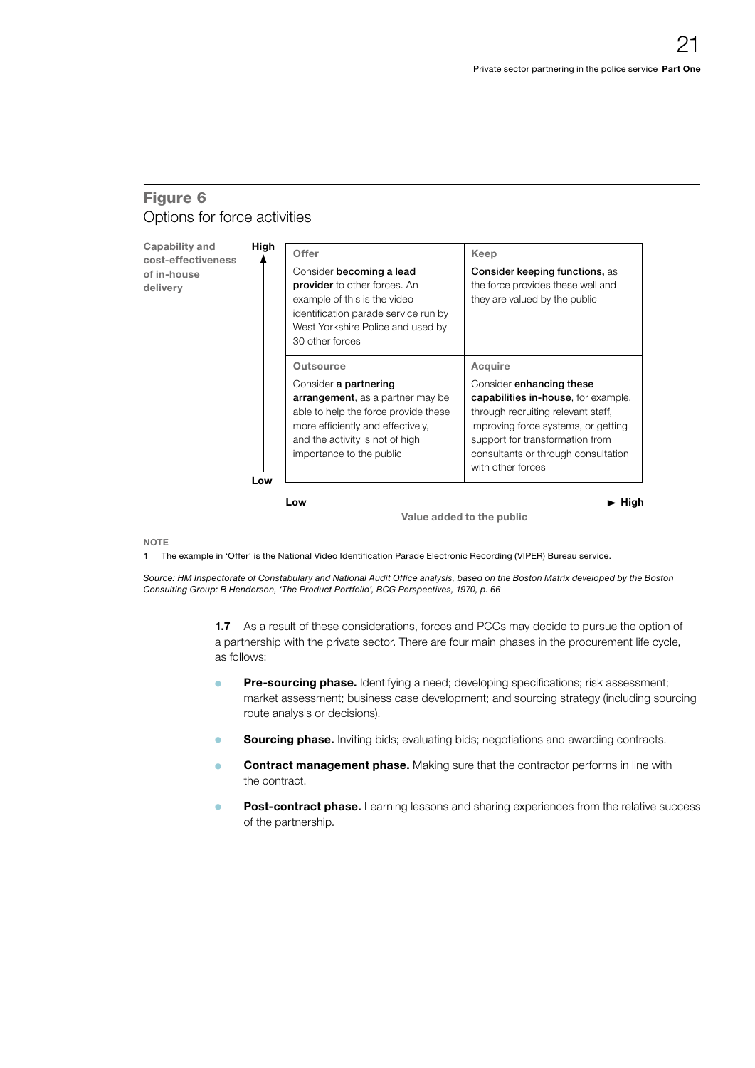## Figure 6

Options for force activities

**Capability and cost-effectiveness of in-house delivery** (vertical axis: Low → High)

**Value added to the public** (horizontal axis: Low → High)

| | Low value added to the public | High value added to the public |
|---|---|---|
| **High capability and cost-effectiveness** | **Offer**<br>Consider **becoming a lead provider** to other forces. An example of this is the video identification parade service run by West Yorkshire Police and used by 30 other forces | **Keep**<br>**Consider keeping functions,** as the force provides these well and they are valued by the public |
| **Low capability and cost-effectiveness** | **Outsource**<br>Consider **a partnering arrangement**, as a partner may be able to help the force provide these more efficiently and effectively, and the activity is not of high importance to the public | **Acquire**<br>Consider **enhancing these capabilities in-house**, for example, through recruiting relevant staff, improving force systems, or getting support for transformation from consultants or through consultation with other forces |

NOTE

1 The example in 'Offer' is the National Video Identification Parade Electronic Recording (VIPER) Bureau service.

*Source: HM Inspectorate of Constabulary and National Audit Office analysis, based on the Boston Matrix developed by the Boston Consulting Group: B Henderson, 'The Product Portfolio', BCG Perspectives, 1970, p. 66*

**1.7** As a result of these considerations, forces and PCCs may decide to pursue the option of a partnership with the private sector. There are four main phases in the procurement life cycle, as follows:

- **Pre-sourcing phase.** Identifying a need; developing specifications; risk assessment; market assessment; business case development; and sourcing strategy (including sourcing route analysis or decisions).
- **Sourcing phase.** Inviting bids; evaluating bids; negotiations and awarding contracts.
- **Contract management phase.** Making sure that the contractor performs in line with the contract.
- **Post-contract phase.** Learning lessons and sharing experiences from the relative success of the partnership.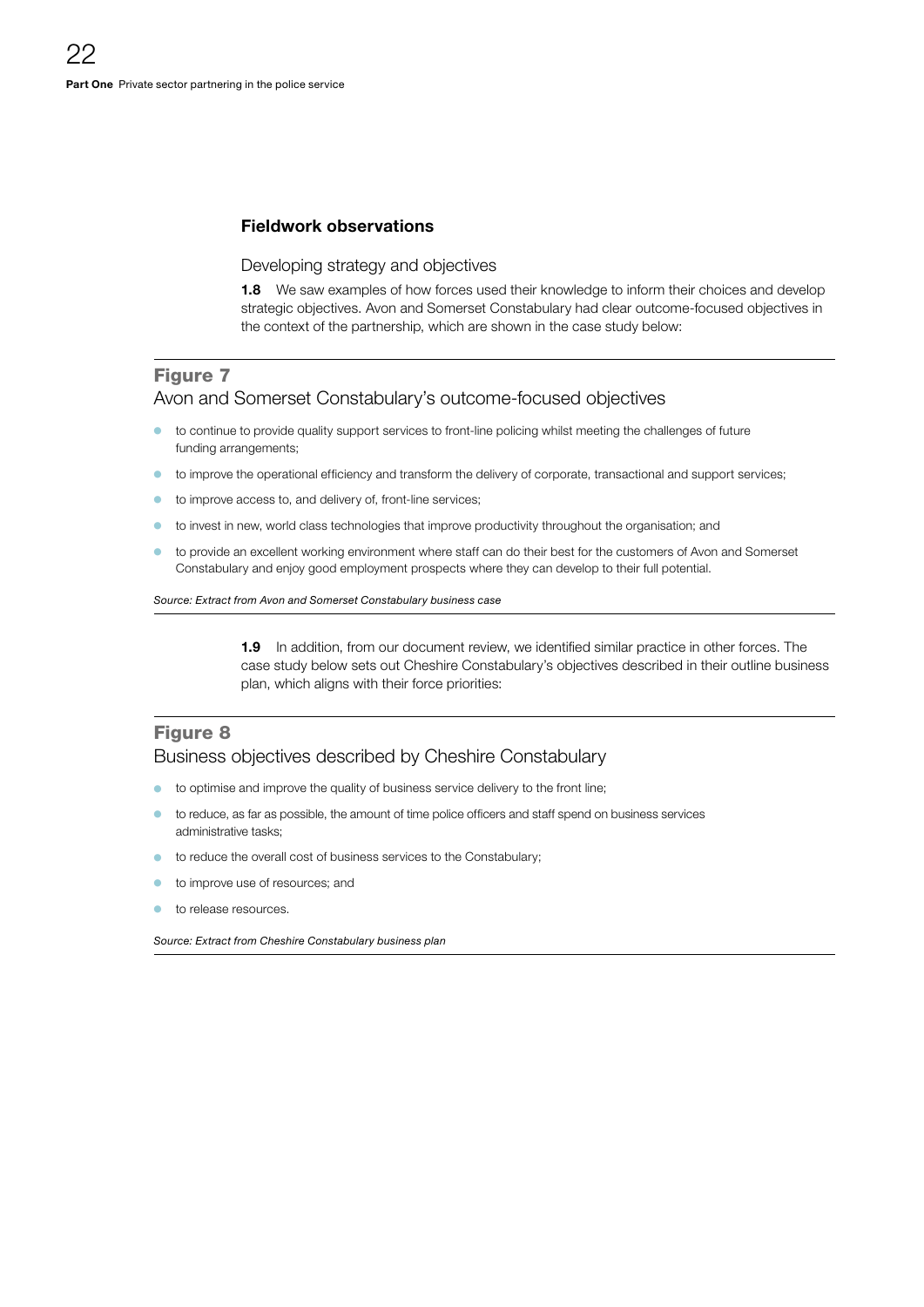### Fieldwork observations

#### Developing strategy and objectives

**1.8** We saw examples of how forces used their knowledge to inform their choices and develop strategic objectives. Avon and Somerset Constabulary had clear outcome-focused objectives in the context of the partnership, which are shown in the case study below:

**Figure 7**

Avon and Somerset Constabulary's outcome-focused objectives

- to continue to provide quality support services to front-line policing whilst meeting the challenges of future funding arrangements;
- to improve the operational efficiency and transform the delivery of corporate, transactional and support services;
- to improve access to, and delivery of, front-line services;
- to invest in new, world class technologies that improve productivity throughout the organisation; and
- to provide an excellent working environment where staff can do their best for the customers of Avon and Somerset Constabulary and enjoy good employment prospects where they can develop to their full potential.

*Source: Extract from Avon and Somerset Constabulary business case*

**1.9** In addition, from our document review, we identified similar practice in other forces. The case study below sets out Cheshire Constabulary's objectives described in their outline business plan, which aligns with their force priorities:

**Figure 8**

Business objectives described by Cheshire Constabulary

- to optimise and improve the quality of business service delivery to the front line;
- to reduce, as far as possible, the amount of time police officers and staff spend on business services administrative tasks;
- to reduce the overall cost of business services to the Constabulary;
- to improve use of resources; and
- to release resources.

*Source: Extract from Cheshire Constabulary business plan*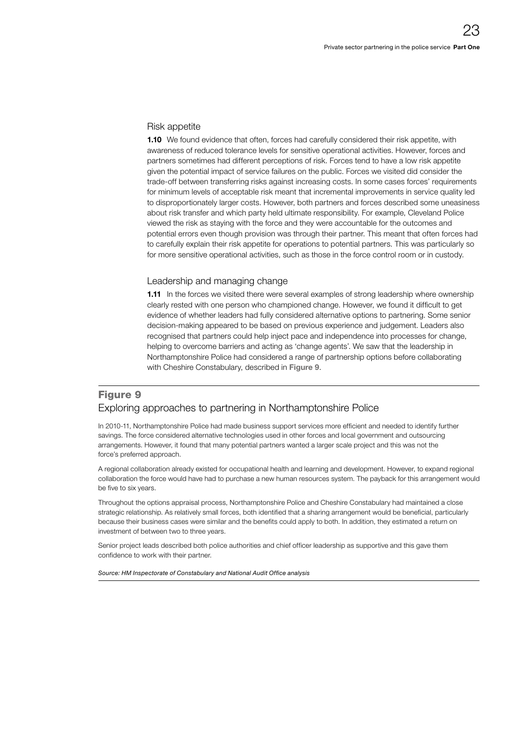## Risk appetite

**1.10** We found evidence that often, forces had carefully considered their risk appetite, with awareness of reduced tolerance levels for sensitive operational activities. However, forces and partners sometimes had different perceptions of risk. Forces tend to have a low risk appetite given the potential impact of service failures on the public. Forces we visited did consider the trade-off between transferring risks against increasing costs. In some cases forces' requirements for minimum levels of acceptable risk meant that incremental improvements in service quality led to disproportionately larger costs. However, both partners and forces described some uneasiness about risk transfer and which party held ultimate responsibility. For example, Cleveland Police viewed the risk as staying with the force and they were accountable for the outcomes and potential errors even though provision was through their partner. This meant that often forces had to carefully explain their risk appetite for operations to potential partners. This was particularly so for more sensitive operational activities, such as those in the force control room or in custody.

## Leadership and managing change

**1.11** In the forces we visited there were several examples of strong leadership where ownership clearly rested with one person who championed change. However, we found it difficult to get evidence of whether leaders had fully considered alternative options to partnering. Some senior decision-making appeared to be based on previous experience and judgement. Leaders also recognised that partners could help inject pace and independence into processes for change, helping to overcome barriers and acting as 'change agents'. We saw that the leadership in Northamptonshire Police had considered a range of partnership options before collaborating with Cheshire Constabulary, described in **Figure 9**.

### Figure 9

Exploring approaches to partnering in Northamptonshire Police

In 2010-11, Northamptonshire Police had made business support services more efficient and needed to identify further savings. The force considered alternative technologies used in other forces and local government and outsourcing arrangements. However, it found that many potential partners wanted a larger scale project and this was not the force's preferred approach.

A regional collaboration already existed for occupational health and learning and development. However, to expand regional collaboration the force would have had to purchase a new human resources system. The payback for this arrangement would be five to six years.

Throughout the options appraisal process, Northamptonshire Police and Cheshire Constabulary had maintained a close strategic relationship. As relatively small forces, both identified that a sharing arrangement would be beneficial, particularly because their business cases were similar and the benefits could apply to both. In addition, they estimated a return on investment of between two to three years.

Senior project leads described both police authorities and chief officer leadership as supportive and this gave them confidence to work with their partner.

*Source: HM Inspectorate of Constabulary and National Audit Office analysis*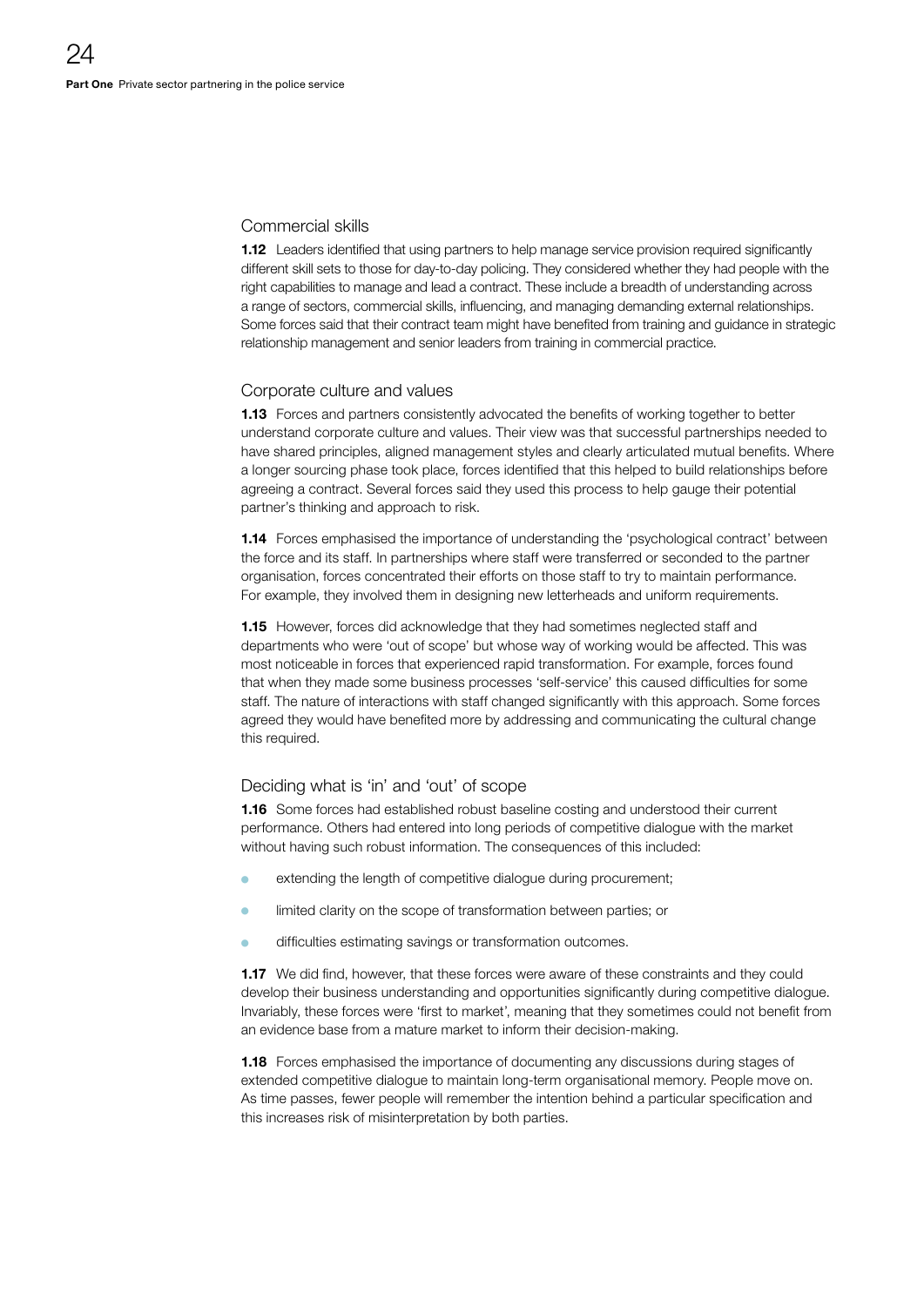## Commercial skills

**1.12** Leaders identified that using partners to help manage service provision required significantly different skill sets to those for day-to-day policing. They considered whether they had people with the right capabilities to manage and lead a contract. These include a breadth of understanding across a range of sectors, commercial skills, influencing, and managing demanding external relationships. Some forces said that their contract team might have benefited from training and guidance in strategic relationship management and senior leaders from training in commercial practice.

## Corporate culture and values

**1.13** Forces and partners consistently advocated the benefits of working together to better understand corporate culture and values. Their view was that successful partnerships needed to have shared principles, aligned management styles and clearly articulated mutual benefits. Where a longer sourcing phase took place, forces identified that this helped to build relationships before agreeing a contract. Several forces said they used this process to help gauge their potential partner's thinking and approach to risk.

**1.14** Forces emphasised the importance of understanding the 'psychological contract' between the force and its staff. In partnerships where staff were transferred or seconded to the partner organisation, forces concentrated their efforts on those staff to try to maintain performance. For example, they involved them in designing new letterheads and uniform requirements.

**1.15** However, forces did acknowledge that they had sometimes neglected staff and departments who were 'out of scope' but whose way of working would be affected. This was most noticeable in forces that experienced rapid transformation. For example, forces found that when they made some business processes 'self-service' this caused difficulties for some staff. The nature of interactions with staff changed significantly with this approach. Some forces agreed they would have benefited more by addressing and communicating the cultural change this required.

## Deciding what is 'in' and 'out' of scope

**1.16** Some forces had established robust baseline costing and understood their current performance. Others had entered into long periods of competitive dialogue with the market without having such robust information. The consequences of this included:

- extending the length of competitive dialogue during procurement;
- limited clarity on the scope of transformation between parties; or
- difficulties estimating savings or transformation outcomes.

**1.17** We did find, however, that these forces were aware of these constraints and they could develop their business understanding and opportunities significantly during competitive dialogue. Invariably, these forces were 'first to market', meaning that they sometimes could not benefit from an evidence base from a mature market to inform their decision-making.

**1.18** Forces emphasised the importance of documenting any discussions during stages of extended competitive dialogue to maintain long-term organisational memory. People move on. As time passes, fewer people will remember the intention behind a particular specification and this increases risk of misinterpretation by both parties.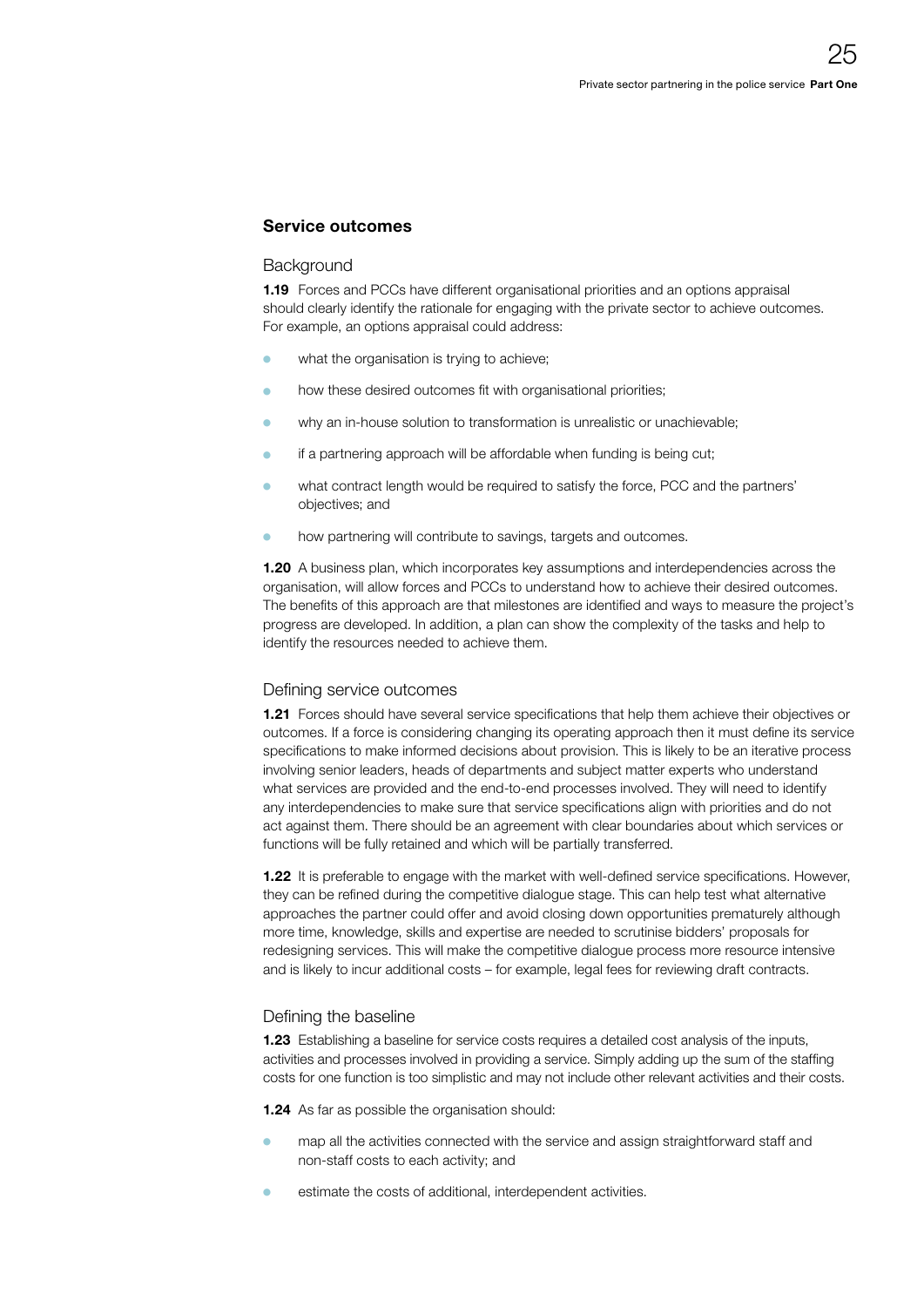## Service outcomes

### Background

**1.19** Forces and PCCs have different organisational priorities and an options appraisal should clearly identify the rationale for engaging with the private sector to achieve outcomes. For example, an options appraisal could address:

- what the organisation is trying to achieve;
- how these desired outcomes fit with organisational priorities;
- why an in-house solution to transformation is unrealistic or unachievable;
- if a partnering approach will be affordable when funding is being cut;
- what contract length would be required to satisfy the force, PCC and the partners' objectives; and
- how partnering will contribute to savings, targets and outcomes.

**1.20** A business plan, which incorporates key assumptions and interdependencies across the organisation, will allow forces and PCCs to understand how to achieve their desired outcomes. The benefits of this approach are that milestones are identified and ways to measure the project's progress are developed. In addition, a plan can show the complexity of the tasks and help to identify the resources needed to achieve them.

### Defining service outcomes

**1.21** Forces should have several service specifications that help them achieve their objectives or outcomes. If a force is considering changing its operating approach then it must define its service specifications to make informed decisions about provision. This is likely to be an iterative process involving senior leaders, heads of departments and subject matter experts who understand what services are provided and the end-to-end processes involved. They will need to identify any interdependencies to make sure that service specifications align with priorities and do not act against them. There should be an agreement with clear boundaries about which services or functions will be fully retained and which will be partially transferred.

**1.22** It is preferable to engage with the market with well-defined service specifications. However, they can be refined during the competitive dialogue stage. This can help test what alternative approaches the partner could offer and avoid closing down opportunities prematurely although more time, knowledge, skills and expertise are needed to scrutinise bidders' proposals for redesigning services. This will make the competitive dialogue process more resource intensive and is likely to incur additional costs – for example, legal fees for reviewing draft contracts.

### Defining the baseline

**1.23** Establishing a baseline for service costs requires a detailed cost analysis of the inputs, activities and processes involved in providing a service. Simply adding up the sum of the staffing costs for one function is too simplistic and may not include other relevant activities and their costs.

**1.24** As far as possible the organisation should:

- map all the activities connected with the service and assign straightforward staff and non-staff costs to each activity; and
- estimate the costs of additional, interdependent activities.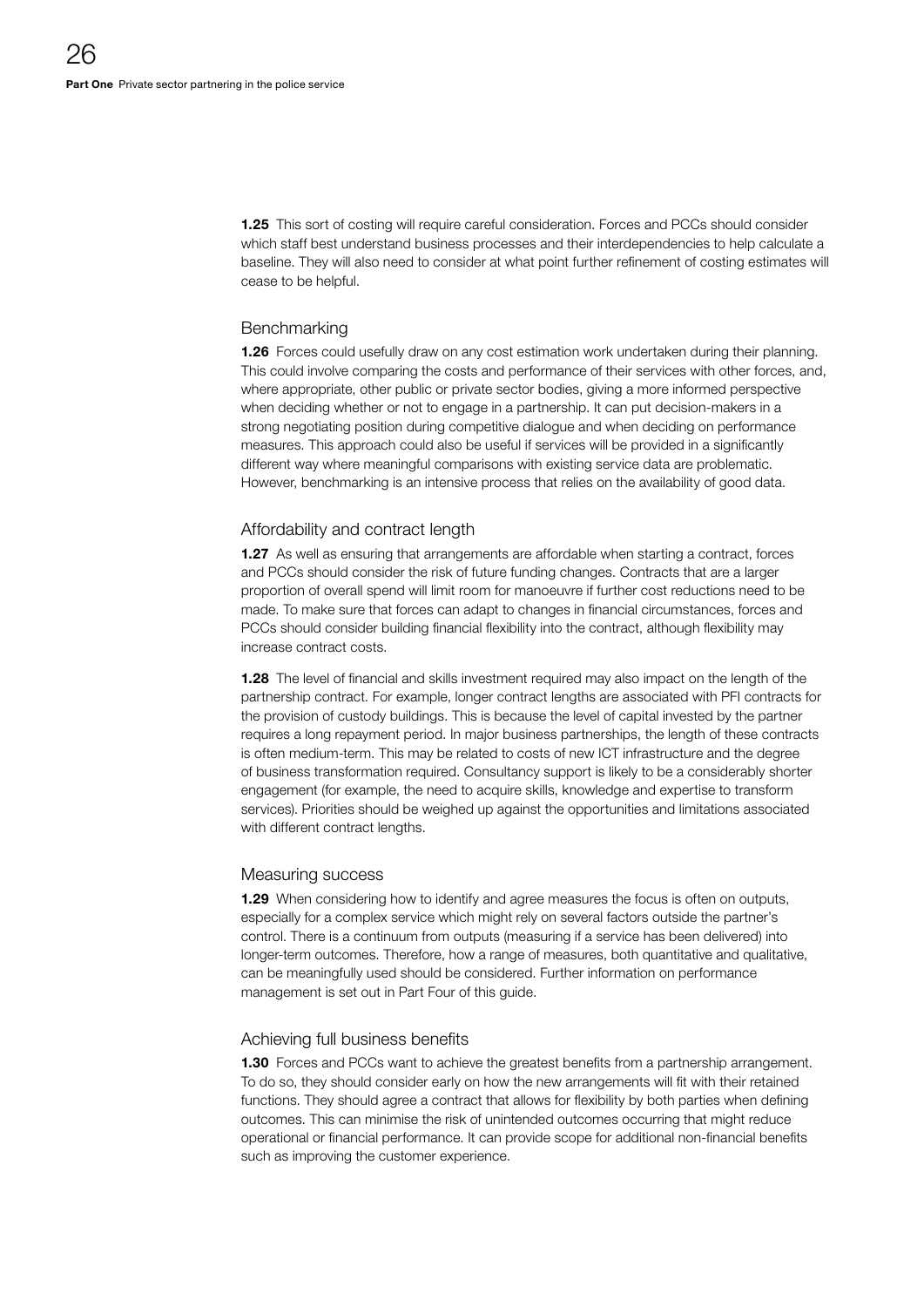**1.25** This sort of costing will require careful consideration. Forces and PCCs should consider which staff best understand business processes and their interdependencies to help calculate a baseline. They will also need to consider at what point further refinement of costing estimates will cease to be helpful.

### Benchmarking

**1.26** Forces could usefully draw on any cost estimation work undertaken during their planning. This could involve comparing the costs and performance of their services with other forces, and, where appropriate, other public or private sector bodies, giving a more informed perspective when deciding whether or not to engage in a partnership. It can put decision-makers in a strong negotiating position during competitive dialogue and when deciding on performance measures. This approach could also be useful if services will be provided in a significantly different way where meaningful comparisons with existing service data are problematic. However, benchmarking is an intensive process that relies on the availability of good data.

### Affordability and contract length

**1.27** As well as ensuring that arrangements are affordable when starting a contract, forces and PCCs should consider the risk of future funding changes. Contracts that are a larger proportion of overall spend will limit room for manoeuvre if further cost reductions need to be made. To make sure that forces can adapt to changes in financial circumstances, forces and PCCs should consider building financial flexibility into the contract, although flexibility may increase contract costs.

**1.28** The level of financial and skills investment required may also impact on the length of the partnership contract. For example, longer contract lengths are associated with PFI contracts for the provision of custody buildings. This is because the level of capital invested by the partner requires a long repayment period. In major business partnerships, the length of these contracts is often medium-term. This may be related to costs of new ICT infrastructure and the degree of business transformation required. Consultancy support is likely to be a considerably shorter engagement (for example, the need to acquire skills, knowledge and expertise to transform services). Priorities should be weighed up against the opportunities and limitations associated with different contract lengths.

### Measuring success

**1.29** When considering how to identify and agree measures the focus is often on outputs, especially for a complex service which might rely on several factors outside the partner's control. There is a continuum from outputs (measuring if a service has been delivered) into longer-term outcomes. Therefore, how a range of measures, both quantitative and qualitative, can be meaningfully used should be considered. Further information on performance management is set out in Part Four of this guide.

### Achieving full business benefits

**1.30** Forces and PCCs want to achieve the greatest benefits from a partnership arrangement. To do so, they should consider early on how the new arrangements will fit with their retained functions. They should agree a contract that allows for flexibility by both parties when defining outcomes. This can minimise the risk of unintended outcomes occurring that might reduce operational or financial performance. It can provide scope for additional non-financial benefits such as improving the customer experience.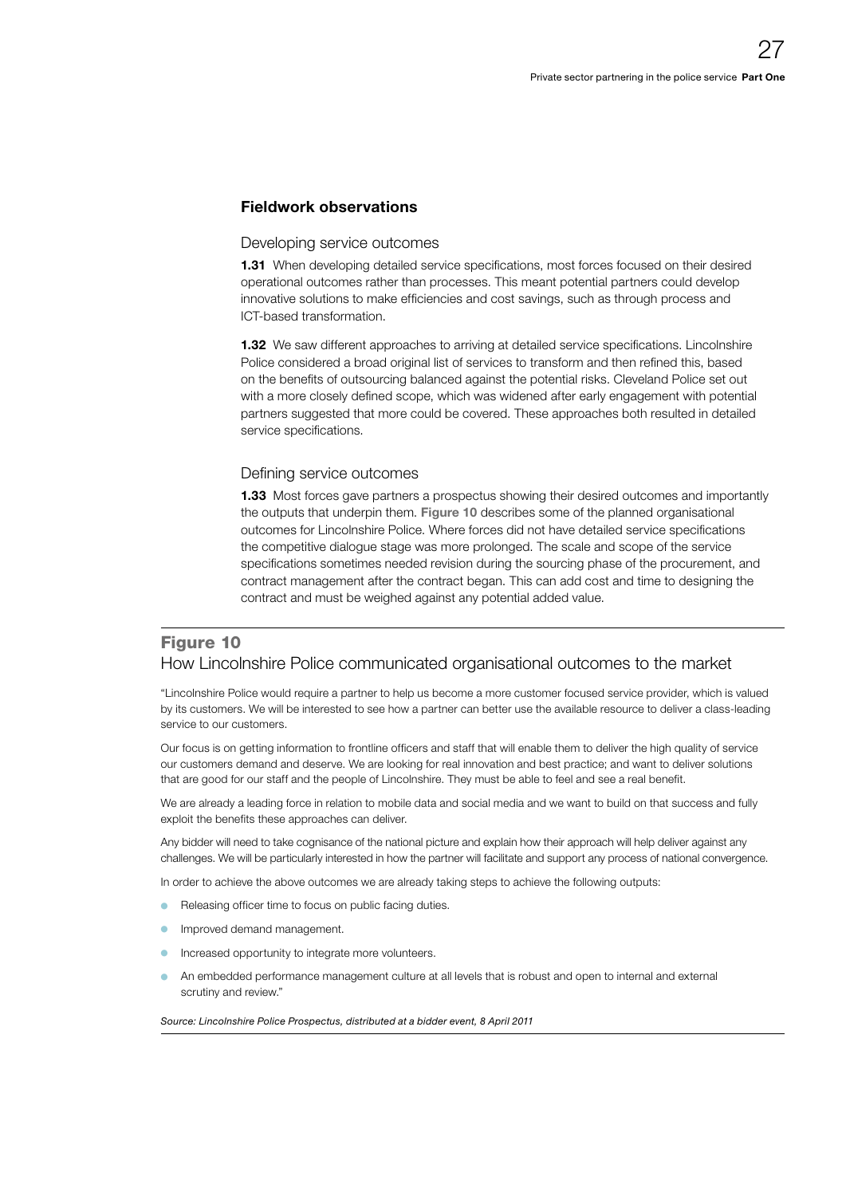## Fieldwork observations

### Developing service outcomes

**1.31** When developing detailed service specifications, most forces focused on their desired operational outcomes rather than processes. This meant potential partners could develop innovative solutions to make efficiencies and cost savings, such as through process and ICT-based transformation.

**1.32** We saw different approaches to arriving at detailed service specifications. Lincolnshire Police considered a broad original list of services to transform and then refined this, based on the benefits of outsourcing balanced against the potential risks. Cleveland Police set out with a more closely defined scope, which was widened after early engagement with potential partners suggested that more could be covered. These approaches both resulted in detailed service specifications.

### Defining service outcomes

**1.33** Most forces gave partners a prospectus showing their desired outcomes and importantly the outputs that underpin them. **Figure 10** describes some of the planned organisational outcomes for Lincolnshire Police. Where forces did not have detailed service specifications the competitive dialogue stage was more prolonged. The scale and scope of the service specifications sometimes needed revision during the sourcing phase of the procurement, and contract management after the contract began. This can add cost and time to designing the contract and must be weighed against any potential added value.

**Figure 10**
How Lincolnshire Police communicated organisational outcomes to the market

"Lincolnshire Police would require a partner to help us become a more customer focused service provider, which is valued by its customers. We will be interested to see how a partner can better use the available resource to deliver a class-leading service to our customers.

Our focus is on getting information to frontline officers and staff that will enable them to deliver the high quality of service our customers demand and deserve. We are looking for real innovation and best practice; and want to deliver solutions that are good for our staff and the people of Lincolnshire. They must be able to feel and see a real benefit.

We are already a leading force in relation to mobile data and social media and we want to build on that success and fully exploit the benefits these approaches can deliver.

Any bidder will need to take cognisance of the national picture and explain how their approach will help deliver against any challenges. We will be particularly interested in how the partner will facilitate and support any process of national convergence.

In order to achieve the above outcomes we are already taking steps to achieve the following outputs:

- Releasing officer time to focus on public facing duties.
- Improved demand management.
- Increased opportunity to integrate more volunteers.
- An embedded performance management culture at all levels that is robust and open to internal and external scrutiny and review."

*Source: Lincolnshire Police Prospectus, distributed at a bidder event, 8 April 2011*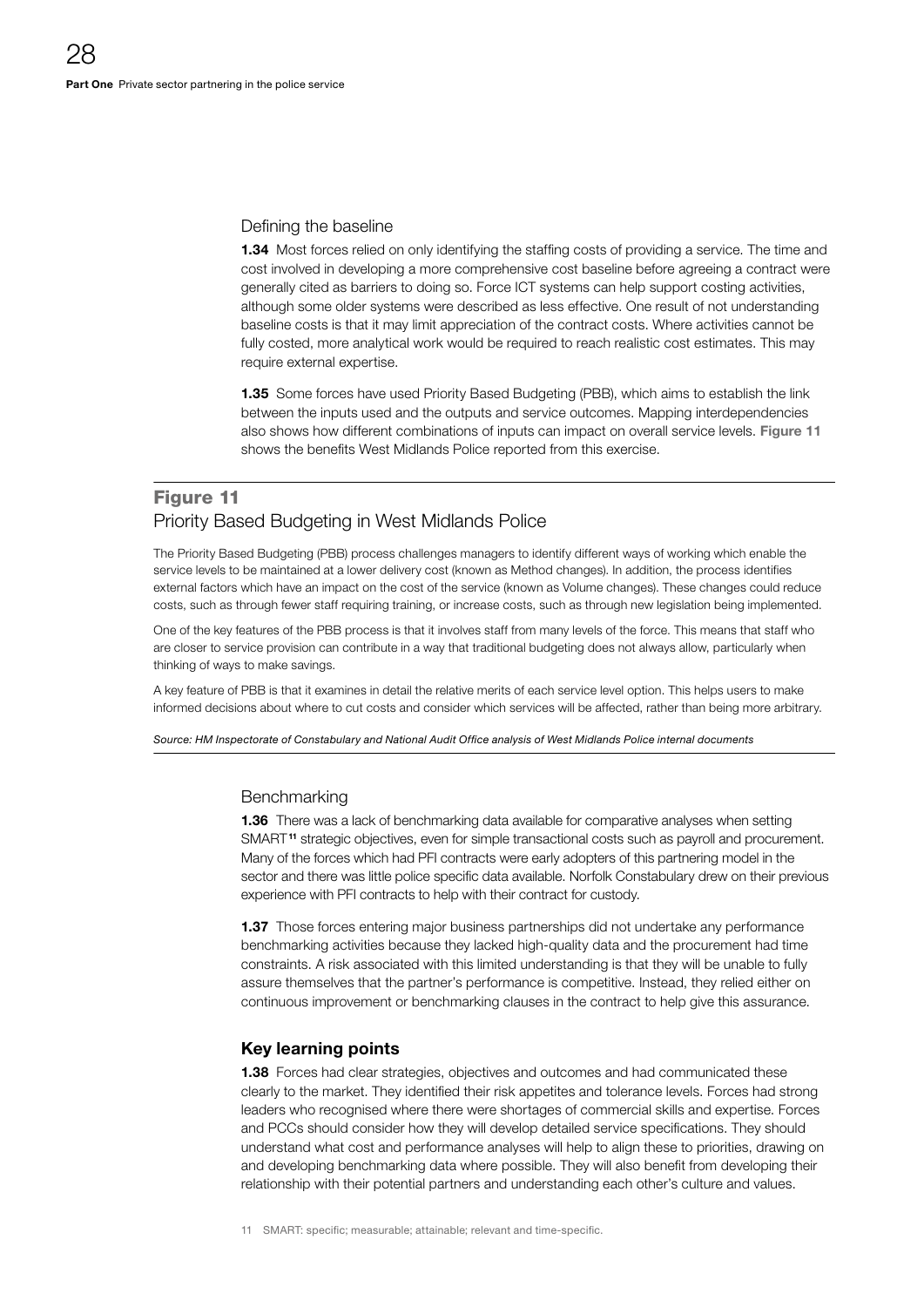### Defining the baseline

**1.34** Most forces relied on only identifying the staffing costs of providing a service. The time and cost involved in developing a more comprehensive cost baseline before agreeing a contract were generally cited as barriers to doing so. Force ICT systems can help support costing activities, although some older systems were described as less effective. One result of not understanding baseline costs is that it may limit appreciation of the contract costs. Where activities cannot be fully costed, more analytical work would be required to reach realistic cost estimates. This may require external expertise.

**1.35** Some forces have used Priority Based Budgeting (PBB), which aims to establish the link between the inputs used and the outputs and service outcomes. Mapping interdependencies also shows how different combinations of inputs can impact on overall service levels. **Figure 11** shows the benefits West Midlands Police reported from this exercise.

**Figure 11**
Priority Based Budgeting in West Midlands Police

The Priority Based Budgeting (PBB) process challenges managers to identify different ways of working which enable the service levels to be maintained at a lower delivery cost (known as Method changes). In addition, the process identifies external factors which have an impact on the cost of the service (known as Volume changes). These changes could reduce costs, such as through fewer staff requiring training, or increase costs, such as through new legislation being implemented.

One of the key features of the PBB process is that it involves staff from many levels of the force. This means that staff who are closer to service provision can contribute in a way that traditional budgeting does not always allow, particularly when thinking of ways to make savings.

A key feature of PBB is that it examines in detail the relative merits of each service level option. This helps users to make informed decisions about where to cut costs and consider which services will be affected, rather than being more arbitrary.

*Source: HM Inspectorate of Constabulary and National Audit Office analysis of West Midlands Police internal documents*

### Benchmarking

**1.36** There was a lack of benchmarking data available for comparative analyses when setting SMART[11] strategic objectives, even for simple transactional costs such as payroll and procurement. Many of the forces which had PFI contracts were early adopters of this partnering model in the sector and there was little police specific data available. Norfolk Constabulary drew on their previous experience with PFI contracts to help with their contract for custody.

**1.37** Those forces entering major business partnerships did not undertake any performance benchmarking activities because they lacked high-quality data and the procurement had time constraints. A risk associated with this limited understanding is that they will be unable to fully assure themselves that the partner's performance is competitive. Instead, they relied either on continuous improvement or benchmarking clauses in the contract to help give this assurance.

### Key learning points

**1.38** Forces had clear strategies, objectives and outcomes and had communicated these clearly to the market. They identified their risk appetites and tolerance levels. Forces had strong leaders who recognised where there were shortages of commercial skills and expertise. Forces and PCCs should consider how they will develop detailed service specifications. They should understand what cost and performance analyses will help to align these to priorities, drawing on and developing benchmarking data where possible. They will also benefit from developing their relationship with their potential partners and understanding each other's culture and values.

11 SMART: specific; measurable; attainable; relevant and time-specific.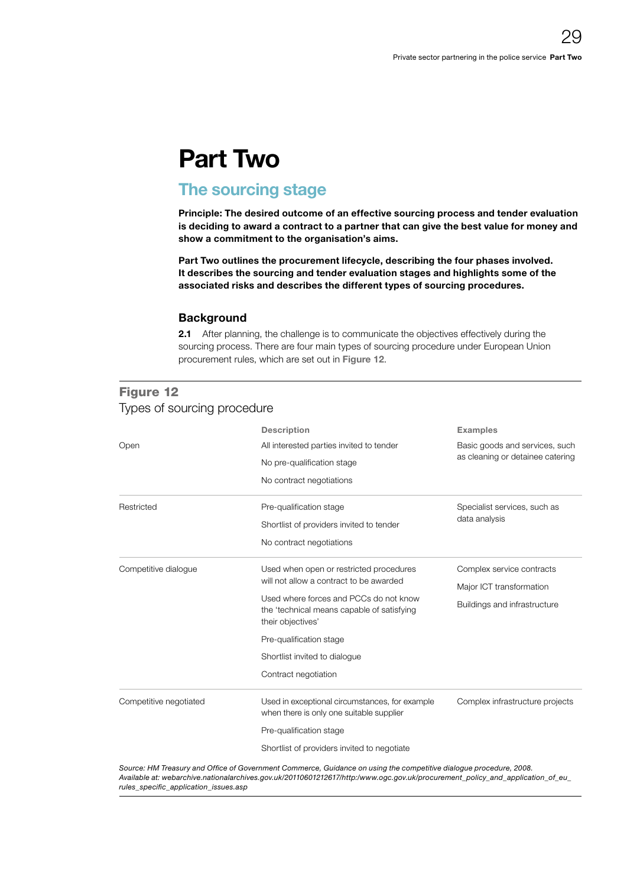# Part Two

## The sourcing stage

**Principle: The desired outcome of an effective sourcing process and tender evaluation is deciding to award a contract to a partner that can give the best value for money and show a commitment to the organisation's aims.**

**Part Two outlines the procurement lifecycle, describing the four phases involved. It describes the sourcing and tender evaluation stages and highlights some of the associated risks and describes the different types of sourcing procedures.**

### Background

**2.1** After planning, the challenge is to communicate the objectives effectively during the sourcing process. There are four main types of sourcing procedure under European Union procurement rules, which are set out in **Figure 12**.

**Figure 12**
Types of sourcing procedure

| | Description | Examples |
|---|---|---|
| Open | All interested parties invited to tender<br>No pre-qualification stage<br>No contract negotiations | Basic goods and services, such as cleaning or detainee catering |
| Restricted | Pre-qualification stage<br>Shortlist of providers invited to tender<br>No contract negotiations | Specialist services, such as data analysis |
| Competitive dialogue | Used when open or restricted procedures will not allow a contract to be awarded<br>Used where forces and PCCs do not know the 'technical means capable of satisfying their objectives'<br>Pre-qualification stage<br>Shortlist invited to dialogue<br>Contract negotiation | Complex service contracts<br>Major ICT transformation<br>Buildings and infrastructure |
| Competitive negotiated | Used in exceptional circumstances, for example when there is only one suitable supplier<br>Pre-qualification stage<br>Shortlist of providers invited to negotiate | Complex infrastructure projects |

*Source: HM Treasury and Office of Government Commerce, Guidance on using the competitive dialogue procedure, 2008. Available at: webarchive.nationalarchives.gov.uk/20110601212617/http:/www.ogc.gov.uk/procurement_policy_and_application_of_eu_rules_specific_application_issues.asp*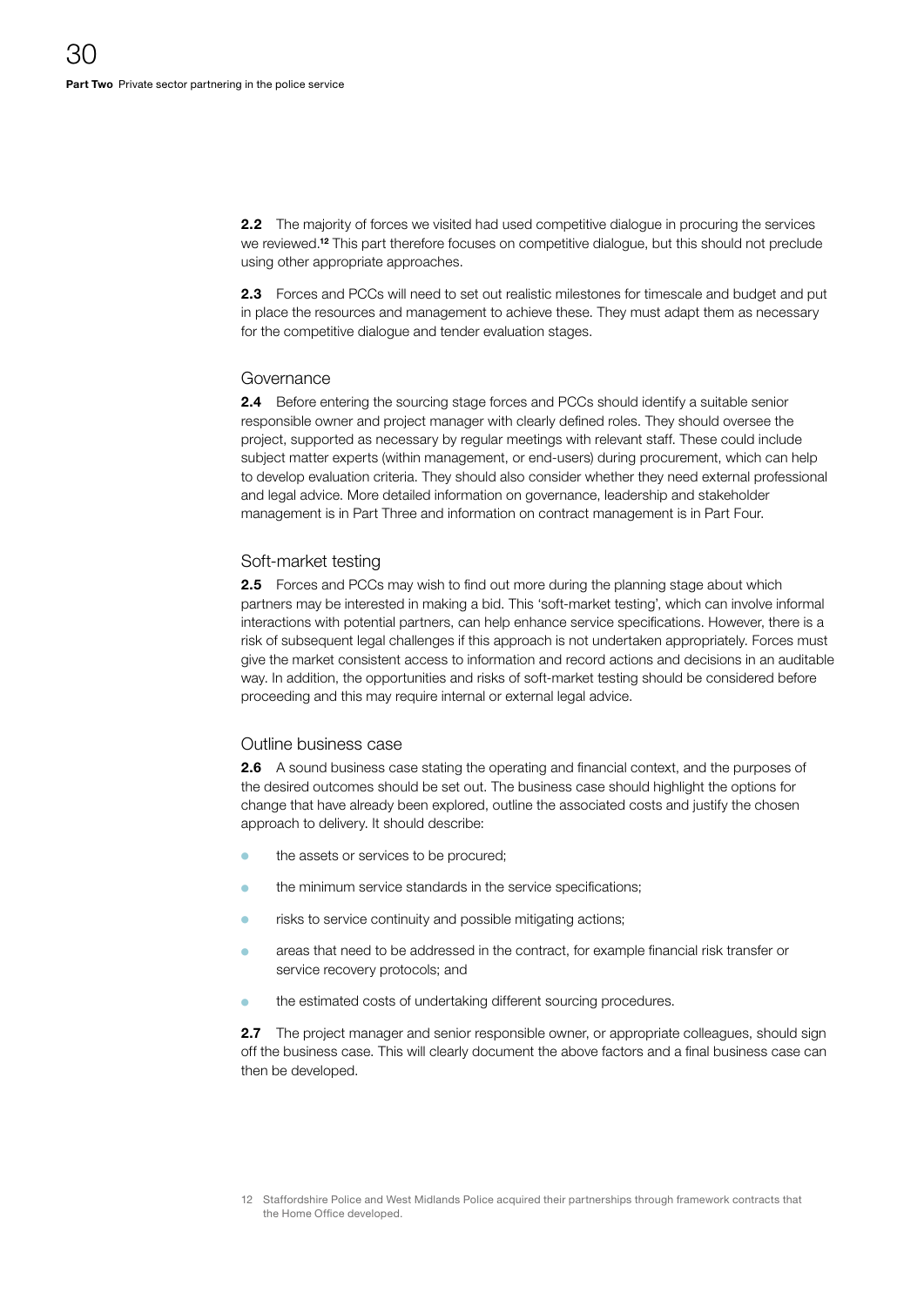**2.2** The majority of forces we visited had used competitive dialogue in procuring the services we reviewed.[12] This part therefore focuses on competitive dialogue, but this should not preclude using other appropriate approaches.

**2.3** Forces and PCCs will need to set out realistic milestones for timescale and budget and put in place the resources and management to achieve these. They must adapt them as necessary for the competitive dialogue and tender evaluation stages.

### Governance

**2.4** Before entering the sourcing stage forces and PCCs should identify a suitable senior responsible owner and project manager with clearly defined roles. They should oversee the project, supported as necessary by regular meetings with relevant staff. These could include subject matter experts (within management, or end-users) during procurement, which can help to develop evaluation criteria. They should also consider whether they need external professional and legal advice. More detailed information on governance, leadership and stakeholder management is in Part Three and information on contract management is in Part Four.

### Soft-market testing

**2.5** Forces and PCCs may wish to find out more during the planning stage about which partners may be interested in making a bid. This 'soft-market testing', which can involve informal interactions with potential partners, can help enhance service specifications. However, there is a risk of subsequent legal challenges if this approach is not undertaken appropriately. Forces must give the market consistent access to information and record actions and decisions in an auditable way. In addition, the opportunities and risks of soft-market testing should be considered before proceeding and this may require internal or external legal advice.

### Outline business case

**2.6** A sound business case stating the operating and financial context, and the purposes of the desired outcomes should be set out. The business case should highlight the options for change that have already been explored, outline the associated costs and justify the chosen approach to delivery. It should describe:

- the assets or services to be procured;
- the minimum service standards in the service specifications;
- risks to service continuity and possible mitigating actions;
- areas that need to be addressed in the contract, for example financial risk transfer or service recovery protocols; and
- the estimated costs of undertaking different sourcing procedures.

**2.7** The project manager and senior responsible owner, or appropriate colleagues, should sign off the business case. This will clearly document the above factors and a final business case can then be developed.

12 Staffordshire Police and West Midlands Police acquired their partnerships through framework contracts that the Home Office developed.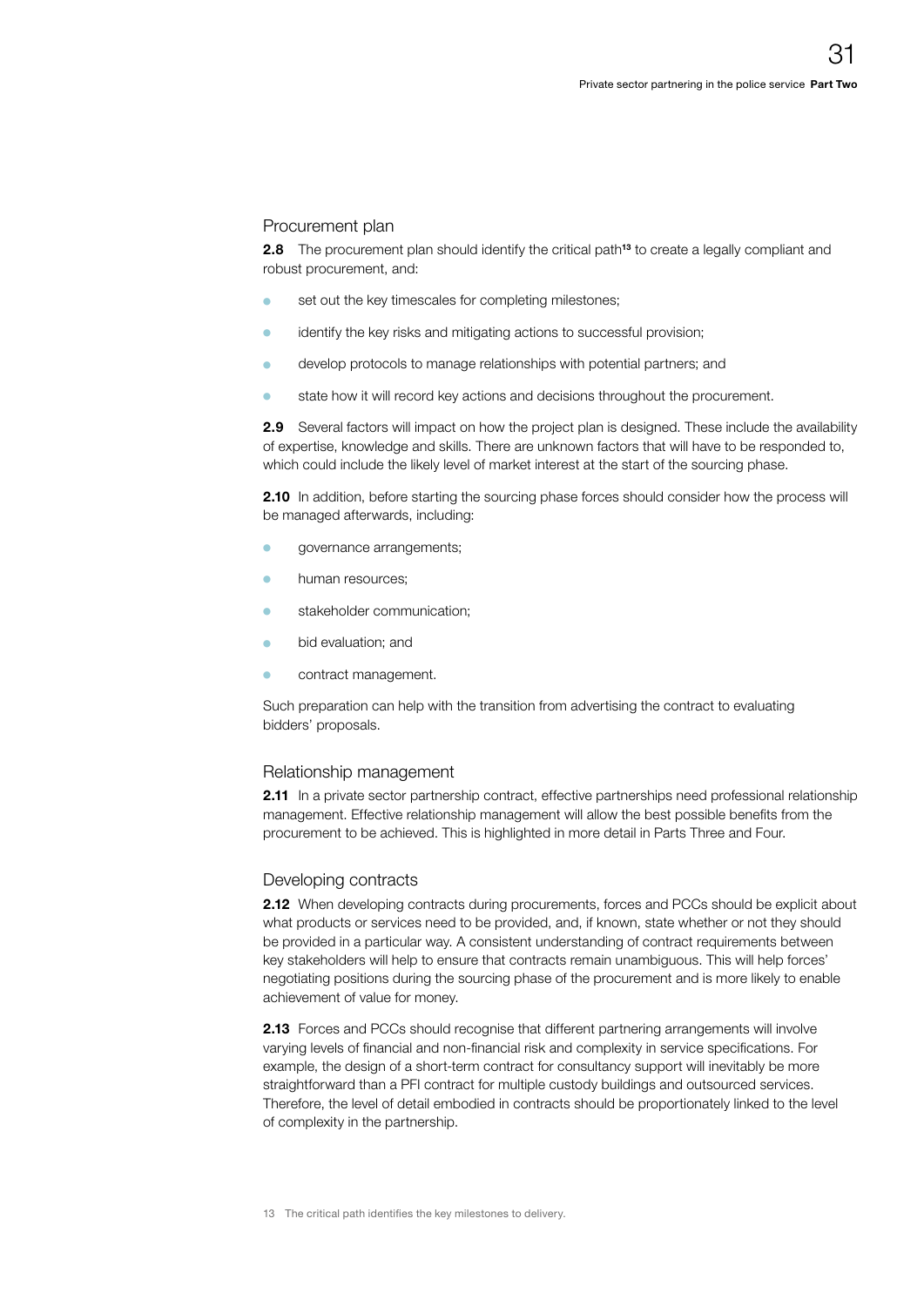## Procurement plan

**2.8** The procurement plan should identify the critical path[13] to create a legally compliant and robust procurement, and:

- set out the key timescales for completing milestones;
- identify the key risks and mitigating actions to successful provision;
- develop protocols to manage relationships with potential partners; and
- state how it will record key actions and decisions throughout the procurement.

**2.9** Several factors will impact on how the project plan is designed. These include the availability of expertise, knowledge and skills. There are unknown factors that will have to be responded to, which could include the likely level of market interest at the start of the sourcing phase.

**2.10** In addition, before starting the sourcing phase forces should consider how the process will be managed afterwards, including:

- governance arrangements;
- human resources;
- stakeholder communication;
- bid evaluation; and
- contract management.

Such preparation can help with the transition from advertising the contract to evaluating bidders' proposals.

## Relationship management

**2.11** In a private sector partnership contract, effective partnerships need professional relationship management. Effective relationship management will allow the best possible benefits from the procurement to be achieved. This is highlighted in more detail in Parts Three and Four.

## Developing contracts

**2.12** When developing contracts during procurements, forces and PCCs should be explicit about what products or services need to be provided, and, if known, state whether or not they should be provided in a particular way. A consistent understanding of contract requirements between key stakeholders will help to ensure that contracts remain unambiguous. This will help forces' negotiating positions during the sourcing phase of the procurement and is more likely to enable achievement of value for money.

**2.13** Forces and PCCs should recognise that different partnering arrangements will involve varying levels of financial and non-financial risk and complexity in service specifications. For example, the design of a short-term contract for consultancy support will inevitably be more straightforward than a PFI contract for multiple custody buildings and outsourced services. Therefore, the level of detail embodied in contracts should be proportionately linked to the level of complexity in the partnership.

13 The critical path identifies the key milestones to delivery.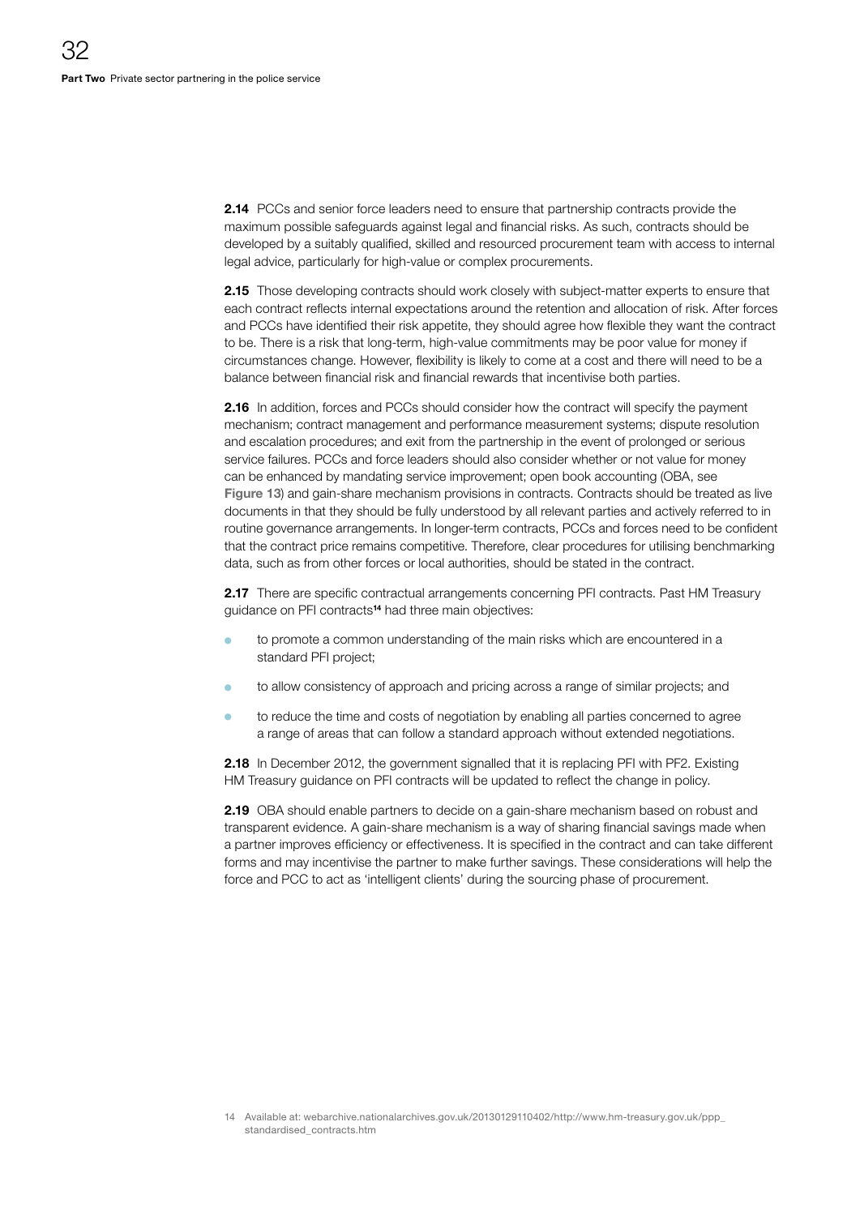**2.14** PCCs and senior force leaders need to ensure that partnership contracts provide the maximum possible safeguards against legal and financial risks. As such, contracts should be developed by a suitably qualified, skilled and resourced procurement team with access to internal legal advice, particularly for high-value or complex procurements.

**2.15** Those developing contracts should work closely with subject-matter experts to ensure that each contract reflects internal expectations around the retention and allocation of risk. After forces and PCCs have identified their risk appetite, they should agree how flexible they want the contract to be. There is a risk that long-term, high-value commitments may be poor value for money if circumstances change. However, flexibility is likely to come at a cost and there will need to be a balance between financial risk and financial rewards that incentivise both parties.

**2.16** In addition, forces and PCCs should consider how the contract will specify the payment mechanism; contract management and performance measurement systems; dispute resolution and escalation procedures; and exit from the partnership in the event of prolonged or serious service failures. PCCs and force leaders should also consider whether or not value for money can be enhanced by mandating service improvement; open book accounting (OBA, see **Figure 13**) and gain-share mechanism provisions in contracts. Contracts should be treated as live documents in that they should be fully understood by all relevant parties and actively referred to in routine governance arrangements. In longer-term contracts, PCCs and forces need to be confident that the contract price remains competitive. Therefore, clear procedures for utilising benchmarking data, such as from other forces or local authorities, should be stated in the contract.

**2.17** There are specific contractual arrangements concerning PFI contracts. Past HM Treasury guidance on PFI contracts[14] had three main objectives:

- to promote a common understanding of the main risks which are encountered in a standard PFI project;
- to allow consistency of approach and pricing across a range of similar projects; and
- to reduce the time and costs of negotiation by enabling all parties concerned to agree a range of areas that can follow a standard approach without extended negotiations.

**2.18** In December 2012, the government signalled that it is replacing PFI with PF2. Existing HM Treasury guidance on PFI contracts will be updated to reflect the change in policy.

**2.19** OBA should enable partners to decide on a gain-share mechanism based on robust and transparent evidence. A gain-share mechanism is a way of sharing financial savings made when a partner improves efficiency or effectiveness. It is specified in the contract and can take different forms and may incentivise the partner to make further savings. These considerations will help the force and PCC to act as 'intelligent clients' during the sourcing phase of procurement.

14 Available at: webarchive.nationalarchives.gov.uk/20130129110402/http://www.hm-treasury.gov.uk/ppp_standardised_contracts.htm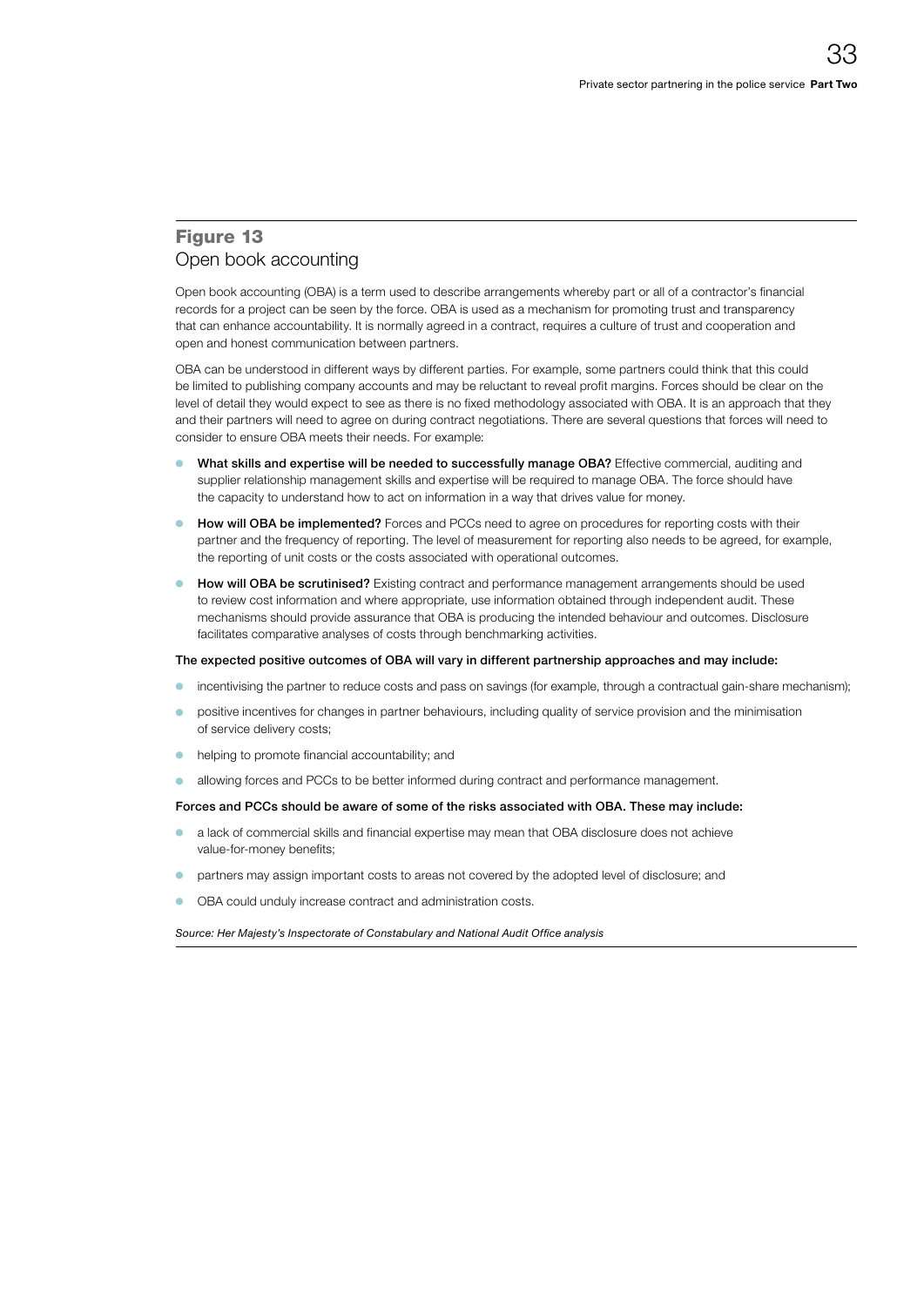## Figure 13
Open book accounting

Open book accounting (OBA) is a term used to describe arrangements whereby part or all of a contractor's financial records for a project can be seen by the force. OBA is used as a mechanism for promoting trust and transparency that can enhance accountability. It is normally agreed in a contract, requires a culture of trust and cooperation and open and honest communication between partners.

OBA can be understood in different ways by different parties. For example, some partners could think that this could be limited to publishing company accounts and may be reluctant to reveal profit margins. Forces should be clear on the level of detail they would expect to see as there is no fixed methodology associated with OBA. It is an approach that they and their partners will need to agree on during contract negotiations. There are several questions that forces will need to consider to ensure OBA meets their needs. For example:

- **What skills and expertise will be needed to successfully manage OBA?** Effective commercial, auditing and supplier relationship management skills and expertise will be required to manage OBA. The force should have the capacity to understand how to act on information in a way that drives value for money.
- **How will OBA be implemented?** Forces and PCCs need to agree on procedures for reporting costs with their partner and the frequency of reporting. The level of measurement for reporting also needs to be agreed, for example, the reporting of unit costs or the costs associated with operational outcomes.
- **How will OBA be scrutinised?** Existing contract and performance management arrangements should be used to review cost information and where appropriate, use information obtained through independent audit. These mechanisms should provide assurance that OBA is producing the intended behaviour and outcomes. Disclosure facilitates comparative analyses of costs through benchmarking activities.

**The expected positive outcomes of OBA will vary in different partnership approaches and may include:**

- incentivising the partner to reduce costs and pass on savings (for example, through a contractual gain-share mechanism);
- positive incentives for changes in partner behaviours, including quality of service provision and the minimisation of service delivery costs;
- helping to promote financial accountability; and
- allowing forces and PCCs to be better informed during contract and performance management.

**Forces and PCCs should be aware of some of the risks associated with OBA. These may include:**

- a lack of commercial skills and financial expertise may mean that OBA disclosure does not achieve value-for-money benefits;
- partners may assign important costs to areas not covered by the adopted level of disclosure; and
- OBA could unduly increase contract and administration costs.

*Source: Her Majesty's Inspectorate of Constabulary and National Audit Office analysis*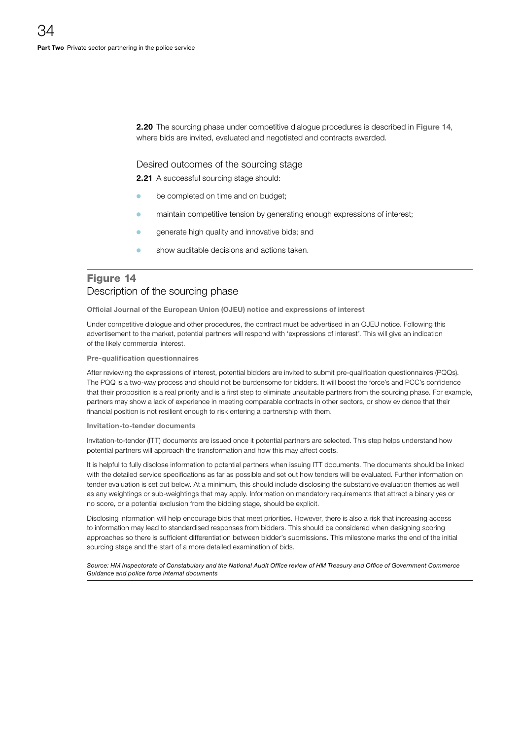**2.20** The sourcing phase under competitive dialogue procedures is described in **Figure 14**, where bids are invited, evaluated and negotiated and contracts awarded.

### Desired outcomes of the sourcing stage

**2.21** A successful sourcing stage should:

- be completed on time and on budget;
- maintain competitive tension by generating enough expressions of interest;
- generate high quality and innovative bids; and
- show auditable decisions and actions taken.

## Figure 14
### Description of the sourcing phase

**Official Journal of the European Union (OJEU) notice and expressions of interest**

Under competitive dialogue and other procedures, the contract must be advertised in an OJEU notice. Following this advertisement to the market, potential partners will respond with 'expressions of interest'. This will give an indication of the likely commercial interest.

**Pre-qualification questionnaires**

After reviewing the expressions of interest, potential bidders are invited to submit pre-qualification questionnaires (PQQs). The PQQ is a two-way process and should not be burdensome for bidders. It will boost the force's and PCC's confidence that their proposition is a real priority and is a first step to eliminate unsuitable partners from the sourcing phase. For example, partners may show a lack of experience in meeting comparable contracts in other sectors, or show evidence that their financial position is not resilient enough to risk entering a partnership with them.

**Invitation-to-tender documents**

Invitation-to-tender (ITT) documents are issued once it potential partners are selected. This step helps understand how potential partners will approach the transformation and how this may affect costs.

It is helpful to fully disclose information to potential partners when issuing ITT documents. The documents should be linked with the detailed service specifications as far as possible and set out how tenders will be evaluated. Further information on tender evaluation is set out below. At a minimum, this should include disclosing the substantive evaluation themes as well as any weightings or sub-weightings that may apply. Information on mandatory requirements that attract a binary yes or no score, or a potential exclusion from the bidding stage, should be explicit.

Disclosing information will help encourage bids that meet priorities. However, there is also a risk that increasing access to information may lead to standardised responses from bidders. This should be considered when designing scoring approaches so there is sufficient differentiation between bidder's submissions. This milestone marks the end of the initial sourcing stage and the start of a more detailed examination of bids.

*Source: HM Inspectorate of Constabulary and the National Audit Office review of HM Treasury and Office of Government Commerce Guidance and police force internal documents*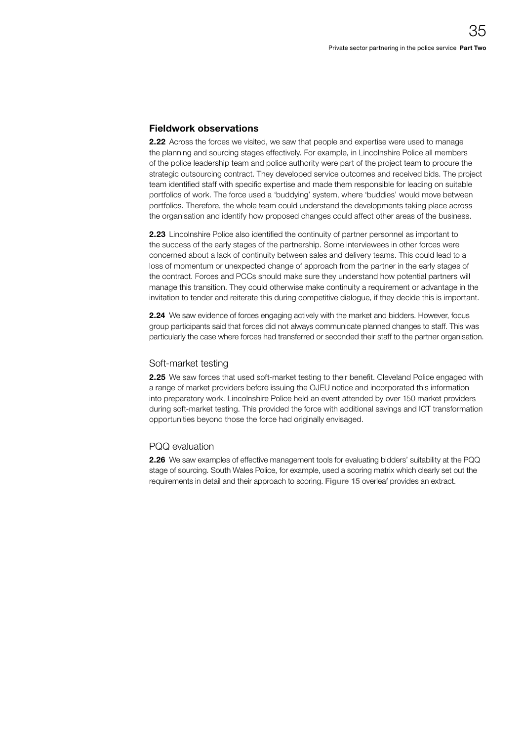## Fieldwork observations

**2.22** Across the forces we visited, we saw that people and expertise were used to manage the planning and sourcing stages effectively. For example, in Lincolnshire Police all members of the police leadership team and police authority were part of the project team to procure the strategic outsourcing contract. They developed service outcomes and received bids. The project team identified staff with specific expertise and made them responsible for leading on suitable portfolios of work. The force used a 'buddying' system, where 'buddies' would move between portfolios. Therefore, the whole team could understand the developments taking place across the organisation and identify how proposed changes could affect other areas of the business.

**2.23** Lincolnshire Police also identified the continuity of partner personnel as important to the success of the early stages of the partnership. Some interviewees in other forces were concerned about a lack of continuity between sales and delivery teams. This could lead to a loss of momentum or unexpected change of approach from the partner in the early stages of the contract. Forces and PCCs should make sure they understand how potential partners will manage this transition. They could otherwise make continuity a requirement or advantage in the invitation to tender and reiterate this during competitive dialogue, if they decide this is important.

**2.24** We saw evidence of forces engaging actively with the market and bidders. However, focus group participants said that forces did not always communicate planned changes to staff. This was particularly the case where forces had transferred or seconded their staff to the partner organisation.

### Soft-market testing

**2.25** We saw forces that used soft-market testing to their benefit. Cleveland Police engaged with a range of market providers before issuing the OJEU notice and incorporated this information into preparatory work. Lincolnshire Police held an event attended by over 150 market providers during soft-market testing. This provided the force with additional savings and ICT transformation opportunities beyond those the force had originally envisaged.

### PQQ evaluation

**2.26** We saw examples of effective management tools for evaluating bidders' suitability at the PQQ stage of sourcing. South Wales Police, for example, used a scoring matrix which clearly set out the requirements in detail and their approach to scoring. **Figure 15** overleaf provides an extract.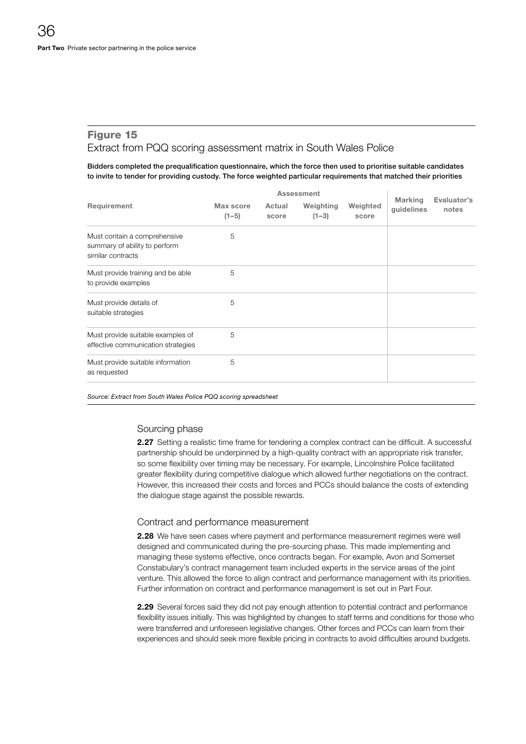## Figure 15

Extract from PQQ scoring assessment matrix in South Wales Police

**Bidders completed the prequalification questionnaire, which the force then used to prioritise suitable candidates to invite to tender for providing custody. The force weighted particular requirements that matched their priorities**

| Requirement | Assessment | | | | Marking guidelines | Evaluator's notes |
|---|---|---|---|---|---|---|
| | Max score (1–5) | Actual score | Weighting (1–3) | Weighted score | | |
| Must contain a comprehensive summary of ability to perform similar contracts | 5 | | | | | |
| Must provide training and be able to provide examples | 5 | | | | | |
| Must provide details of suitable strategies | 5 | | | | | |
| Must provide suitable examples of effective communication strategies | 5 | | | | | |
| Must provide suitable information as requested | 5 | | | | | |

*Source: Extract from South Wales Police PQQ scoring spreadsheet*

### Sourcing phase

**2.27** Setting a realistic time frame for tendering a complex contract can be difficult. A successful partnership should be underpinned by a high-quality contract with an appropriate risk transfer, so some flexibility over timing may be necessary. For example, Lincolnshire Police facilitated greater flexibility during competitive dialogue which allowed further negotiations on the contract. However, this increased their costs and forces and PCCs should balance the costs of extending the dialogue stage against the possible rewards.

### Contract and performance measurement

**2.28** We have seen cases where payment and performance measurement regimes were well designed and communicated during the pre-sourcing phase. This made implementing and managing these systems effective, once contracts began. For example, Avon and Somerset Constabulary's contract management team included experts in the service areas of the joint venture. This allowed the force to align contract and performance management with its priorities. Further information on contract and performance management is set out in Part Four.

**2.29** Several forces said they did not pay enough attention to potential contract and performance flexibility issues initially. This was highlighted by changes to staff terms and conditions for those who were transferred and unforeseen legislative changes. Other forces and PCCs can learn from their experiences and should seek more flexible pricing in contracts to avoid difficulties around budgets.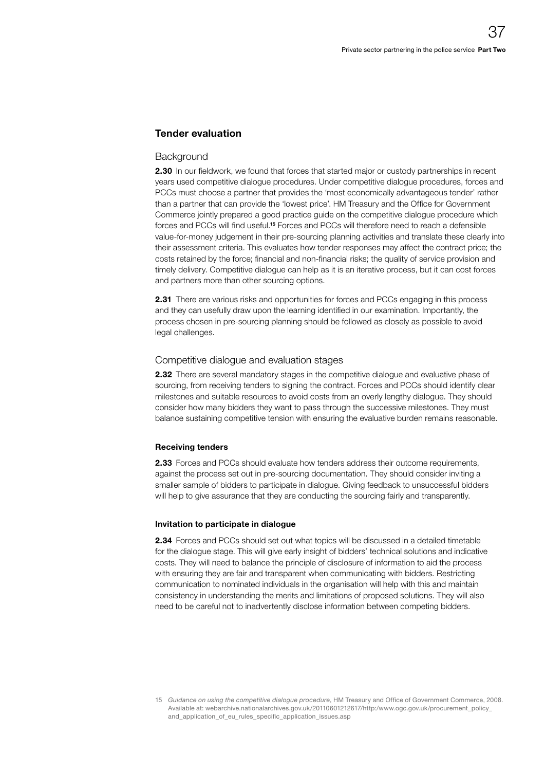## Tender evaluation

### Background

**2.30** In our fieldwork, we found that forces that started major or custody partnerships in recent years used competitive dialogue procedures. Under competitive dialogue procedures, forces and PCCs must choose a partner that provides the 'most economically advantageous tender' rather than a partner that can provide the 'lowest price'. HM Treasury and the Office for Government Commerce jointly prepared a good practice guide on the competitive dialogue procedure which forces and PCCs will find useful.[15] Forces and PCCs will therefore need to reach a defensible value-for-money judgement in their pre-sourcing planning activities and translate these clearly into their assessment criteria. This evaluates how tender responses may affect the contract price; the costs retained by the force; financial and non-financial risks; the quality of service provision and timely delivery. Competitive dialogue can help as it is an iterative process, but it can cost forces and partners more than other sourcing options.

**2.31** There are various risks and opportunities for forces and PCCs engaging in this process and they can usefully draw upon the learning identified in our examination. Importantly, the process chosen in pre-sourcing planning should be followed as closely as possible to avoid legal challenges.

### Competitive dialogue and evaluation stages

**2.32** There are several mandatory stages in the competitive dialogue and evaluative phase of sourcing, from receiving tenders to signing the contract. Forces and PCCs should identify clear milestones and suitable resources to avoid costs from an overly lengthy dialogue. They should consider how many bidders they want to pass through the successive milestones. They must balance sustaining competitive tension with ensuring the evaluative burden remains reasonable.

#### Receiving tenders

**2.33** Forces and PCCs should evaluate how tenders address their outcome requirements, against the process set out in pre-sourcing documentation. They should consider inviting a smaller sample of bidders to participate in dialogue. Giving feedback to unsuccessful bidders will help to give assurance that they are conducting the sourcing fairly and transparently.

#### Invitation to participate in dialogue

**2.34** Forces and PCCs should set out what topics will be discussed in a detailed timetable for the dialogue stage. This will give early insight of bidders' technical solutions and indicative costs. They will need to balance the principle of disclosure of information to aid the process with ensuring they are fair and transparent when communicating with bidders. Restricting communication to nominated individuals in the organisation will help with this and maintain consistency in understanding the merits and limitations of proposed solutions. They will also need to be careful not to inadvertently disclose information between competing bidders.

---

15 *Guidance on using the competitive dialogue procedure*, HM Treasury and Office of Government Commerce, 2008. Available at: webarchive.nationalarchives.gov.uk/20110601212617/http:/www.ogc.gov.uk/procurement_policy_and_application_of_eu_rules_specific_application_issues.asp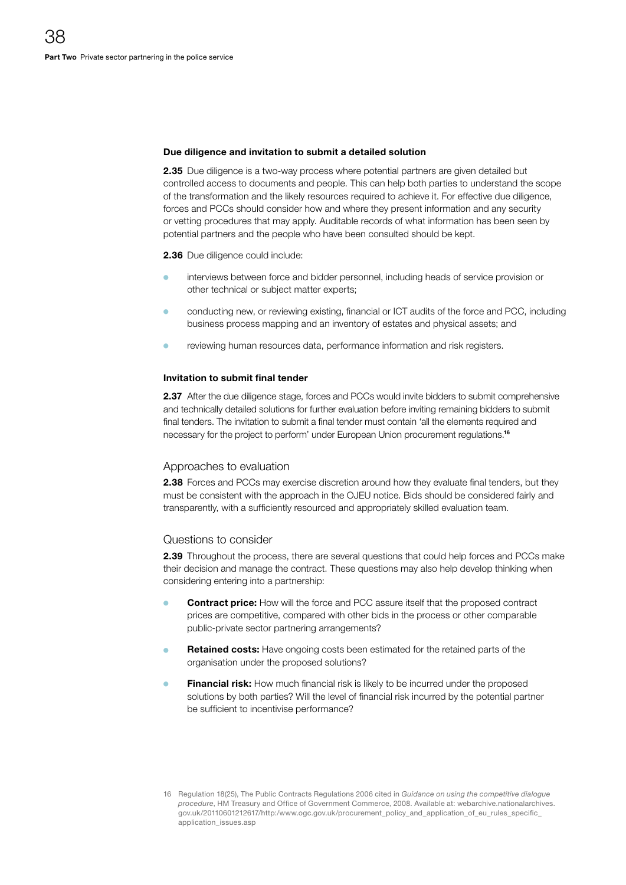#### Due diligence and invitation to submit a detailed solution

**2.35** Due diligence is a two-way process where potential partners are given detailed but controlled access to documents and people. This can help both parties to understand the scope of the transformation and the likely resources required to achieve it. For effective due diligence, forces and PCCs should consider how and where they present information and any security or vetting procedures that may apply. Auditable records of what information has been seen by potential partners and the people who have been consulted should be kept.

**2.36** Due diligence could include:

- interviews between force and bidder personnel, including heads of service provision or other technical or subject matter experts;
- conducting new, or reviewing existing, financial or ICT audits of the force and PCC, including business process mapping and an inventory of estates and physical assets; and
- reviewing human resources data, performance information and risk registers.

#### Invitation to submit final tender

**2.37** After the due diligence stage, forces and PCCs would invite bidders to submit comprehensive and technically detailed solutions for further evaluation before inviting remaining bidders to submit final tenders. The invitation to submit a final tender must contain 'all the elements required and necessary for the project to perform' under European Union procurement regulations.[16]

### Approaches to evaluation

**2.38** Forces and PCCs may exercise discretion around how they evaluate final tenders, but they must be consistent with the approach in the OJEU notice. Bids should be considered fairly and transparently, with a sufficiently resourced and appropriately skilled evaluation team.

### Questions to consider

**2.39** Throughout the process, there are several questions that could help forces and PCCs make their decision and manage the contract. These questions may also help develop thinking when considering entering into a partnership:

- **Contract price:** How will the force and PCC assure itself that the proposed contract prices are competitive, compared with other bids in the process or other comparable public-private sector partnering arrangements?
- **Retained costs:** Have ongoing costs been estimated for the retained parts of the organisation under the proposed solutions?
- **Financial risk:** How much financial risk is likely to be incurred under the proposed solutions by both parties? Will the level of financial risk incurred by the potential partner be sufficient to incentivise performance?

16 Regulation 18(25), The Public Contracts Regulations 2006 cited in *Guidance on using the competitive dialogue procedure*, HM Treasury and Office of Government Commerce, 2008. Available at: webarchive.nationalarchives.gov.uk/20110601212617/http:/www.ogc.gov.uk/procurement_policy_and_application_of_eu_rules_specific_application_issues.asp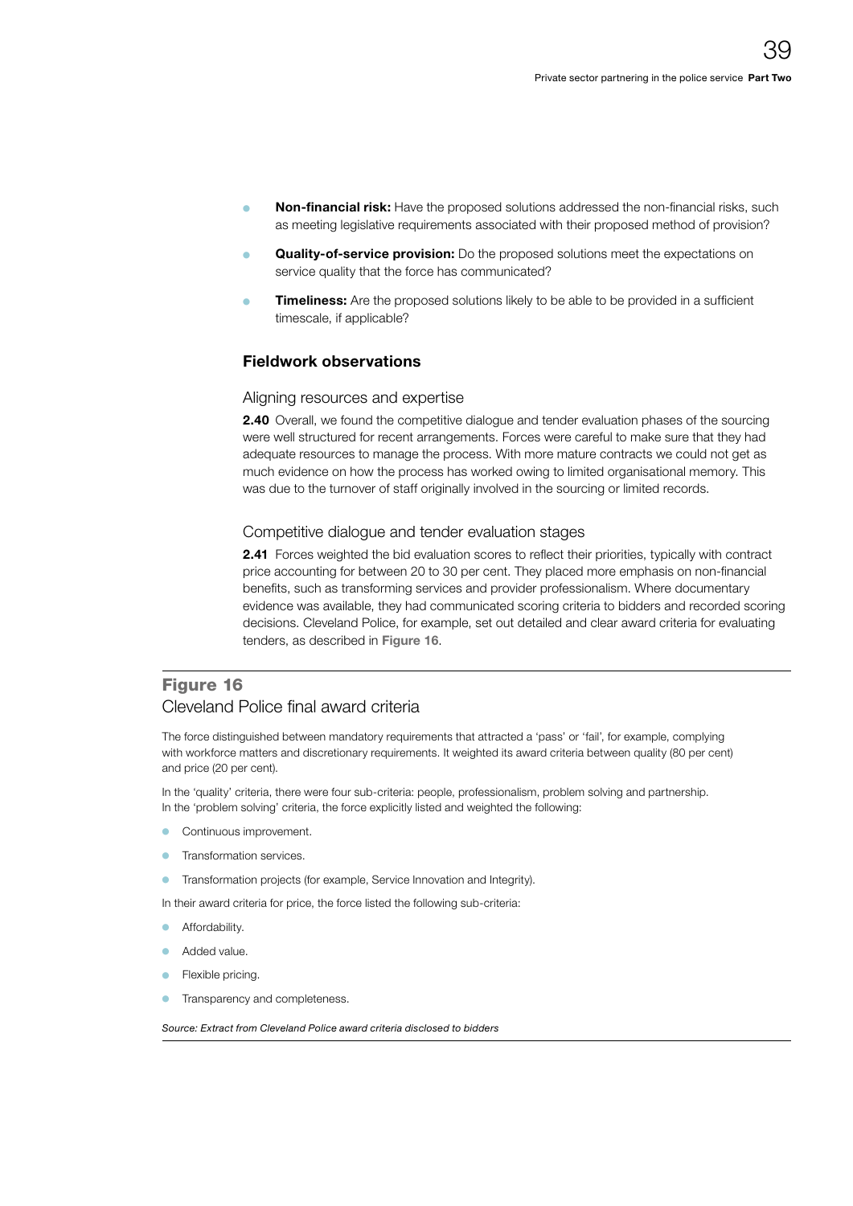- **Non-financial risk:** Have the proposed solutions addressed the non-financial risks, such as meeting legislative requirements associated with their proposed method of provision?
- **Quality-of-service provision:** Do the proposed solutions meet the expectations on service quality that the force has communicated?
- **Timeliness:** Are the proposed solutions likely to be able to be provided in a sufficient timescale, if applicable?

### Fieldwork observations

#### Aligning resources and expertise

**2.40** Overall, we found the competitive dialogue and tender evaluation phases of the sourcing were well structured for recent arrangements. Forces were careful to make sure that they had adequate resources to manage the process. With more mature contracts we could not get as much evidence on how the process has worked owing to limited organisational memory. This was due to the turnover of staff originally involved in the sourcing or limited records.

#### Competitive dialogue and tender evaluation stages

**2.41** Forces weighted the bid evaluation scores to reflect their priorities, typically with contract price accounting for between 20 to 30 per cent. They placed more emphasis on non-financial benefits, such as transforming services and provider professionalism. Where documentary evidence was available, they had communicated scoring criteria to bidders and recorded scoring decisions. Cleveland Police, for example, set out detailed and clear award criteria for evaluating tenders, as described in **Figure 16**.

**Figure 16**
Cleveland Police final award criteria

The force distinguished between mandatory requirements that attracted a 'pass' or 'fail', for example, complying with workforce matters and discretionary requirements. It weighted its award criteria between quality (80 per cent) and price (20 per cent).

In the 'quality' criteria, there were four sub-criteria: people, professionalism, problem solving and partnership. In the 'problem solving' criteria, the force explicitly listed and weighted the following:

- Continuous improvement.
- Transformation services.
- Transformation projects (for example, Service Innovation and Integrity).

In their award criteria for price, the force listed the following sub-criteria:

- Affordability.
- Added value.
- Flexible pricing.
- Transparency and completeness.

*Source: Extract from Cleveland Police award criteria disclosed to bidders*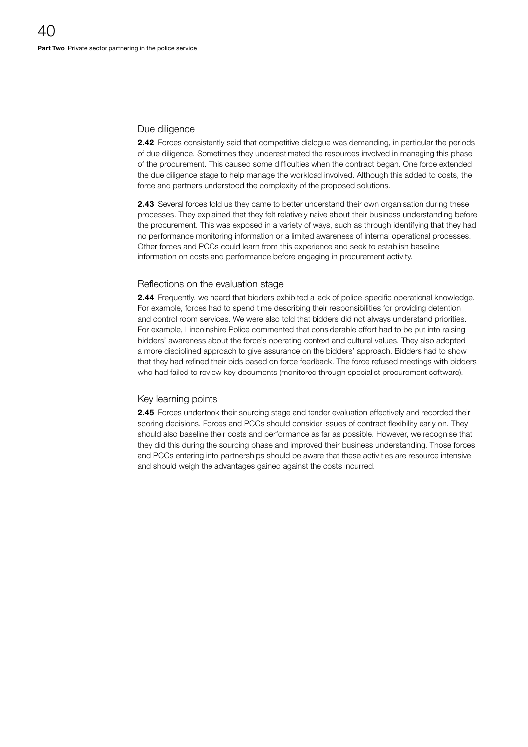## Due diligence

**2.42** Forces consistently said that competitive dialogue was demanding, in particular the periods of due diligence. Sometimes they underestimated the resources involved in managing this phase of the procurement. This caused some difficulties when the contract began. One force extended the due diligence stage to help manage the workload involved. Although this added to costs, the force and partners understood the complexity of the proposed solutions.

**2.43** Several forces told us they came to better understand their own organisation during these processes. They explained that they felt relatively naive about their business understanding before the procurement. This was exposed in a variety of ways, such as through identifying that they had no performance monitoring information or a limited awareness of internal operational processes. Other forces and PCCs could learn from this experience and seek to establish baseline information on costs and performance before engaging in procurement activity.

## Reflections on the evaluation stage

**2.44** Frequently, we heard that bidders exhibited a lack of police-specific operational knowledge. For example, forces had to spend time describing their responsibilities for providing detention and control room services. We were also told that bidders did not always understand priorities. For example, Lincolnshire Police commented that considerable effort had to be put into raising bidders' awareness about the force's operating context and cultural values. They also adopted a more disciplined approach to give assurance on the bidders' approach. Bidders had to show that they had refined their bids based on force feedback. The force refused meetings with bidders who had failed to review key documents (monitored through specialist procurement software).

## Key learning points

**2.45** Forces undertook their sourcing stage and tender evaluation effectively and recorded their scoring decisions. Forces and PCCs should consider issues of contract flexibility early on. They should also baseline their costs and performance as far as possible. However, we recognise that they did this during the sourcing phase and improved their business understanding. Those forces and PCCs entering into partnerships should be aware that these activities are resource intensive and should weigh the advantages gained against the costs incurred.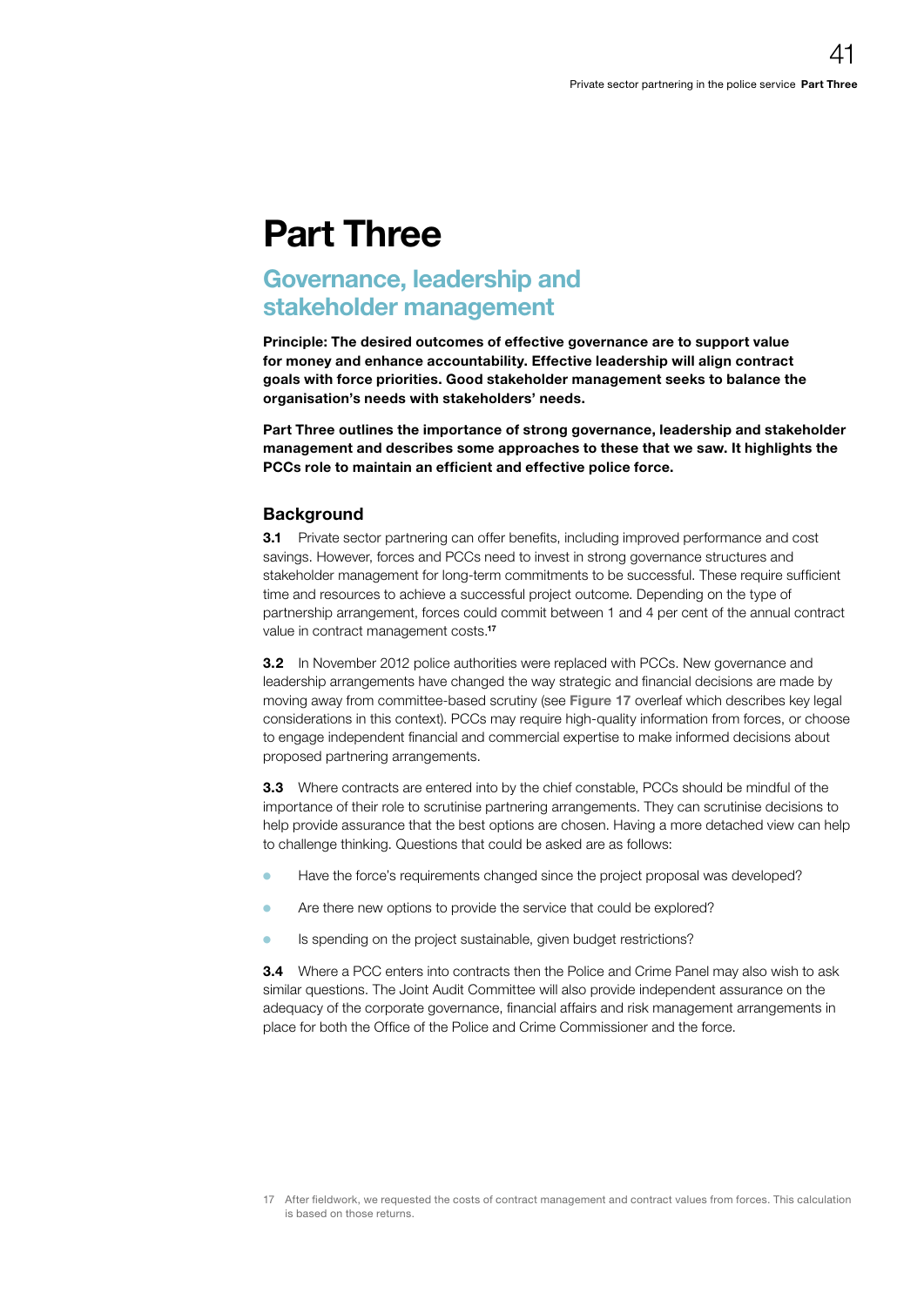# Part Three

## Governance, leadership and stakeholder management

**Principle: The desired outcomes of effective governance are to support value for money and enhance accountability. Effective leadership will align contract goals with force priorities. Good stakeholder management seeks to balance the organisation's needs with stakeholders' needs.**

**Part Three outlines the importance of strong governance, leadership and stakeholder management and describes some approaches to these that we saw. It highlights the PCCs role to maintain an efficient and effective police force.**

### Background

**3.1** Private sector partnering can offer benefits, including improved performance and cost savings. However, forces and PCCs need to invest in strong governance structures and stakeholder management for long-term commitments to be successful. These require sufficient time and resources to achieve a successful project outcome. Depending on the type of partnership arrangement, forces could commit between 1 and 4 per cent of the annual contract value in contract management costs.[17]

**3.2** In November 2012 police authorities were replaced with PCCs. New governance and leadership arrangements have changed the way strategic and financial decisions are made by moving away from committee-based scrutiny (see **Figure 17** overleaf which describes key legal considerations in this context). PCCs may require high-quality information from forces, or choose to engage independent financial and commercial expertise to make informed decisions about proposed partnering arrangements.

**3.3** Where contracts are entered into by the chief constable, PCCs should be mindful of the importance of their role to scrutinise partnering arrangements. They can scrutinise decisions to help provide assurance that the best options are chosen. Having a more detached view can help to challenge thinking. Questions that could be asked are as follows:

- Have the force's requirements changed since the project proposal was developed?
- Are there new options to provide the service that could be explored?
- Is spending on the project sustainable, given budget restrictions?

**3.4** Where a PCC enters into contracts then the Police and Crime Panel may also wish to ask similar questions. The Joint Audit Committee will also provide independent assurance on the adequacy of the corporate governance, financial affairs and risk management arrangements in place for both the Office of the Police and Crime Commissioner and the force.

17 After fieldwork, we requested the costs of contract management and contract values from forces. This calculation is based on those returns.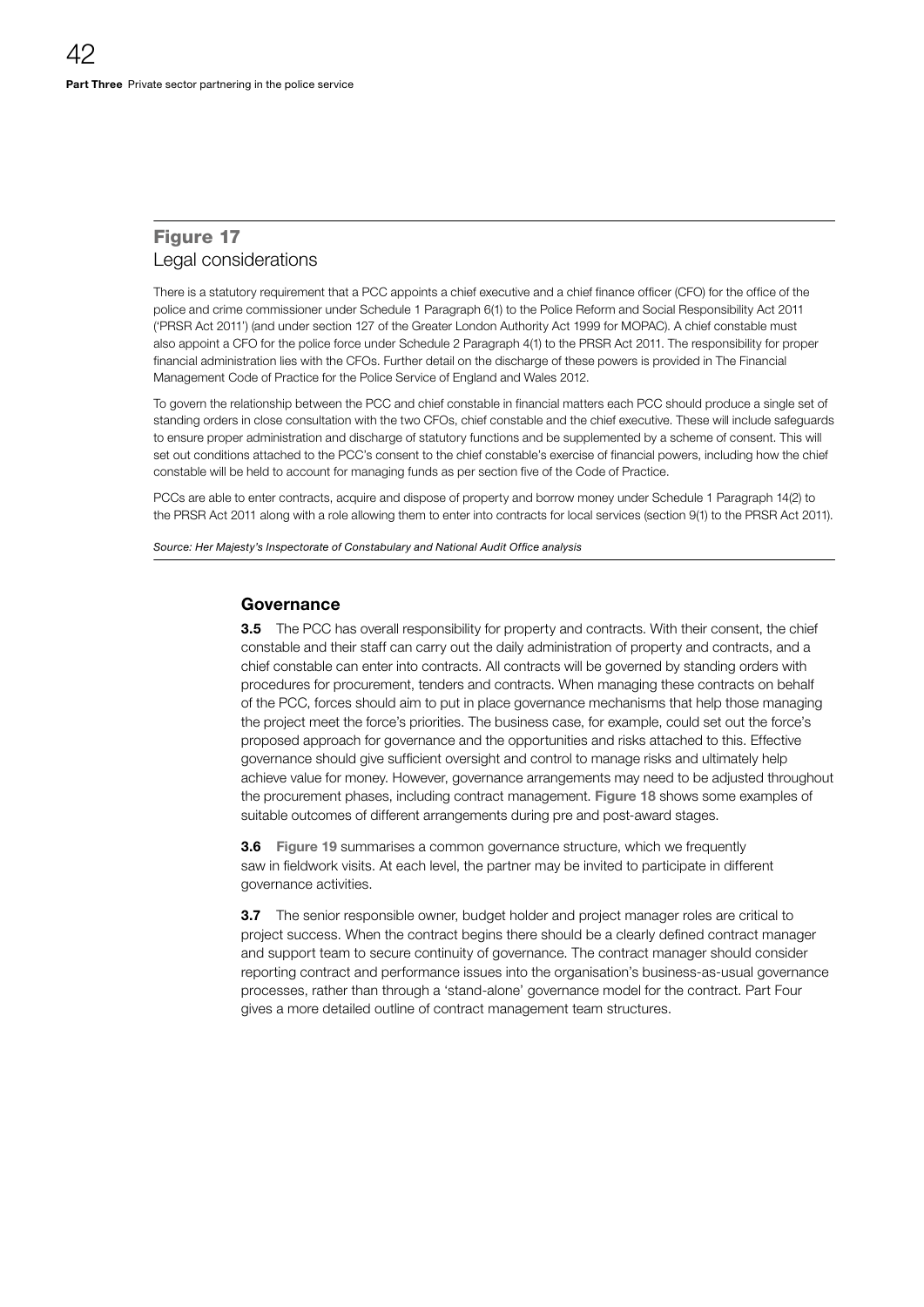## Figure 17
Legal considerations

There is a statutory requirement that a PCC appoints a chief executive and a chief finance officer (CFO) for the office of the police and crime commissioner under Schedule 1 Paragraph 6(1) to the Police Reform and Social Responsibility Act 2011 ('PRSR Act 2011') (and under section 127 of the Greater London Authority Act 1999 for MOPAC). A chief constable must also appoint a CFO for the police force under Schedule 2 Paragraph 4(1) to the PRSR Act 2011. The responsibility for proper financial administration lies with the CFOs. Further detail on the discharge of these powers is provided in The Financial Management Code of Practice for the Police Service of England and Wales 2012.

To govern the relationship between the PCC and chief constable in financial matters each PCC should produce a single set of standing orders in close consultation with the two CFOs, chief constable and the chief executive. These will include safeguards to ensure proper administration and discharge of statutory functions and be supplemented by a scheme of consent. This will set out conditions attached to the PCC's consent to the chief constable's exercise of financial powers, including how the chief constable will be held to account for managing funds as per section five of the Code of Practice.

PCCs are able to enter contracts, acquire and dispose of property and borrow money under Schedule 1 Paragraph 14(2) to the PRSR Act 2011 along with a role allowing them to enter into contracts for local services (section 9(1) to the PRSR Act 2011).

*Source: Her Majesty's Inspectorate of Constabulary and National Audit Office analysis*

### Governance

**3.5** The PCC has overall responsibility for property and contracts. With their consent, the chief constable and their staff can carry out the daily administration of property and contracts, and a chief constable can enter into contracts. All contracts will be governed by standing orders with procedures for procurement, tenders and contracts. When managing these contracts on behalf of the PCC, forces should aim to put in place governance mechanisms that help those managing the project meet the force's priorities. The business case, for example, could set out the force's proposed approach for governance and the opportunities and risks attached to this. Effective governance should give sufficient oversight and control to manage risks and ultimately help achieve value for money. However, governance arrangements may need to be adjusted throughout the procurement phases, including contract management. **Figure 18** shows some examples of suitable outcomes of different arrangements during pre and post-award stages.

**3.6** **Figure 19** summarises a common governance structure, which we frequently saw in fieldwork visits. At each level, the partner may be invited to participate in different governance activities.

**3.7** The senior responsible owner, budget holder and project manager roles are critical to project success. When the contract begins there should be a clearly defined contract manager and support team to secure continuity of governance. The contract manager should consider reporting contract and performance issues into the organisation's business-as-usual governance processes, rather than through a 'stand-alone' governance model for the contract. Part Four gives a more detailed outline of contract management team structures.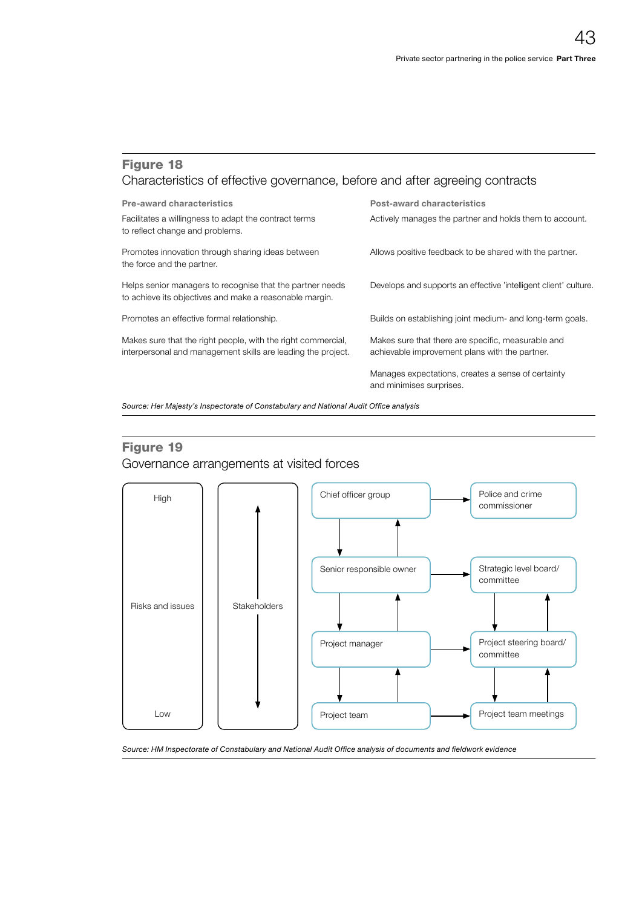## Figure 18

Characteristics of effective governance, before and after agreeing contracts

| Pre-award characteristics | Post-award characteristics |
| --- | --- |
| Facilitates a willingness to adapt the contract terms to reflect change and problems. | Actively manages the partner and holds them to account. |
| Promotes innovation through sharing ideas between the force and the partner. | Allows positive feedback to be shared with the partner. |
| Helps senior managers to recognise that the partner needs to achieve its objectives and make a reasonable margin. | Develops and supports an effective 'intelligent client' culture. |
| Promotes an effective formal relationship. | Builds on establishing joint medium- and long-term goals. |
| Makes sure that the right people, with the right commercial, interpersonal and management skills are leading the project. | Makes sure that there are specific, measurable and achievable improvement plans with the partner. |
| | Manages expectations, creates a sense of certainty and minimises surprises. |

*Source: Her Majesty's Inspectorate of Constabulary and National Audit Office analysis*

## Figure 19

Governance arrangements at visited forces

| Risks and issues | Stakeholders | Force governance | Linked body |
| --- | --- | --- | --- |
| High | ↑ | Chief officer group | Police and crime commissioner |
| | | Senior responsible owner | Strategic level board/ committee |
| | | Project manager | Project steering board/ committee |
| Low | ↓ | Project team | Project team meetings |

*Source: HM Inspectorate of Constabulary and National Audit Office analysis of documents and fieldwork evidence*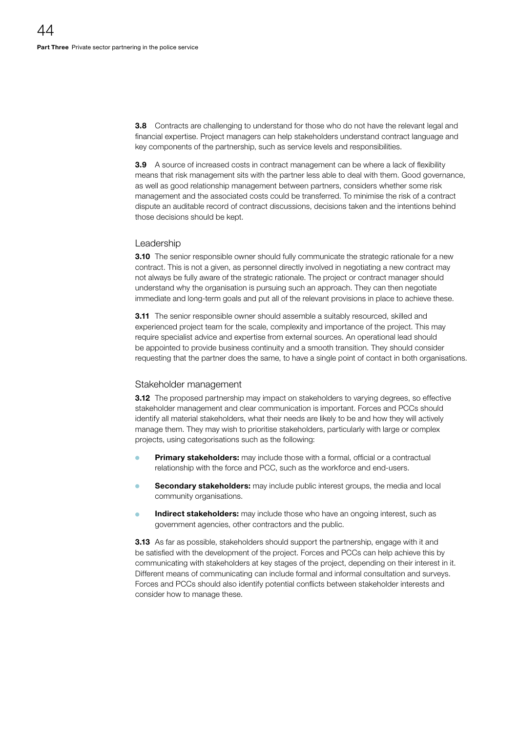**3.8** Contracts are challenging to understand for those who do not have the relevant legal and financial expertise. Project managers can help stakeholders understand contract language and key components of the partnership, such as service levels and responsibilities.

**3.9** A source of increased costs in contract management can be where a lack of flexibility means that risk management sits with the partner less able to deal with them. Good governance, as well as good relationship management between partners, considers whether some risk management and the associated costs could be transferred. To minimise the risk of a contract dispute an auditable record of contract discussions, decisions taken and the intentions behind those decisions should be kept.

## Leadership

**3.10** The senior responsible owner should fully communicate the strategic rationale for a new contract. This is not a given, as personnel directly involved in negotiating a new contract may not always be fully aware of the strategic rationale. The project or contract manager should understand why the organisation is pursuing such an approach. They can then negotiate immediate and long-term goals and put all of the relevant provisions in place to achieve these.

**3.11** The senior responsible owner should assemble a suitably resourced, skilled and experienced project team for the scale, complexity and importance of the project. This may require specialist advice and expertise from external sources. An operational lead should be appointed to provide business continuity and a smooth transition. They should consider requesting that the partner does the same, to have a single point of contact in both organisations.

## Stakeholder management

**3.12** The proposed partnership may impact on stakeholders to varying degrees, so effective stakeholder management and clear communication is important. Forces and PCCs should identify all material stakeholders, what their needs are likely to be and how they will actively manage them. They may wish to prioritise stakeholders, particularly with large or complex projects, using categorisations such as the following:

- **Primary stakeholders:** may include those with a formal, official or a contractual relationship with the force and PCC, such as the workforce and end-users.
- **Secondary stakeholders:** may include public interest groups, the media and local community organisations.
- **Indirect stakeholders:** may include those who have an ongoing interest, such as government agencies, other contractors and the public.

**3.13** As far as possible, stakeholders should support the partnership, engage with it and be satisfied with the development of the project. Forces and PCCs can help achieve this by communicating with stakeholders at key stages of the project, depending on their interest in it. Different means of communicating can include formal and informal consultation and surveys. Forces and PCCs should also identify potential conflicts between stakeholder interests and consider how to manage these.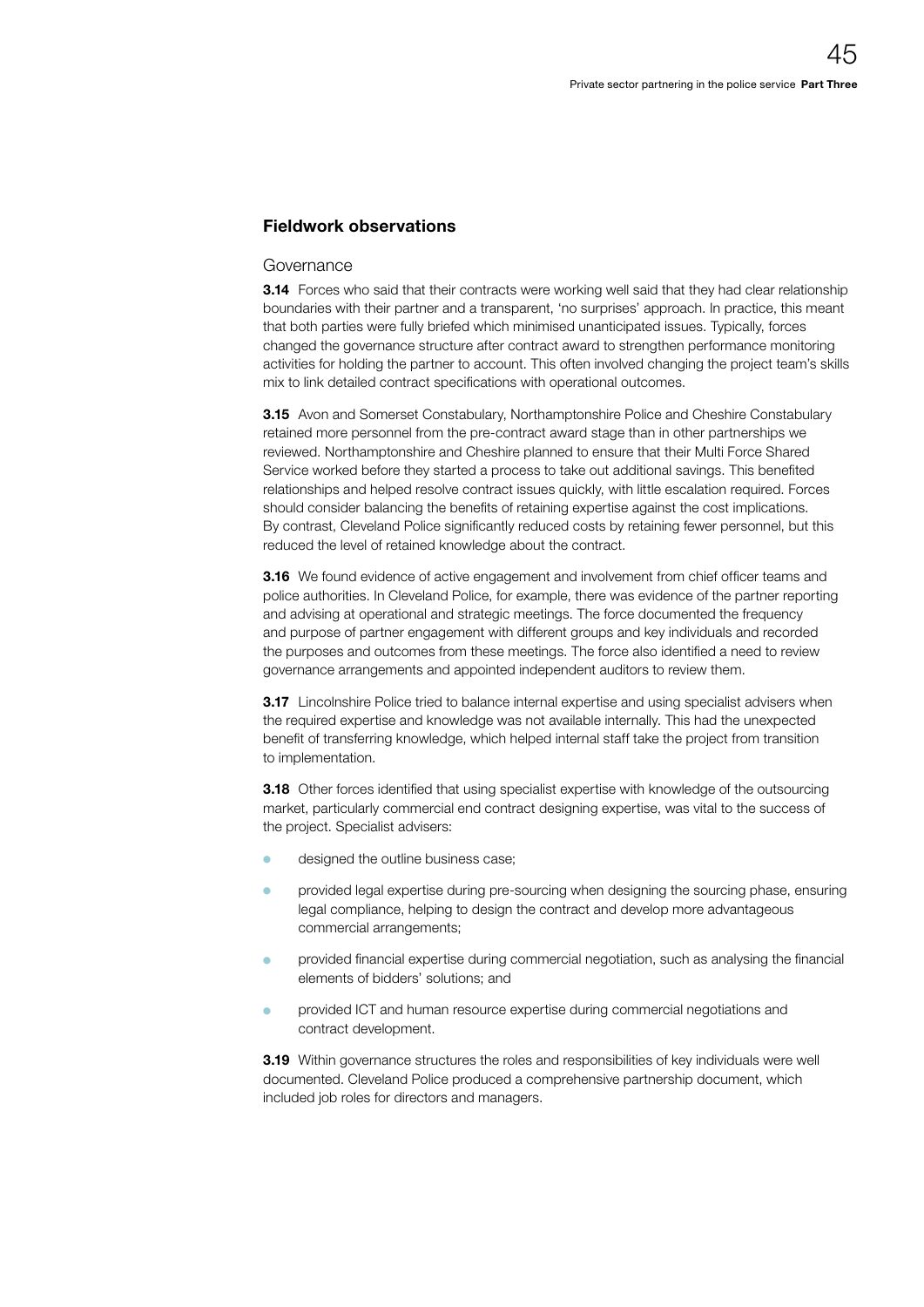## Fieldwork observations

### Governance

**3.14** Forces who said that their contracts were working well said that they had clear relationship boundaries with their partner and a transparent, 'no surprises' approach. In practice, this meant that both parties were fully briefed which minimised unanticipated issues. Typically, forces changed the governance structure after contract award to strengthen performance monitoring activities for holding the partner to account. This often involved changing the project team's skills mix to link detailed contract specifications with operational outcomes.

**3.15** Avon and Somerset Constabulary, Northamptonshire Police and Cheshire Constabulary retained more personnel from the pre-contract award stage than in other partnerships we reviewed. Northamptonshire and Cheshire planned to ensure that their Multi Force Shared Service worked before they started a process to take out additional savings. This benefited relationships and helped resolve contract issues quickly, with little escalation required. Forces should consider balancing the benefits of retaining expertise against the cost implications. By contrast, Cleveland Police significantly reduced costs by retaining fewer personnel, but this reduced the level of retained knowledge about the contract.

**3.16** We found evidence of active engagement and involvement from chief officer teams and police authorities. In Cleveland Police, for example, there was evidence of the partner reporting and advising at operational and strategic meetings. The force documented the frequency and purpose of partner engagement with different groups and key individuals and recorded the purposes and outcomes from these meetings. The force also identified a need to review governance arrangements and appointed independent auditors to review them.

**3.17** Lincolnshire Police tried to balance internal expertise and using specialist advisers when the required expertise and knowledge was not available internally. This had the unexpected benefit of transferring knowledge, which helped internal staff take the project from transition to implementation.

**3.18** Other forces identified that using specialist expertise with knowledge of the outsourcing market, particularly commercial end contract designing expertise, was vital to the success of the project. Specialist advisers:

- designed the outline business case;
- provided legal expertise during pre-sourcing when designing the sourcing phase, ensuring legal compliance, helping to design the contract and develop more advantageous commercial arrangements;
- provided financial expertise during commercial negotiation, such as analysing the financial elements of bidders' solutions; and
- provided ICT and human resource expertise during commercial negotiations and contract development.

**3.19** Within governance structures the roles and responsibilities of key individuals were well documented. Cleveland Police produced a comprehensive partnership document, which included job roles for directors and managers.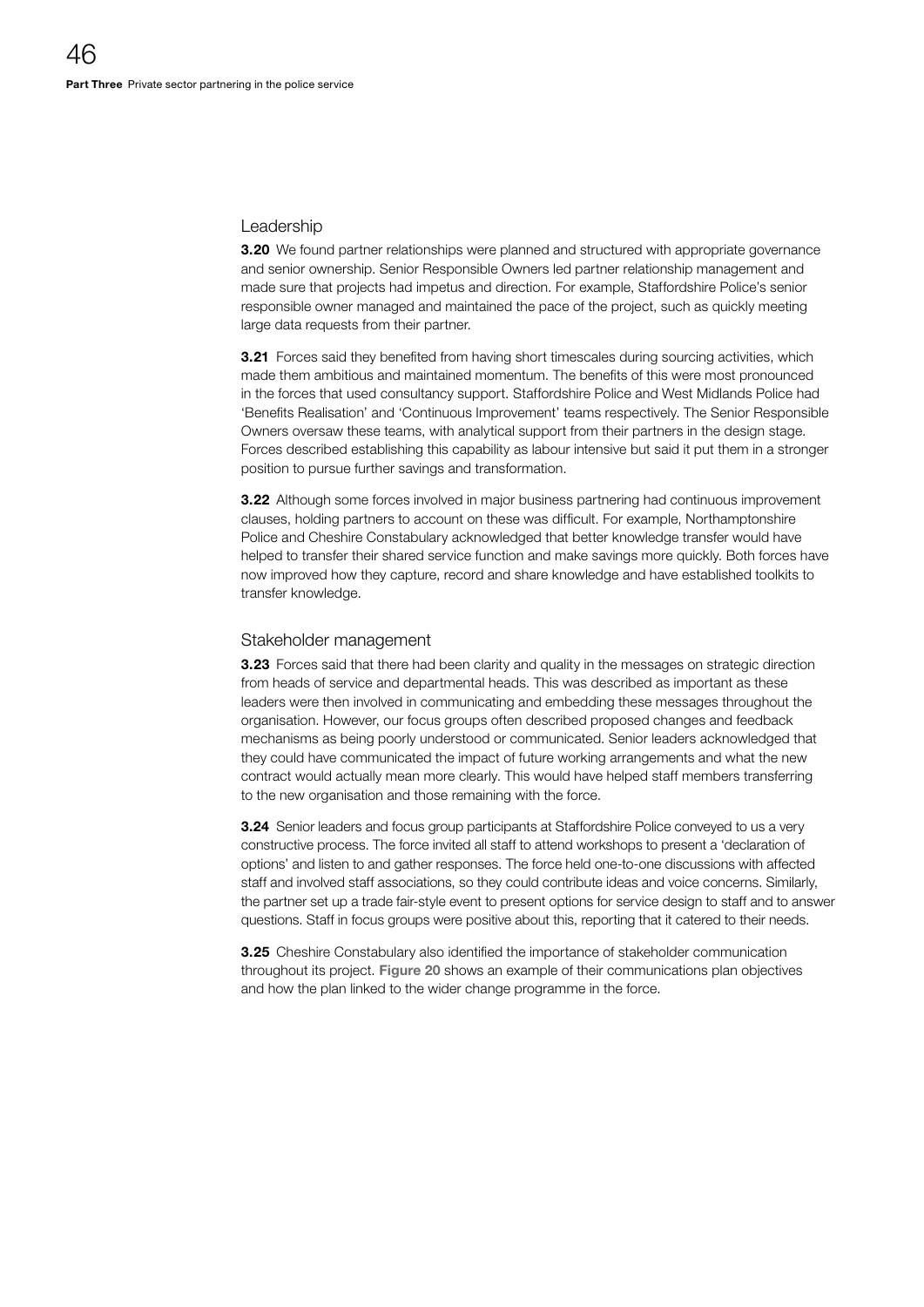## Leadership

**3.20** We found partner relationships were planned and structured with appropriate governance and senior ownership. Senior Responsible Owners led partner relationship management and made sure that projects had impetus and direction. For example, Staffordshire Police's senior responsible owner managed and maintained the pace of the project, such as quickly meeting large data requests from their partner.

**3.21** Forces said they benefited from having short timescales during sourcing activities, which made them ambitious and maintained momentum. The benefits of this were most pronounced in the forces that used consultancy support. Staffordshire Police and West Midlands Police had 'Benefits Realisation' and 'Continuous Improvement' teams respectively. The Senior Responsible Owners oversaw these teams, with analytical support from their partners in the design stage. Forces described establishing this capability as labour intensive but said it put them in a stronger position to pursue further savings and transformation.

**3.22** Although some forces involved in major business partnering had continuous improvement clauses, holding partners to account on these was difficult. For example, Northamptonshire Police and Cheshire Constabulary acknowledged that better knowledge transfer would have helped to transfer their shared service function and make savings more quickly. Both forces have now improved how they capture, record and share knowledge and have established toolkits to transfer knowledge.

## Stakeholder management

**3.23** Forces said that there had been clarity and quality in the messages on strategic direction from heads of service and departmental heads. This was described as important as these leaders were then involved in communicating and embedding these messages throughout the organisation. However, our focus groups often described proposed changes and feedback mechanisms as being poorly understood or communicated. Senior leaders acknowledged that they could have communicated the impact of future working arrangements and what the new contract would actually mean more clearly. This would have helped staff members transferring to the new organisation and those remaining with the force.

**3.24** Senior leaders and focus group participants at Staffordshire Police conveyed to us a very constructive process. The force invited all staff to attend workshops to present a 'declaration of options' and listen to and gather responses. The force held one-to-one discussions with affected staff and involved staff associations, so they could contribute ideas and voice concerns. Similarly, the partner set up a trade fair-style event to present options for service design to staff and to answer questions. Staff in focus groups were positive about this, reporting that it catered to their needs.

**3.25** Cheshire Constabulary also identified the importance of stakeholder communication throughout its project. **Figure 20** shows an example of their communications plan objectives and how the plan linked to the wider change programme in the force.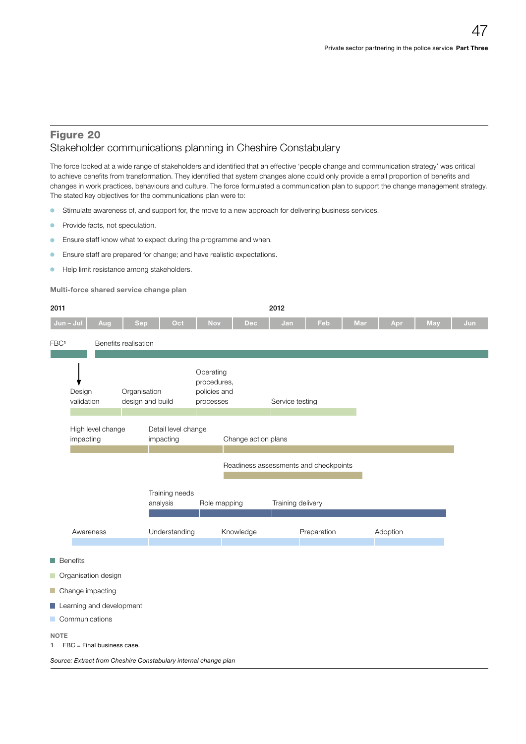## Figure 20

### Stakeholder communications planning in Cheshire Constabulary

The force looked at a wide range of stakeholders and identified that an effective 'people change and communication strategy' was critical to achieve benefits from transformation. They identified that system changes alone could only provide a small proportion of benefits and changes in work practices, behaviours and culture. The force formulated a communication plan to support the change management strategy. The stated key objectives for the communications plan were to:

- Stimulate awareness of, and support for, the move to a new approach for delivering business services.
- Provide facts, not speculation.
- Ensure staff know what to expect during the programme and when.
- Ensure staff are prepared for change; and have realistic expectations.
- Help limit resistance among stakeholders.

**Multi-force shared service change plan**

2011 — 2012

| Jun – Jul | Aug | Sep | Oct | Nov | Dec | Jan | Feb | Mar | Apr | May | Jun |
|---|---|---|---|---|---|---|---|---|---|---|---|

FBC[1] → Benefits realisation

Design validation → Organisation design and build → Operating procedures, policies and processes → Service testing

High level change impacting → Detail level change impacting → Change action plans

Readiness assessments and checkpoints

Training needs analysis → Role mapping → Training delivery

Awareness → Understanding → Knowledge → Preparation → Adoption

- Benefits
- Organisation design
- Change impacting
- Learning and development
- Communications

**NOTE**

1 FBC = Final business case.

*Source: Extract from Cheshire Constabulary internal change plan*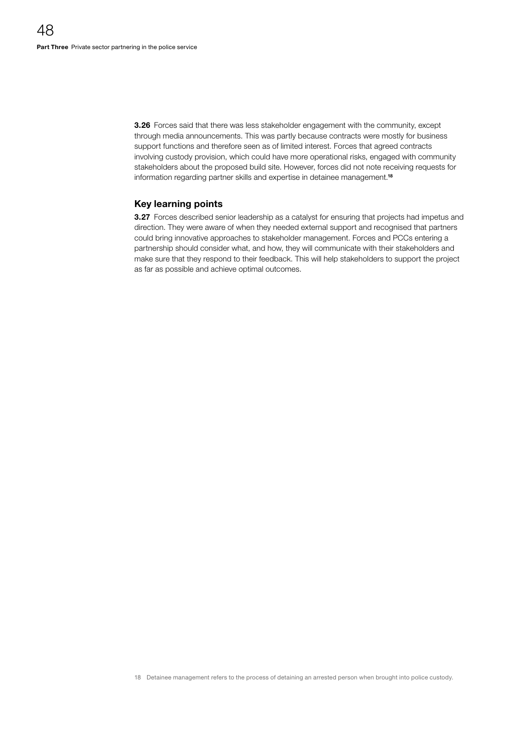**3.26** Forces said that there was less stakeholder engagement with the community, except through media announcements. This was partly because contracts were mostly for business support functions and therefore seen as of limited interest. Forces that agreed contracts involving custody provision, which could have more operational risks, engaged with community stakeholders about the proposed build site. However, forces did not note receiving requests for information regarding partner skills and expertise in detainee management.[18]

## Key learning points

**3.27** Forces described senior leadership as a catalyst for ensuring that projects had impetus and direction. They were aware of when they needed external support and recognised that partners could bring innovative approaches to stakeholder management. Forces and PCCs entering a partnership should consider what, and how, they will communicate with their stakeholders and make sure that they respond to their feedback. This will help stakeholders to support the project as far as possible and achieve optimal outcomes.

18 Detainee management refers to the process of detaining an arrested person when brought into police custody.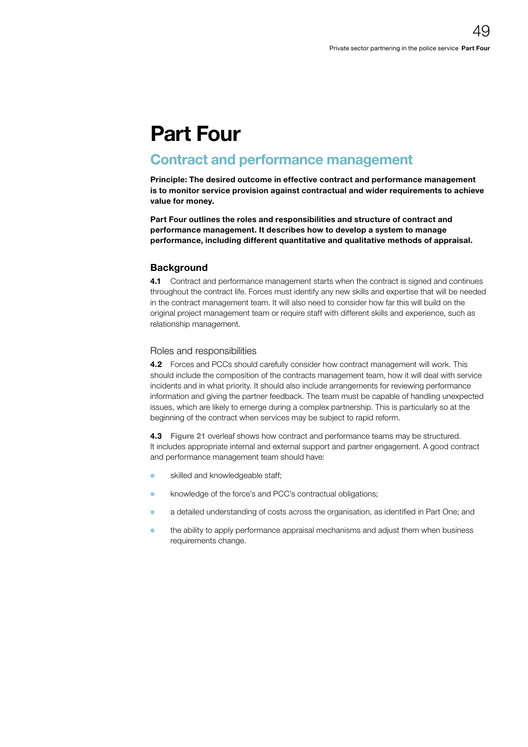# Part Four

## Contract and performance management

**Principle: The desired outcome in effective contract and performance management is to monitor service provision against contractual and wider requirements to achieve value for money.**

**Part Four outlines the roles and responsibilities and structure of contract and performance management. It describes how to develop a system to manage performance, including different quantitative and qualitative methods of appraisal.**

### Background

**4.1** Contract and performance management starts when the contract is signed and continues throughout the contract life. Forces must identify any new skills and expertise that will be needed in the contract management team. It will also need to consider how far this will build on the original project management team or require staff with different skills and experience, such as relationship management.

#### Roles and responsibilities

**4.2** Forces and PCCs should carefully consider how contract management will work. This should include the composition of the contracts management team, how it will deal with service incidents and in what priority. It should also include arrangements for reviewing performance information and giving the partner feedback. The team must be capable of handling unexpected issues, which are likely to emerge during a complex partnership. This is particularly so at the beginning of the contract when services may be subject to rapid reform.

**4.3** Figure 21 overleaf shows how contract and performance teams may be structured. It includes appropriate internal and external support and partner engagement. A good contract and performance management team should have:

- skilled and knowledgeable staff;
- knowledge of the force's and PCC's contractual obligations;
- a detailed understanding of costs across the organisation, as identified in Part One; and
- the ability to apply performance appraisal mechanisms and adjust them when business requirements change.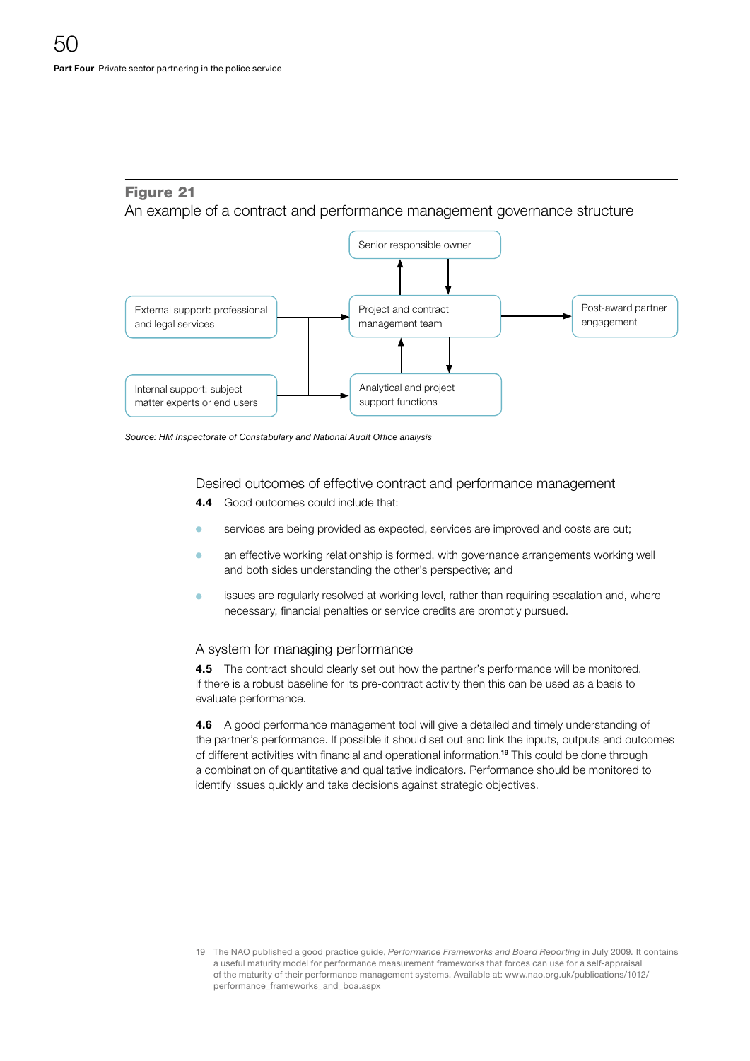## Figure 21

An example of a contract and performance management governance structure

Senior responsible owner

External support: professional and legal services

Project and contract management team

Post-award partner engagement

Internal support: subject matter experts or end users

Analytical and project support functions

*Source: HM Inspectorate of Constabulary and National Audit Office analysis*

### Desired outcomes of effective contract and performance management

**4.4** Good outcomes could include that:

- services are being provided as expected, services are improved and costs are cut;
- an effective working relationship is formed, with governance arrangements working well and both sides understanding the other's perspective; and
- issues are regularly resolved at working level, rather than requiring escalation and, where necessary, financial penalties or service credits are promptly pursued.

### A system for managing performance

**4.5** The contract should clearly set out how the partner's performance will be monitored. If there is a robust baseline for its pre-contract activity then this can be used as a basis to evaluate performance.

**4.6** A good performance management tool will give a detailed and timely understanding of the partner's performance. If possible it should set out and link the inputs, outputs and outcomes of different activities with financial and operational information.[19] This could be done through a combination of quantitative and qualitative indicators. Performance should be monitored to identify issues quickly and take decisions against strategic objectives.

19 The NAO published a good practice guide, *Performance Frameworks and Board Reporting* in July 2009. It contains a useful maturity model for performance measurement frameworks that forces can use for a self-appraisal of the maturity of their performance management systems. Available at: www.nao.org.uk/publications/1012/performance_frameworks_and_boa.aspx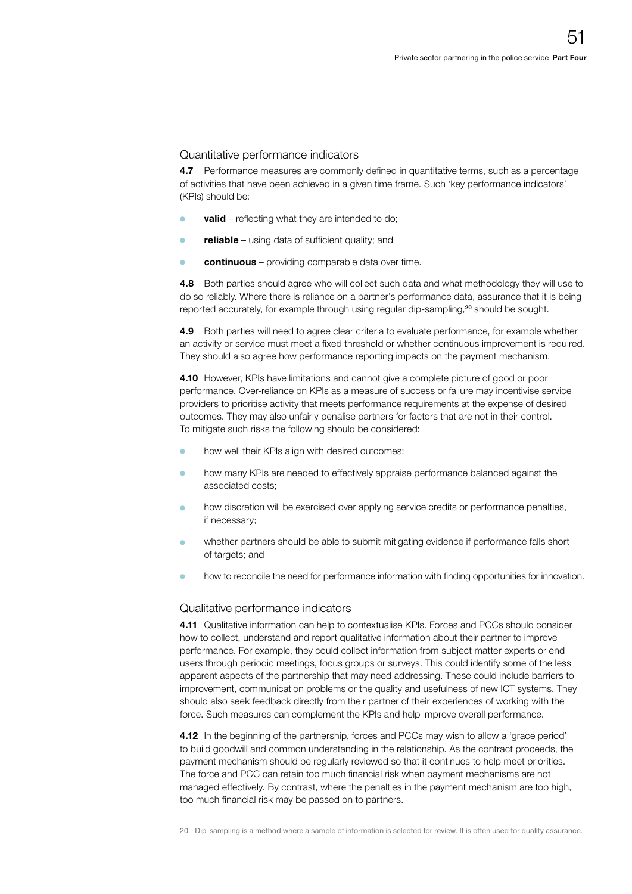## Quantitative performance indicators

**4.7** Performance measures are commonly defined in quantitative terms, such as a percentage of activities that have been achieved in a given time frame. Such 'key performance indicators' (KPIs) should be:

- **valid** – reflecting what they are intended to do;
- **reliable** – using data of sufficient quality; and
- **continuous** – providing comparable data over time.

**4.8** Both parties should agree who will collect such data and what methodology they will use to do so reliably. Where there is reliance on a partner's performance data, assurance that it is being reported accurately, for example through using regular dip-sampling,[20] should be sought.

**4.9** Both parties will need to agree clear criteria to evaluate performance, for example whether an activity or service must meet a fixed threshold or whether continuous improvement is required. They should also agree how performance reporting impacts on the payment mechanism.

**4.10** However, KPIs have limitations and cannot give a complete picture of good or poor performance. Over-reliance on KPIs as a measure of success or failure may incentivise service providers to prioritise activity that meets performance requirements at the expense of desired outcomes. They may also unfairly penalise partners for factors that are not in their control. To mitigate such risks the following should be considered:

- how well their KPIs align with desired outcomes;
- how many KPIs are needed to effectively appraise performance balanced against the associated costs;
- how discretion will be exercised over applying service credits or performance penalties, if necessary;
- whether partners should be able to submit mitigating evidence if performance falls short of targets; and
- how to reconcile the need for performance information with finding opportunities for innovation.

## Qualitative performance indicators

**4.11** Qualitative information can help to contextualise KPIs. Forces and PCCs should consider how to collect, understand and report qualitative information about their partner to improve performance. For example, they could collect information from subject matter experts or end users through periodic meetings, focus groups or surveys. This could identify some of the less apparent aspects of the partnership that may need addressing. These could include barriers to improvement, communication problems or the quality and usefulness of new ICT systems. They should also seek feedback directly from their partner of their experiences of working with the force. Such measures can complement the KPIs and help improve overall performance.

**4.12** In the beginning of the partnership, forces and PCCs may wish to allow a 'grace period' to build goodwill and common understanding in the relationship. As the contract proceeds, the payment mechanism should be regularly reviewed so that it continues to help meet priorities. The force and PCC can retain too much financial risk when payment mechanisms are not managed effectively. By contrast, where the penalties in the payment mechanism are too high, too much financial risk may be passed on to partners.

20 Dip-sampling is a method where a sample of information is selected for review. It is often used for quality assurance.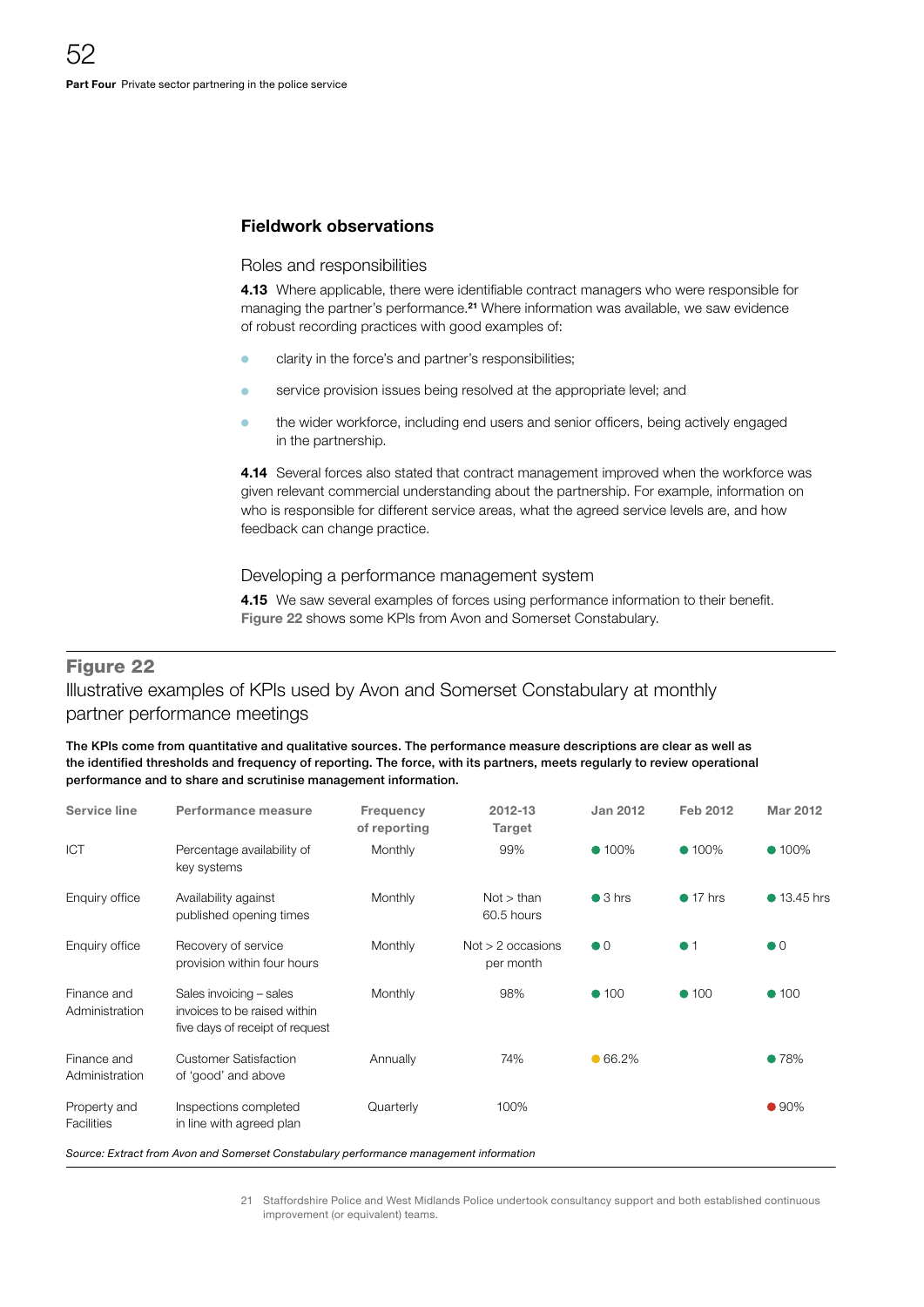## Fieldwork observations

### Roles and responsibilities

**4.13** Where applicable, there were identifiable contract managers who were responsible for managing the partner's performance.[21] Where information was available, we saw evidence of robust recording practices with good examples of:

- clarity in the force's and partner's responsibilities;
- service provision issues being resolved at the appropriate level; and
- the wider workforce, including end users and senior officers, being actively engaged in the partnership.

**4.14** Several forces also stated that contract management improved when the workforce was given relevant commercial understanding about the partnership. For example, information on who is responsible for different service areas, what the agreed service levels are, and how feedback can change practice.

### Developing a performance management system

**4.15** We saw several examples of forces using performance information to their benefit. **Figure 22** shows some KPIs from Avon and Somerset Constabulary.

**Figure 22**

Illustrative examples of KPIs used by Avon and Somerset Constabulary at monthly partner performance meetings

**The KPIs come from quantitative and qualitative sources. The performance measure descriptions are clear as well as the identified thresholds and frequency of reporting. The force, with its partners, meets regularly to review operational performance and to share and scrutinise management information.**

| Service line | Performance measure | Frequency of reporting | 2012-13 Target | Jan 2012 | Feb 2012 | Mar 2012 |
|---|---|---|---|---|---|---|
| ICT | Percentage availability of key systems | Monthly | 99% | ● 100% | ● 100% | ● 100% |
| Enquiry office | Availability against published opening times | Monthly | Not > than 60.5 hours | ● 3 hrs | ● 17 hrs | ● 13.45 hrs |
| Enquiry office | Recovery of service provision within four hours | Monthly | Not > 2 occasions per month | ● 0 | ● 1 | ● 0 |
| Finance and Administration | Sales invoicing – sales invoices to be raised within five days of receipt of request | Monthly | 98% | ● 100 | ● 100 | ● 100 |
| Finance and Administration | Customer Satisfaction of 'good' and above | Annually | 74% | ● 66.2% | | ● 78% |
| Property and Facilities | Inspections completed in line with agreed plan | Quarterly | 100% | | | ● 90% |

*Source: Extract from Avon and Somerset Constabulary performance management information*

21 Staffordshire Police and West Midlands Police undertook consultancy support and both established continuous improvement (or equivalent) teams.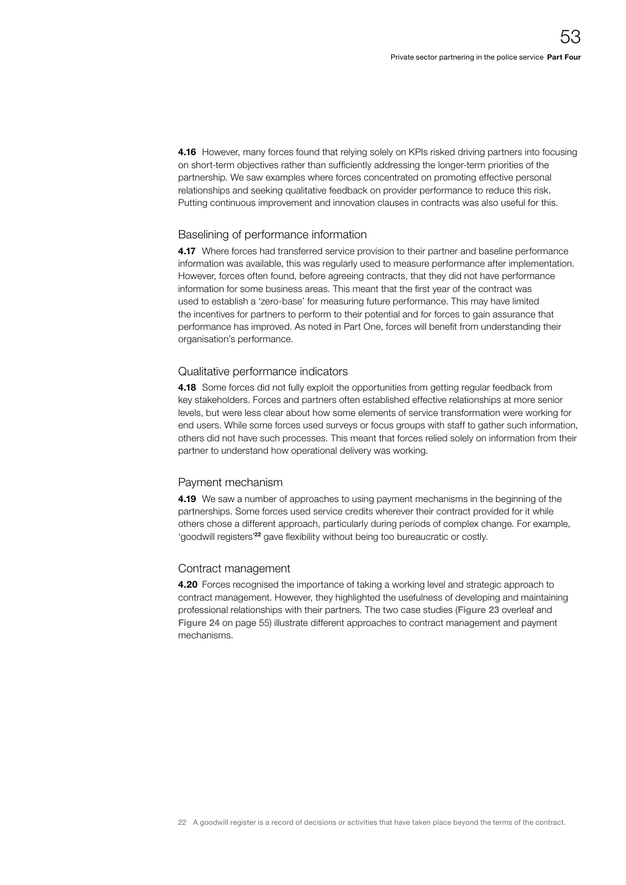**4.16** However, many forces found that relying solely on KPIs risked driving partners into focusing on short-term objectives rather than sufficiently addressing the longer-term priorities of the partnership. We saw examples where forces concentrated on promoting effective personal relationships and seeking qualitative feedback on provider performance to reduce this risk. Putting continuous improvement and innovation clauses in contracts was also useful for this.

## Baselining of performance information

**4.17** Where forces had transferred service provision to their partner and baseline performance information was available, this was regularly used to measure performance after implementation. However, forces often found, before agreeing contracts, that they did not have performance information for some business areas. This meant that the first year of the contract was used to establish a 'zero-base' for measuring future performance. This may have limited the incentives for partners to perform to their potential and for forces to gain assurance that performance has improved. As noted in Part One, forces will benefit from understanding their organisation's performance.

## Qualitative performance indicators

**4.18** Some forces did not fully exploit the opportunities from getting regular feedback from key stakeholders. Forces and partners often established effective relationships at more senior levels, but were less clear about how some elements of service transformation were working for end users. While some forces used surveys or focus groups with staff to gather such information, others did not have such processes. This meant that forces relied solely on information from their partner to understand how operational delivery was working.

## Payment mechanism

**4.19** We saw a number of approaches to using payment mechanisms in the beginning of the partnerships. Some forces used service credits wherever their contract provided for it while others chose a different approach, particularly during periods of complex change. For example, 'goodwill registers'[22] gave flexibility without being too bureaucratic or costly.

## Contract management

**4.20** Forces recognised the importance of taking a working level and strategic approach to contract management. However, they highlighted the usefulness of developing and maintaining professional relationships with their partners. The two case studies (**Figure 23** overleaf and **Figure 24** on page 55) illustrate different approaches to contract management and payment mechanisms.

22 A goodwill register is a record of decisions or activities that have taken place beyond the terms of the contract.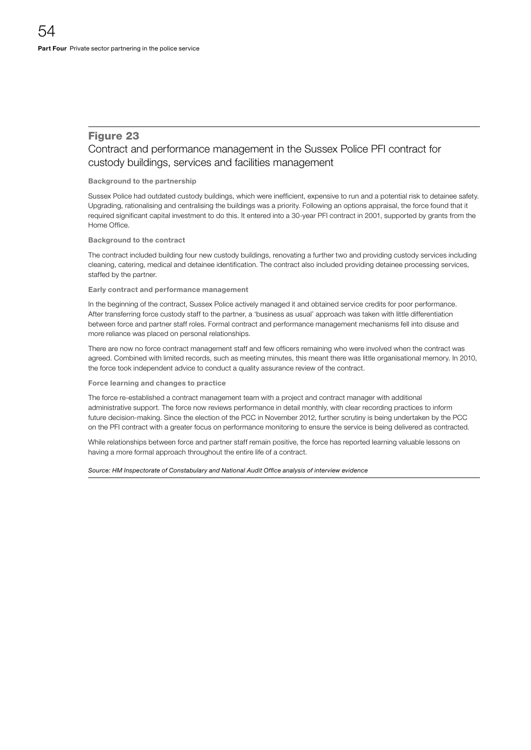## Figure 23

Contract and performance management in the Sussex Police PFI contract for custody buildings, services and facilities management

**Background to the partnership**

Sussex Police had outdated custody buildings, which were inefficient, expensive to run and a potential risk to detainee safety. Upgrading, rationalising and centralising the buildings was a priority. Following an options appraisal, the force found that it required significant capital investment to do this. It entered into a 30-year PFI contract in 2001, supported by grants from the Home Office.

**Background to the contract**

The contract included building four new custody buildings, renovating a further two and providing custody services including cleaning, catering, medical and detainee identification. The contract also included providing detainee processing services, staffed by the partner.

**Early contract and performance management**

In the beginning of the contract, Sussex Police actively managed it and obtained service credits for poor performance. After transferring force custody staff to the partner, a 'business as usual' approach was taken with little differentiation between force and partner staff roles. Formal contract and performance management mechanisms fell into disuse and more reliance was placed on personal relationships.

There are now no force contract management staff and few officers remaining who were involved when the contract was agreed. Combined with limited records, such as meeting minutes, this meant there was little organisational memory. In 2010, the force took independent advice to conduct a quality assurance review of the contract.

**Force learning and changes to practice**

The force re-established a contract management team with a project and contract manager with additional administrative support. The force now reviews performance in detail monthly, with clear recording practices to inform future decision-making. Since the election of the PCC in November 2012, further scrutiny is being undertaken by the PCC on the PFI contract with a greater focus on performance monitoring to ensure the service is being delivered as contracted.

While relationships between force and partner staff remain positive, the force has reported learning valuable lessons on having a more formal approach throughout the entire life of a contract.

*Source: HM Inspectorate of Constabulary and National Audit Office analysis of interview evidence*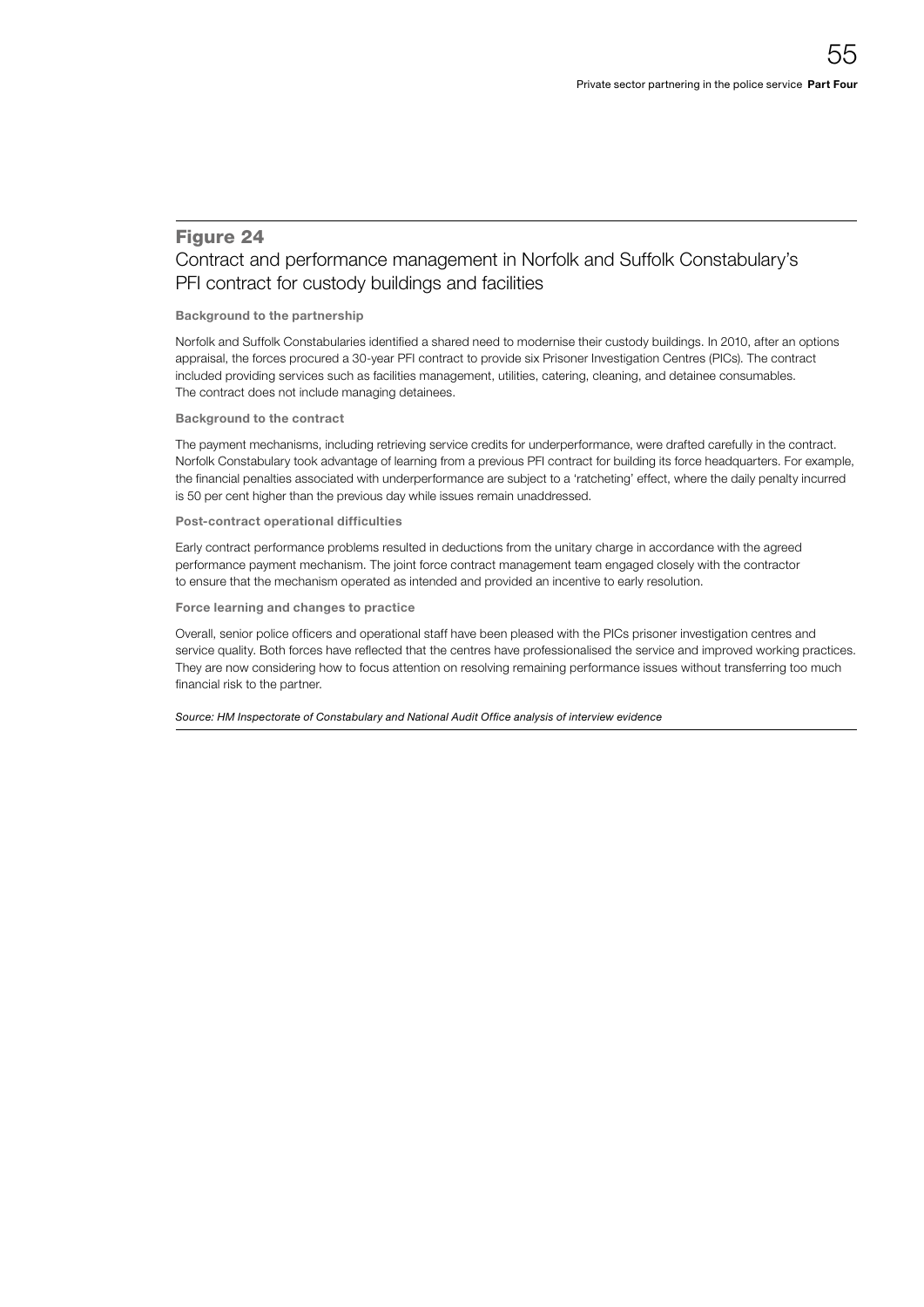## Figure 24

Contract and performance management in Norfolk and Suffolk Constabulary's PFI contract for custody buildings and facilities

**Background to the partnership**

Norfolk and Suffolk Constabularies identified a shared need to modernise their custody buildings. In 2010, after an options appraisal, the forces procured a 30-year PFI contract to provide six Prisoner Investigation Centres (PICs). The contract included providing services such as facilities management, utilities, catering, cleaning, and detainee consumables. The contract does not include managing detainees.

**Background to the contract**

The payment mechanisms, including retrieving service credits for underperformance, were drafted carefully in the contract. Norfolk Constabulary took advantage of learning from a previous PFI contract for building its force headquarters. For example, the financial penalties associated with underperformance are subject to a 'ratcheting' effect, where the daily penalty incurred is 50 per cent higher than the previous day while issues remain unaddressed.

**Post-contract operational difficulties**

Early contract performance problems resulted in deductions from the unitary charge in accordance with the agreed performance payment mechanism. The joint force contract management team engaged closely with the contractor to ensure that the mechanism operated as intended and provided an incentive to early resolution.

**Force learning and changes to practice**

Overall, senior police officers and operational staff have been pleased with the PICs prisoner investigation centres and service quality. Both forces have reflected that the centres have professionalised the service and improved working practices. They are now considering how to focus attention on resolving remaining performance issues without transferring too much financial risk to the partner.

*Source: HM Inspectorate of Constabulary and National Audit Office analysis of interview evidence*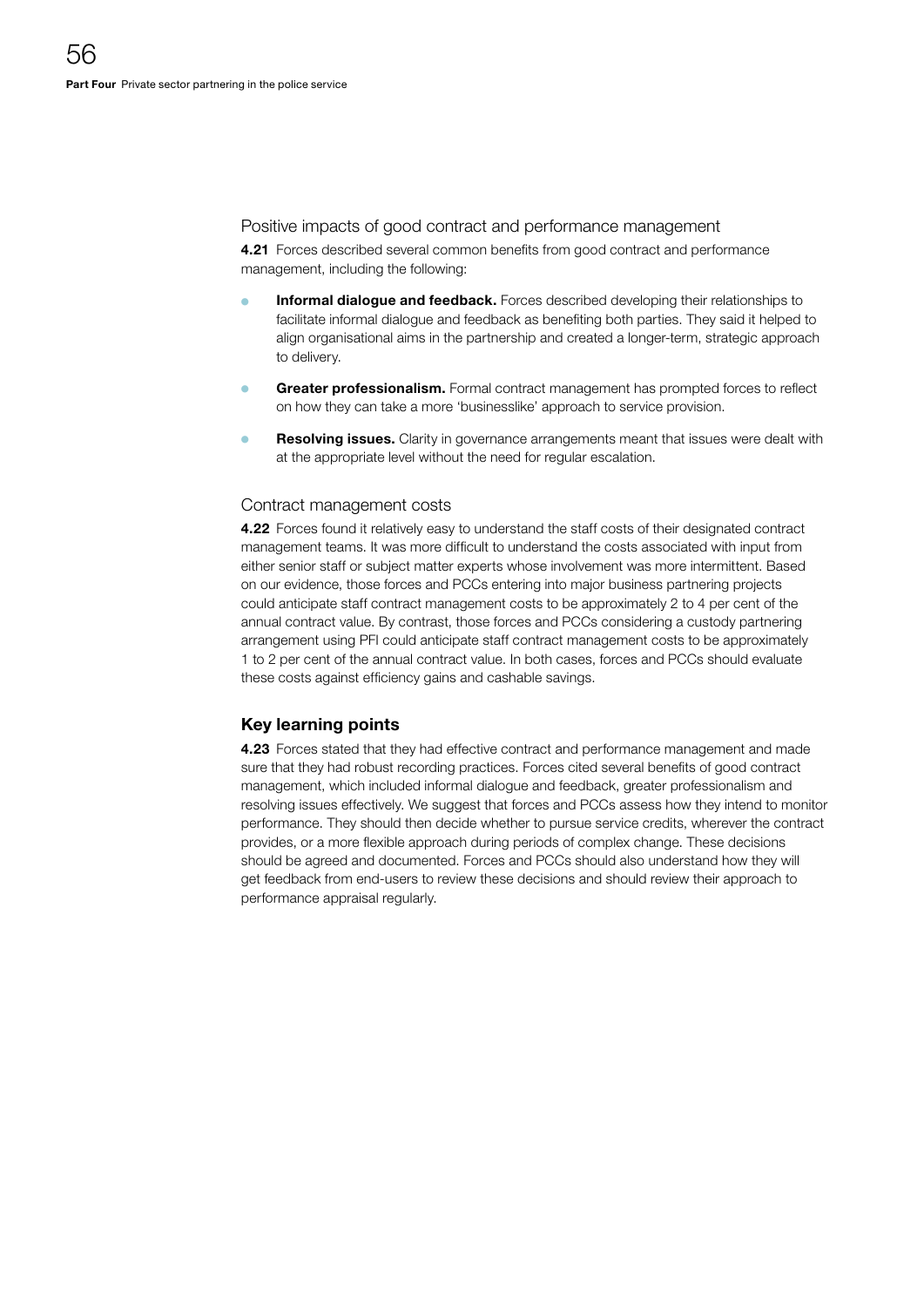### Positive impacts of good contract and performance management

**4.21** Forces described several common benefits from good contract and performance management, including the following:

- **Informal dialogue and feedback.** Forces described developing their relationships to facilitate informal dialogue and feedback as benefiting both parties. They said it helped to align organisational aims in the partnership and created a longer-term, strategic approach to delivery.
- **Greater professionalism.** Formal contract management has prompted forces to reflect on how they can take a more 'businesslike' approach to service provision.
- **Resolving issues.** Clarity in governance arrangements meant that issues were dealt with at the appropriate level without the need for regular escalation.

### Contract management costs

**4.22** Forces found it relatively easy to understand the staff costs of their designated contract management teams. It was more difficult to understand the costs associated with input from either senior staff or subject matter experts whose involvement was more intermittent. Based on our evidence, those forces and PCCs entering into major business partnering projects could anticipate staff contract management costs to be approximately 2 to 4 per cent of the annual contract value. By contrast, those forces and PCCs considering a custody partnering arrangement using PFI could anticipate staff contract management costs to be approximately 1 to 2 per cent of the annual contract value. In both cases, forces and PCCs should evaluate these costs against efficiency gains and cashable savings.

## Key learning points

**4.23** Forces stated that they had effective contract and performance management and made sure that they had robust recording practices. Forces cited several benefits of good contract management, which included informal dialogue and feedback, greater professionalism and resolving issues effectively. We suggest that forces and PCCs assess how they intend to monitor performance. They should then decide whether to pursue service credits, wherever the contract provides, or a more flexible approach during periods of complex change. These decisions should be agreed and documented. Forces and PCCs should also understand how they will get feedback from end-users to review these decisions and should review their approach to performance appraisal regularly.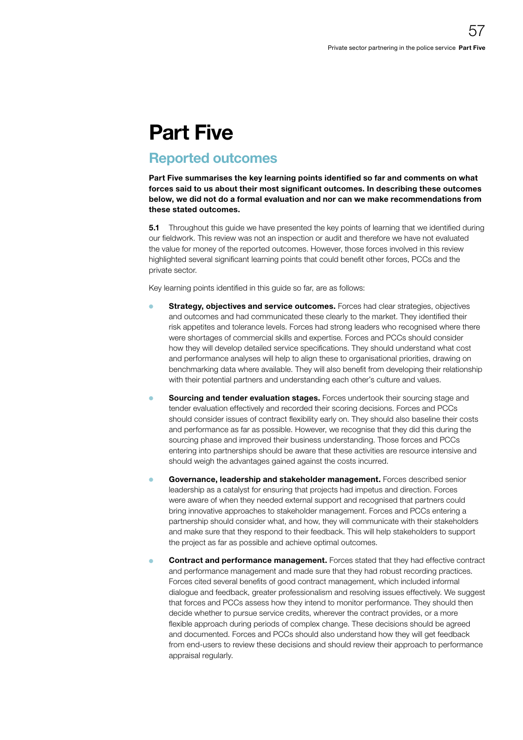# Part Five

## Reported outcomes

**Part Five summarises the key learning points identified so far and comments on what forces said to us about their most significant outcomes. In describing these outcomes below, we did not do a formal evaluation and nor can we make recommendations from these stated outcomes.**

**5.1** Throughout this guide we have presented the key points of learning that we identified during our fieldwork. This review was not an inspection or audit and therefore we have not evaluated the value for money of the reported outcomes. However, those forces involved in this review highlighted several significant learning points that could benefit other forces, PCCs and the private sector.

Key learning points identified in this guide so far, are as follows:

- **Strategy, objectives and service outcomes.** Forces had clear strategies, objectives and outcomes and had communicated these clearly to the market. They identified their risk appetites and tolerance levels. Forces had strong leaders who recognised where there were shortages of commercial skills and expertise. Forces and PCCs should consider how they will develop detailed service specifications. They should understand what cost and performance analyses will help to align these to organisational priorities, drawing on benchmarking data where available. They will also benefit from developing their relationship with their potential partners and understanding each other's culture and values.

- **Sourcing and tender evaluation stages.** Forces undertook their sourcing stage and tender evaluation effectively and recorded their scoring decisions. Forces and PCCs should consider issues of contract flexibility early on. They should also baseline their costs and performance as far as possible. However, we recognise that they did this during the sourcing phase and improved their business understanding. Those forces and PCCs entering into partnerships should be aware that these activities are resource intensive and should weigh the advantages gained against the costs incurred.

- **Governance, leadership and stakeholder management.** Forces described senior leadership as a catalyst for ensuring that projects had impetus and direction. Forces were aware of when they needed external support and recognised that partners could bring innovative approaches to stakeholder management. Forces and PCCs entering a partnership should consider what, and how, they will communicate with their stakeholders and make sure that they respond to their feedback. This will help stakeholders to support the project as far as possible and achieve optimal outcomes.

- **Contract and performance management.** Forces stated that they had effective contract and performance management and made sure that they had robust recording practices. Forces cited several benefits of good contract management, which included informal dialogue and feedback, greater professionalism and resolving issues effectively. We suggest that forces and PCCs assess how they intend to monitor performance. They should then decide whether to pursue service credits, wherever the contract provides, or a more flexible approach during periods of complex change. These decisions should be agreed and documented. Forces and PCCs should also understand how they will get feedback from end-users to review these decisions and should review their approach to performance appraisal regularly.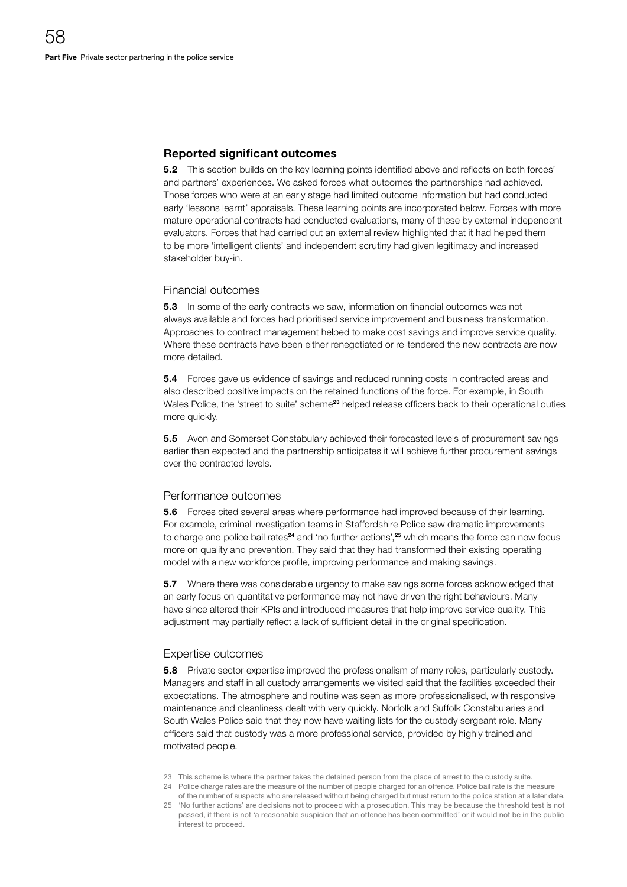## Reported significant outcomes

**5.2** This section builds on the key learning points identified above and reflects on both forces' and partners' experiences. We asked forces what outcomes the partnerships had achieved. Those forces who were at an early stage had limited outcome information but had conducted early 'lessons learnt' appraisals. These learning points are incorporated below. Forces with more mature operational contracts had conducted evaluations, many of these by external independent evaluators. Forces that had carried out an external review highlighted that it had helped them to be more 'intelligent clients' and independent scrutiny had given legitimacy and increased stakeholder buy-in.

### Financial outcomes

**5.3** In some of the early contracts we saw, information on financial outcomes was not always available and forces had prioritised service improvement and business transformation. Approaches to contract management helped to make cost savings and improve service quality. Where these contracts have been either renegotiated or re-tendered the new contracts are now more detailed.

**5.4** Forces gave us evidence of savings and reduced running costs in contracted areas and also described positive impacts on the retained functions of the force. For example, in South Wales Police, the 'street to suite' scheme[23] helped release officers back to their operational duties more quickly.

**5.5** Avon and Somerset Constabulary achieved their forecasted levels of procurement savings earlier than expected and the partnership anticipates it will achieve further procurement savings over the contracted levels.

### Performance outcomes

**5.6** Forces cited several areas where performance had improved because of their learning. For example, criminal investigation teams in Staffordshire Police saw dramatic improvements to charge and police bail rates[24] and 'no further actions',[25] which means the force can now focus more on quality and prevention. They said that they had transformed their existing operating model with a new workforce profile, improving performance and making savings.

**5.7** Where there was considerable urgency to make savings some forces acknowledged that an early focus on quantitative performance may not have driven the right behaviours. Many have since altered their KPIs and introduced measures that help improve service quality. This adjustment may partially reflect a lack of sufficient detail in the original specification.

### Expertise outcomes

**5.8** Private sector expertise improved the professionalism of many roles, particularly custody. Managers and staff in all custody arrangements we visited said that the facilities exceeded their expectations. The atmosphere and routine was seen as more professionalised, with responsive maintenance and cleanliness dealt with very quickly. Norfolk and Suffolk Constabularies and South Wales Police said that they now have waiting lists for the custody sergeant role. Many officers said that custody was a more professional service, provided by highly trained and motivated people.

23 This scheme is where the partner takes the detained person from the place of arrest to the custody suite.

24 Police charge rates are the measure of the number of people charged for an offence. Police bail rate is the measure of the number of suspects who are released without being charged but must return to the police station at a later date.

25 'No further actions' are decisions not to proceed with a prosecution. This may be because the threshold test is not passed, if there is not 'a reasonable suspicion that an offence has been committed' or it would not be in the public interest to proceed.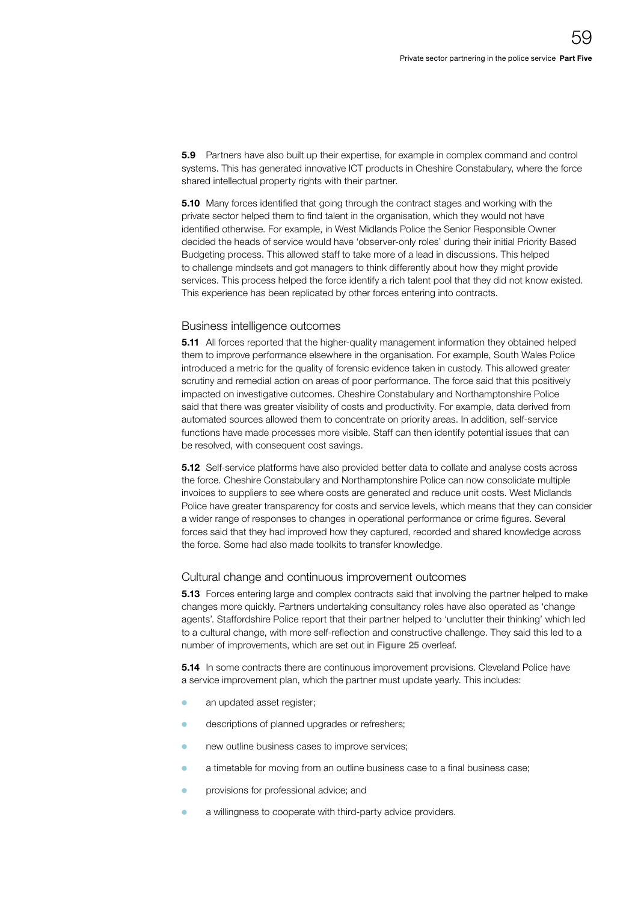**5.9** Partners have also built up their expertise, for example in complex command and control systems. This has generated innovative ICT products in Cheshire Constabulary, where the force shared intellectual property rights with their partner.

**5.10** Many forces identified that going through the contract stages and working with the private sector helped them to find talent in the organisation, which they would not have identified otherwise. For example, in West Midlands Police the Senior Responsible Owner decided the heads of service would have 'observer-only roles' during their initial Priority Based Budgeting process. This allowed staff to take more of a lead in discussions. This helped to challenge mindsets and got managers to think differently about how they might provide services. This process helped the force identify a rich talent pool that they did not know existed. This experience has been replicated by other forces entering into contracts.

## Business intelligence outcomes

**5.11** All forces reported that the higher-quality management information they obtained helped them to improve performance elsewhere in the organisation. For example, South Wales Police introduced a metric for the quality of forensic evidence taken in custody. This allowed greater scrutiny and remedial action on areas of poor performance. The force said that this positively impacted on investigative outcomes. Cheshire Constabulary and Northamptonshire Police said that there was greater visibility of costs and productivity. For example, data derived from automated sources allowed them to concentrate on priority areas. In addition, self-service functions have made processes more visible. Staff can then identify potential issues that can be resolved, with consequent cost savings.

**5.12** Self-service platforms have also provided better data to collate and analyse costs across the force. Cheshire Constabulary and Northamptonshire Police can now consolidate multiple invoices to suppliers to see where costs are generated and reduce unit costs. West Midlands Police have greater transparency for costs and service levels, which means that they can consider a wider range of responses to changes in operational performance or crime figures. Several forces said that they had improved how they captured, recorded and shared knowledge across the force. Some had also made toolkits to transfer knowledge.

## Cultural change and continuous improvement outcomes

**5.13** Forces entering large and complex contracts said that involving the partner helped to make changes more quickly. Partners undertaking consultancy roles have also operated as 'change agents'. Staffordshire Police report that their partner helped to 'unclutter their thinking' which led to a cultural change, with more self-reflection and constructive challenge. They said this led to a number of improvements, which are set out in **Figure 25** overleaf.

**5.14** In some contracts there are continuous improvement provisions. Cleveland Police have a service improvement plan, which the partner must update yearly. This includes:

- an updated asset register;
- descriptions of planned upgrades or refreshers;
- new outline business cases to improve services;
- a timetable for moving from an outline business case to a final business case;
- provisions for professional advice; and
- a willingness to cooperate with third-party advice providers.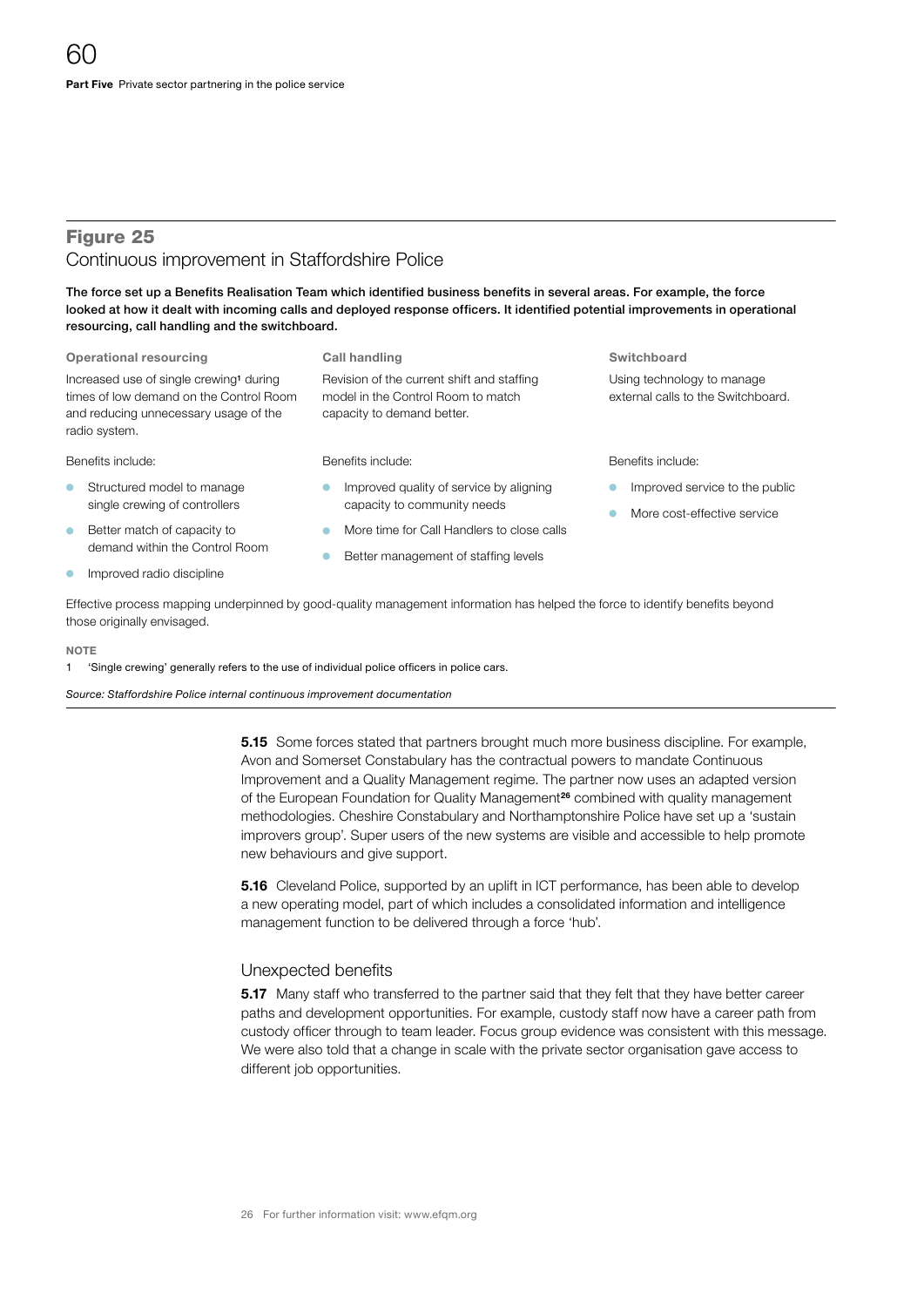## Figure 25

Continuous improvement in Staffordshire Police

**The force set up a Benefits Realisation Team which identified business benefits in several areas. For example, the force looked at how it dealt with incoming calls and deployed response officers. It identified potential improvements in operational resourcing, call handling and the switchboard.**

**Operational resourcing**

Increased use of single crewing[1] during times of low demand on the Control Room and reducing unnecessary usage of the radio system.

Benefits include:

- Structured model to manage single crewing of controllers
- Better match of capacity to demand within the Control Room
- Improved radio discipline

**Call handling**

Revision of the current shift and staffing model in the Control Room to match capacity to demand better.

Benefits include:

- Improved quality of service by aligning capacity to community needs
- More time for Call Handlers to close calls
- Better management of staffing levels

**Switchboard**

Using technology to manage external calls to the Switchboard.

Benefits include:

- Improved service to the public
- More cost-effective service

Effective process mapping underpinned by good-quality management information has helped the force to identify benefits beyond those originally envisaged.

**NOTE**

1 'Single crewing' generally refers to the use of individual police officers in police cars.

*Source: Staffordshire Police internal continuous improvement documentation*

**5.15** Some forces stated that partners brought much more business discipline. For example, Avon and Somerset Constabulary has the contractual powers to mandate Continuous Improvement and a Quality Management regime. The partner now uses an adapted version of the European Foundation for Quality Management[26] combined with quality management methodologies. Cheshire Constabulary and Northamptonshire Police have set up a 'sustain improvers group'. Super users of the new systems are visible and accessible to help promote new behaviours and give support.

**5.16** Cleveland Police, supported by an uplift in ICT performance, has been able to develop a new operating model, part of which includes a consolidated information and intelligence management function to be delivered through a force 'hub'.

### Unexpected benefits

**5.17** Many staff who transferred to the partner said that they felt that they have better career paths and development opportunities. For example, custody staff now have a career path from custody officer through to team leader. Focus group evidence was consistent with this message. We were also told that a change in scale with the private sector organisation gave access to different job opportunities.

26 For further information visit: www.efqm.org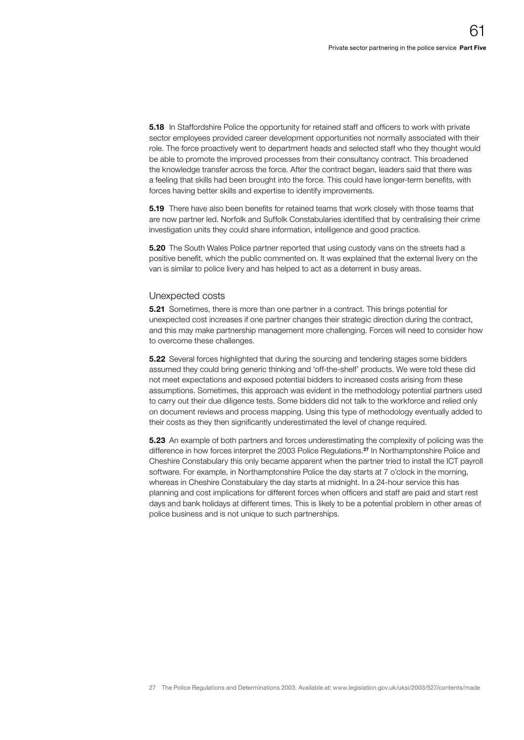**5.18** In Staffordshire Police the opportunity for retained staff and officers to work with private sector employees provided career development opportunities not normally associated with their role. The force proactively went to department heads and selected staff who they thought would be able to promote the improved processes from their consultancy contract. This broadened the knowledge transfer across the force. After the contract began, leaders said that there was a feeling that skills had been brought into the force. This could have longer-term benefits, with forces having better skills and expertise to identify improvements.

**5.19** There have also been benefits for retained teams that work closely with those teams that are now partner led. Norfolk and Suffolk Constabularies identified that by centralising their crime investigation units they could share information, intelligence and good practice.

**5.20** The South Wales Police partner reported that using custody vans on the streets had a positive benefit, which the public commented on. It was explained that the external livery on the van is similar to police livery and has helped to act as a deterrent in busy areas.

## Unexpected costs

**5.21** Sometimes, there is more than one partner in a contract. This brings potential for unexpected cost increases if one partner changes their strategic direction during the contract, and this may make partnership management more challenging. Forces will need to consider how to overcome these challenges.

**5.22** Several forces highlighted that during the sourcing and tendering stages some bidders assumed they could bring generic thinking and 'off-the-shelf' products. We were told these did not meet expectations and exposed potential bidders to increased costs arising from these assumptions. Sometimes, this approach was evident in the methodology potential partners used to carry out their due diligence tests. Some bidders did not talk to the workforce and relied only on document reviews and process mapping. Using this type of methodology eventually added to their costs as they then significantly underestimated the level of change required.

**5.23** An example of both partners and forces underestimating the complexity of policing was the difference in how forces interpret the 2003 Police Regulations.[27] In Northamptonshire Police and Cheshire Constabulary this only became apparent when the partner tried to install the ICT payroll software. For example, in Northamptonshire Police the day starts at 7 o'clock in the morning, whereas in Cheshire Constabulary the day starts at midnight. In a 24-hour service this has planning and cost implications for different forces when officers and staff are paid and start rest days and bank holidays at different times. This is likely to be a potential problem in other areas of police business and is not unique to such partnerships.

27 The Police Regulations and Determinations 2003. Available at: www.legislation.gov.uk/uksi/2003/527/contents/made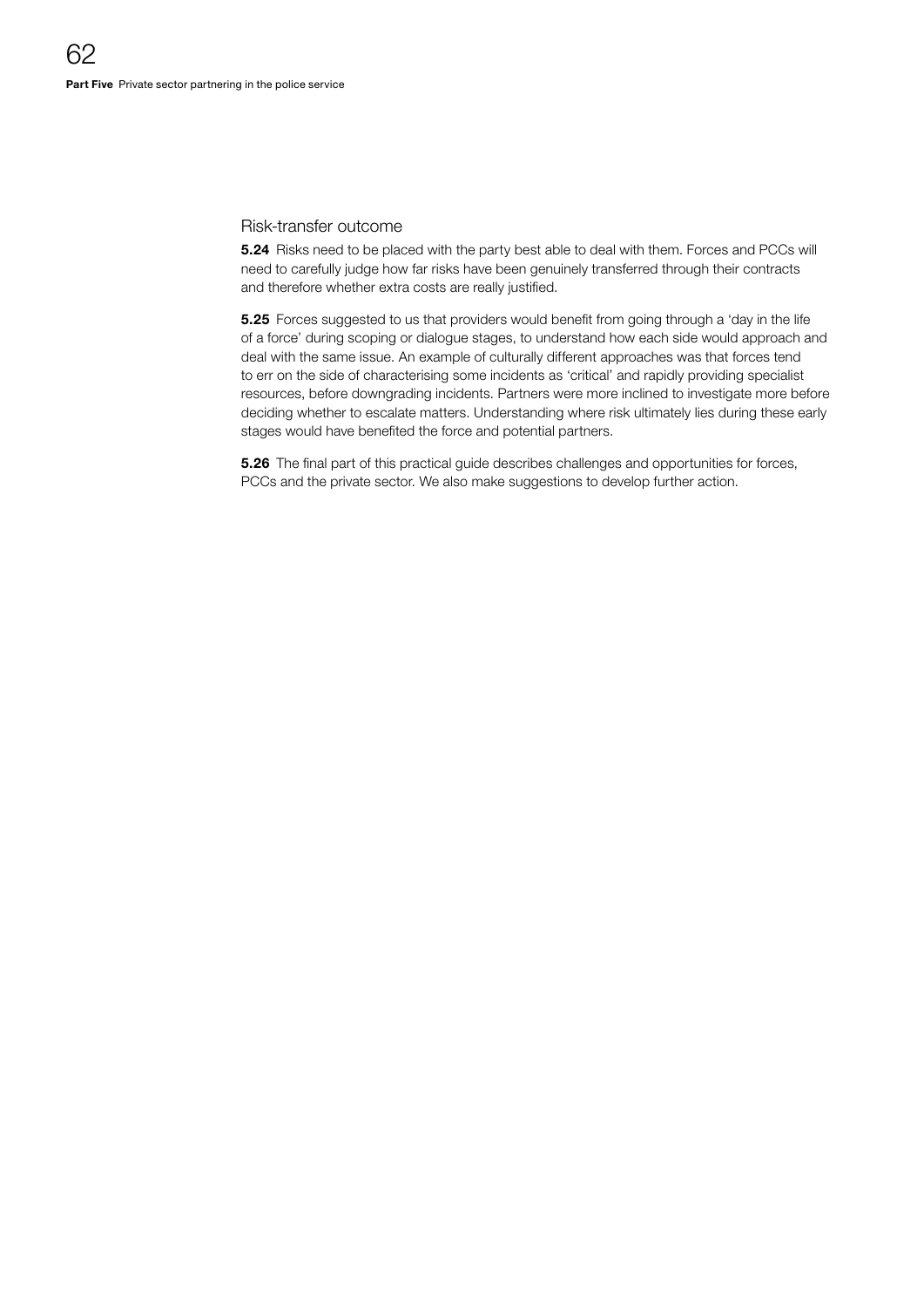## Risk-transfer outcome

**5.24** Risks need to be placed with the party best able to deal with them. Forces and PCCs will need to carefully judge how far risks have been genuinely transferred through their contracts and therefore whether extra costs are really justified.

**5.25** Forces suggested to us that providers would benefit from going through a 'day in the life of a force' during scoping or dialogue stages, to understand how each side would approach and deal with the same issue. An example of culturally different approaches was that forces tend to err on the side of characterising some incidents as 'critical' and rapidly providing specialist resources, before downgrading incidents. Partners were more inclined to investigate more before deciding whether to escalate matters. Understanding where risk ultimately lies during these early stages would have benefited the force and potential partners.

**5.26** The final part of this practical guide describes challenges and opportunities for forces, PCCs and the private sector. We also make suggestions to develop further action.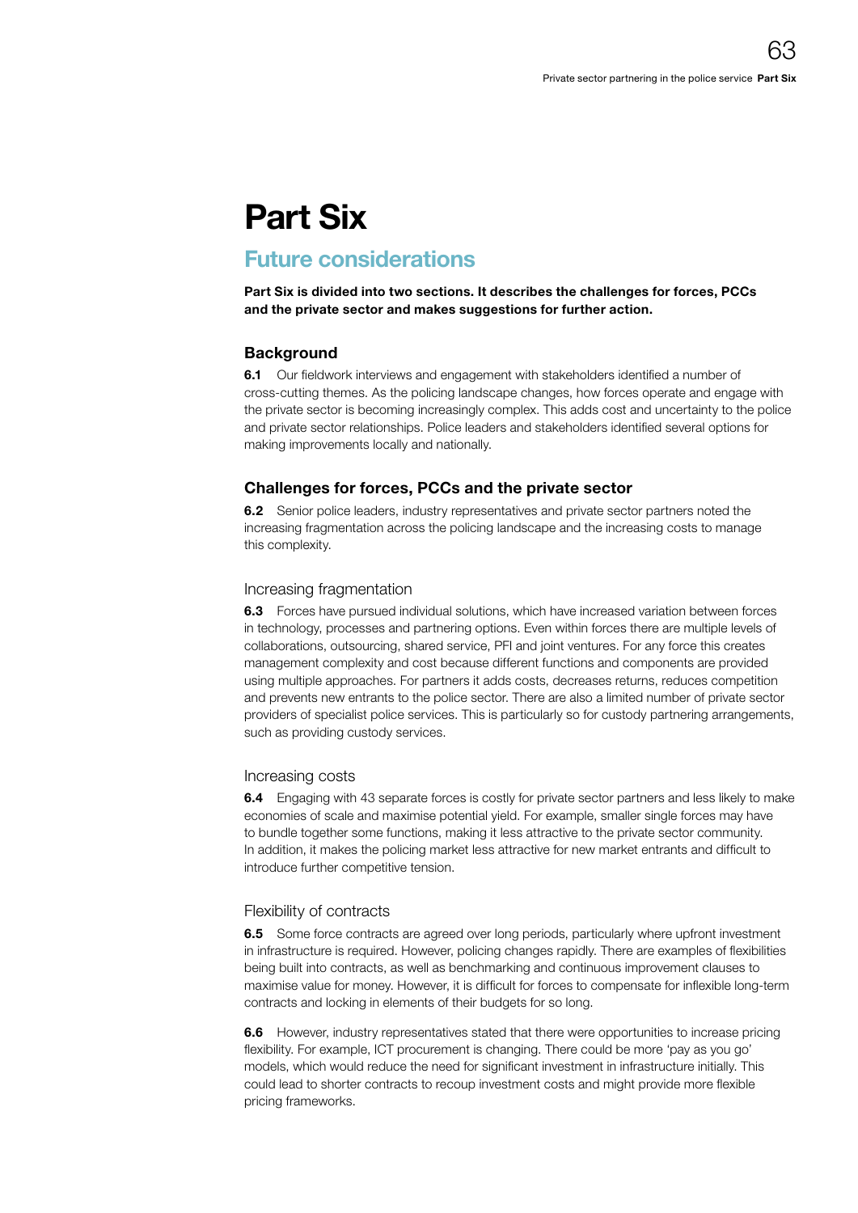# Part Six

## Future considerations

**Part Six is divided into two sections. It describes the challenges for forces, PCCs and the private sector and makes suggestions for further action.**

### Background

**6.1** Our fieldwork interviews and engagement with stakeholders identified a number of cross-cutting themes. As the policing landscape changes, how forces operate and engage with the private sector is becoming increasingly complex. This adds cost and uncertainty to the police and private sector relationships. Police leaders and stakeholders identified several options for making improvements locally and nationally.

### Challenges for forces, PCCs and the private sector

**6.2** Senior police leaders, industry representatives and private sector partners noted the increasing fragmentation across the policing landscape and the increasing costs to manage this complexity.

#### Increasing fragmentation

**6.3** Forces have pursued individual solutions, which have increased variation between forces in technology, processes and partnering options. Even within forces there are multiple levels of collaborations, outsourcing, shared service, PFI and joint ventures. For any force this creates management complexity and cost because different functions and components are provided using multiple approaches. For partners it adds costs, decreases returns, reduces competition and prevents new entrants to the police sector. There are also a limited number of private sector providers of specialist police services. This is particularly so for custody partnering arrangements, such as providing custody services.

#### Increasing costs

**6.4** Engaging with 43 separate forces is costly for private sector partners and less likely to make economies of scale and maximise potential yield. For example, smaller single forces may have to bundle together some functions, making it less attractive to the private sector community. In addition, it makes the policing market less attractive for new market entrants and difficult to introduce further competitive tension.

#### Flexibility of contracts

**6.5** Some force contracts are agreed over long periods, particularly where upfront investment in infrastructure is required. However, policing changes rapidly. There are examples of flexibilities being built into contracts, as well as benchmarking and continuous improvement clauses to maximise value for money. However, it is difficult for forces to compensate for inflexible long-term contracts and locking in elements of their budgets for so long.

**6.6** However, industry representatives stated that there were opportunities to increase pricing flexibility. For example, ICT procurement is changing. There could be more 'pay as you go' models, which would reduce the need for significant investment in infrastructure initially. This could lead to shorter contracts to recoup investment costs and might provide more flexible pricing frameworks.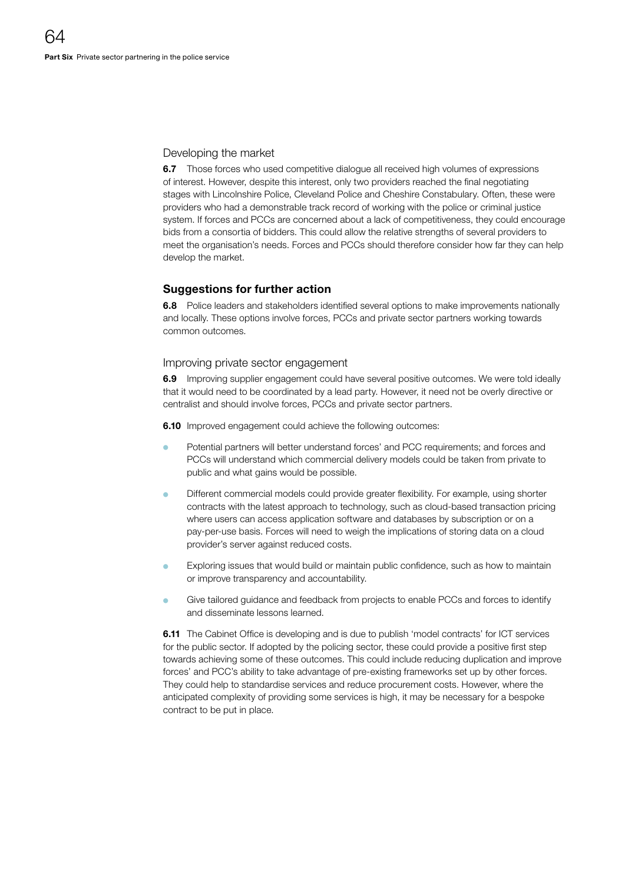### Developing the market

**6.7** Those forces who used competitive dialogue all received high volumes of expressions of interest. However, despite this interest, only two providers reached the final negotiating stages with Lincolnshire Police, Cleveland Police and Cheshire Constabulary. Often, these were providers who had a demonstrable track record of working with the police or criminal justice system. If forces and PCCs are concerned about a lack of competitiveness, they could encourage bids from a consortia of bidders. This could allow the relative strengths of several providers to meet the organisation's needs. Forces and PCCs should therefore consider how far they can help develop the market.

## Suggestions for further action

**6.8** Police leaders and stakeholders identified several options to make improvements nationally and locally. These options involve forces, PCCs and private sector partners working towards common outcomes.

### Improving private sector engagement

**6.9** Improving supplier engagement could have several positive outcomes. We were told ideally that it would need to be coordinated by a lead party. However, it need not be overly directive or centralist and should involve forces, PCCs and private sector partners.

**6.10** Improved engagement could achieve the following outcomes:

- Potential partners will better understand forces' and PCC requirements; and forces and PCCs will understand which commercial delivery models could be taken from private to public and what gains would be possible.
- Different commercial models could provide greater flexibility. For example, using shorter contracts with the latest approach to technology, such as cloud-based transaction pricing where users can access application software and databases by subscription or on a pay-per-use basis. Forces will need to weigh the implications of storing data on a cloud provider's server against reduced costs.
- Exploring issues that would build or maintain public confidence, such as how to maintain or improve transparency and accountability.
- Give tailored guidance and feedback from projects to enable PCCs and forces to identify and disseminate lessons learned.

**6.11** The Cabinet Office is developing and is due to publish 'model contracts' for ICT services for the public sector. If adopted by the policing sector, these could provide a positive first step towards achieving some of these outcomes. This could include reducing duplication and improve forces' and PCC's ability to take advantage of pre-existing frameworks set up by other forces. They could help to standardise services and reduce procurement costs. However, where the anticipated complexity of providing some services is high, it may be necessary for a bespoke contract to be put in place.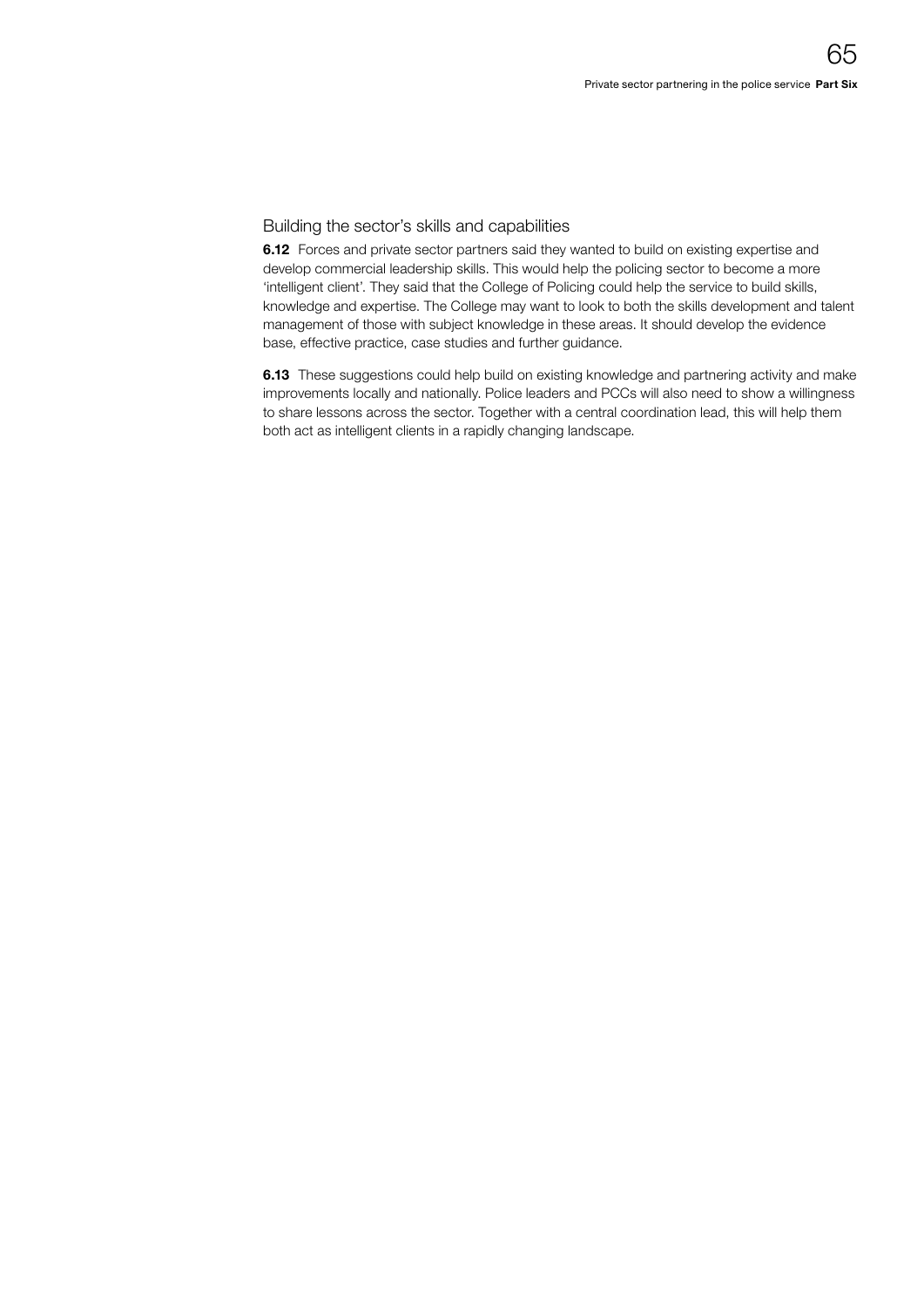## Building the sector's skills and capabilities

**6.12** Forces and private sector partners said they wanted to build on existing expertise and develop commercial leadership skills. This would help the policing sector to become a more 'intelligent client'. They said that the College of Policing could help the service to build skills, knowledge and expertise. The College may want to look to both the skills development and talent management of those with subject knowledge in these areas. It should develop the evidence base, effective practice, case studies and further guidance.

**6.13** These suggestions could help build on existing knowledge and partnering activity and make improvements locally and nationally. Police leaders and PCCs will also need to show a willingness to share lessons across the sector. Together with a central coordination lead, this will help them both act as intelligent clients in a rapidly changing landscape.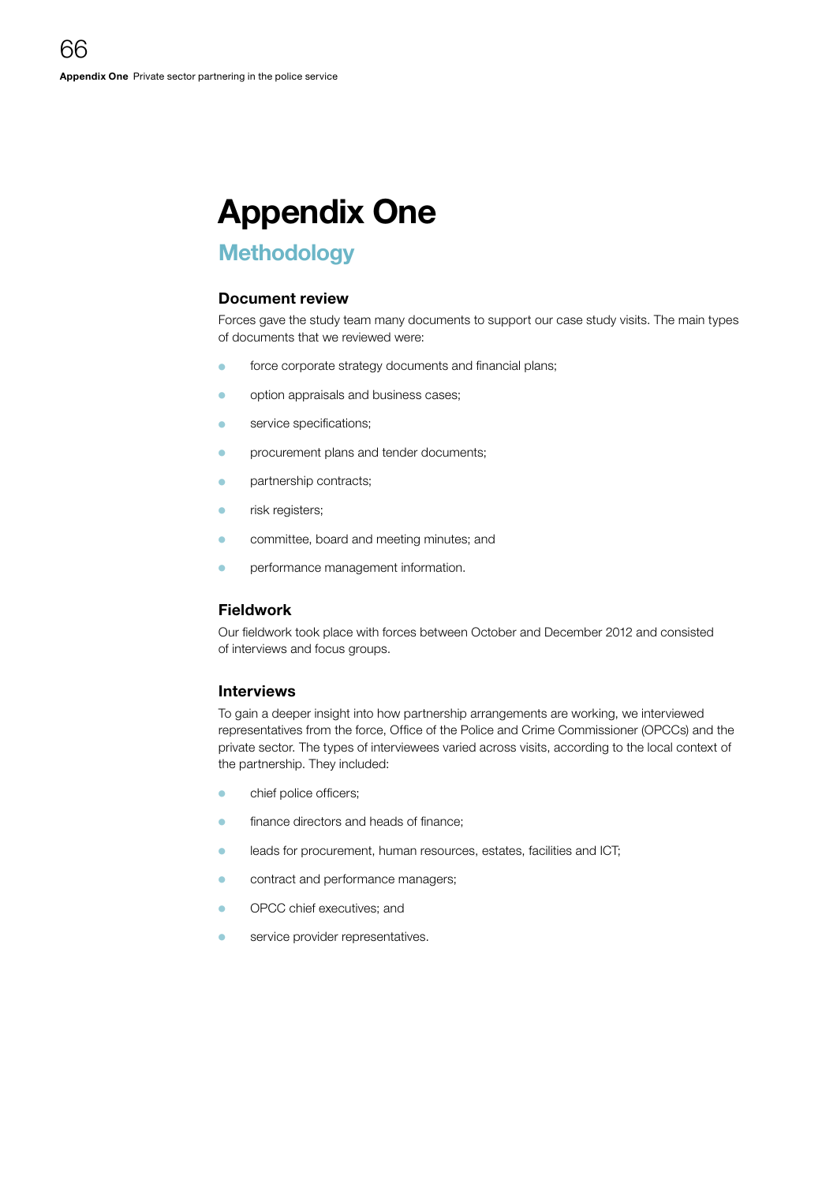# Appendix One

## Methodology

### Document review

Forces gave the study team many documents to support our case study visits. The main types of documents that we reviewed were:

- force corporate strategy documents and financial plans;
- option appraisals and business cases;
- service specifications;
- procurement plans and tender documents;
- partnership contracts;
- risk registers;
- committee, board and meeting minutes; and
- performance management information.

### Fieldwork

Our fieldwork took place with forces between October and December 2012 and consisted of interviews and focus groups.

### Interviews

To gain a deeper insight into how partnership arrangements are working, we interviewed representatives from the force, Office of the Police and Crime Commissioner (OPCCs) and the private sector. The types of interviewees varied across visits, according to the local context of the partnership. They included:

- chief police officers;
- finance directors and heads of finance;
- leads for procurement, human resources, estates, facilities and ICT;
- contract and performance managers;
- OPCC chief executives; and
- service provider representatives.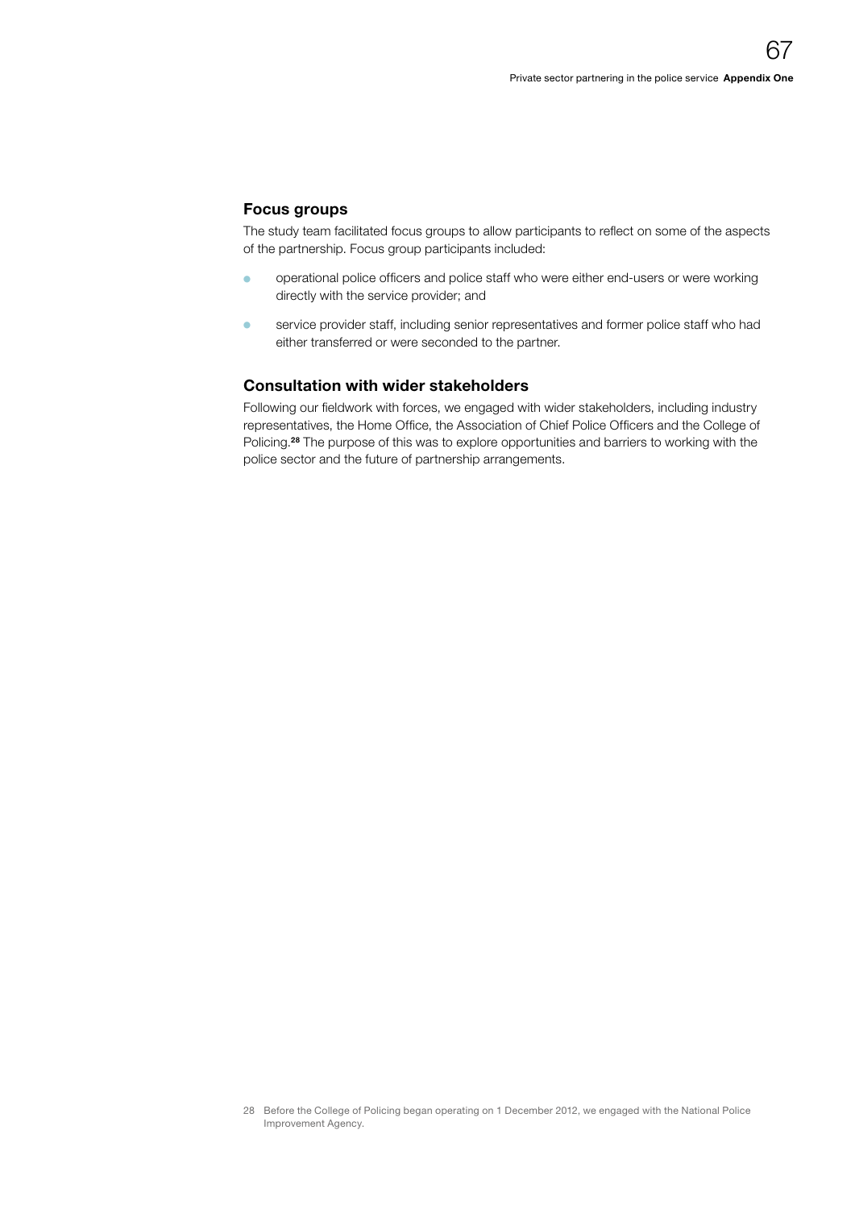### Focus groups

The study team facilitated focus groups to allow participants to reflect on some of the aspects of the partnership. Focus group participants included:

- operational police officers and police staff who were either end-users or were working directly with the service provider; and
- service provider staff, including senior representatives and former police staff who had either transferred or were seconded to the partner.

### Consultation with wider stakeholders

Following our fieldwork with forces, we engaged with wider stakeholders, including industry representatives, the Home Office, the Association of Chief Police Officers and the College of Policing.[28] The purpose of this was to explore opportunities and barriers to working with the police sector and the future of partnership arrangements.

28 Before the College of Policing began operating on 1 December 2012, we engaged with the National Police Improvement Agency.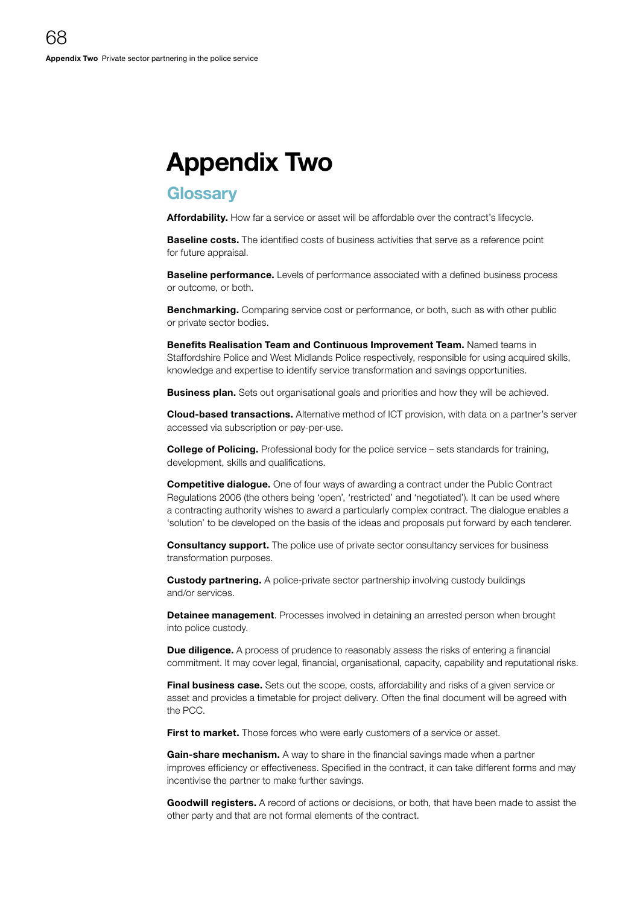# Appendix Two

## Glossary

**Affordability.** How far a service or asset will be affordable over the contract's lifecycle.

**Baseline costs.** The identified costs of business activities that serve as a reference point for future appraisal.

**Baseline performance.** Levels of performance associated with a defined business process or outcome, or both.

**Benchmarking.** Comparing service cost or performance, or both, such as with other public or private sector bodies.

**Benefits Realisation Team and Continuous Improvement Team.** Named teams in Staffordshire Police and West Midlands Police respectively, responsible for using acquired skills, knowledge and expertise to identify service transformation and savings opportunities.

**Business plan.** Sets out organisational goals and priorities and how they will be achieved.

**Cloud-based transactions.** Alternative method of ICT provision, with data on a partner's server accessed via subscription or pay-per-use.

**College of Policing.** Professional body for the police service – sets standards for training, development, skills and qualifications.

**Competitive dialogue.** One of four ways of awarding a contract under the Public Contract Regulations 2006 (the others being 'open', 'restricted' and 'negotiated'). It can be used where a contracting authority wishes to award a particularly complex contract. The dialogue enables a 'solution' to be developed on the basis of the ideas and proposals put forward by each tenderer.

**Consultancy support.** The police use of private sector consultancy services for business transformation purposes.

**Custody partnering.** A police-private sector partnership involving custody buildings and/or services.

**Detainee management**. Processes involved in detaining an arrested person when brought into police custody.

**Due diligence.** A process of prudence to reasonably assess the risks of entering a financial commitment. It may cover legal, financial, organisational, capacity, capability and reputational risks.

**Final business case.** Sets out the scope, costs, affordability and risks of a given service or asset and provides a timetable for project delivery. Often the final document will be agreed with the PCC.

**First to market.** Those forces who were early customers of a service or asset.

**Gain-share mechanism.** A way to share in the financial savings made when a partner improves efficiency or effectiveness. Specified in the contract, it can take different forms and may incentivise the partner to make further savings.

**Goodwill registers.** A record of actions or decisions, or both, that have been made to assist the other party and that are not formal elements of the contract.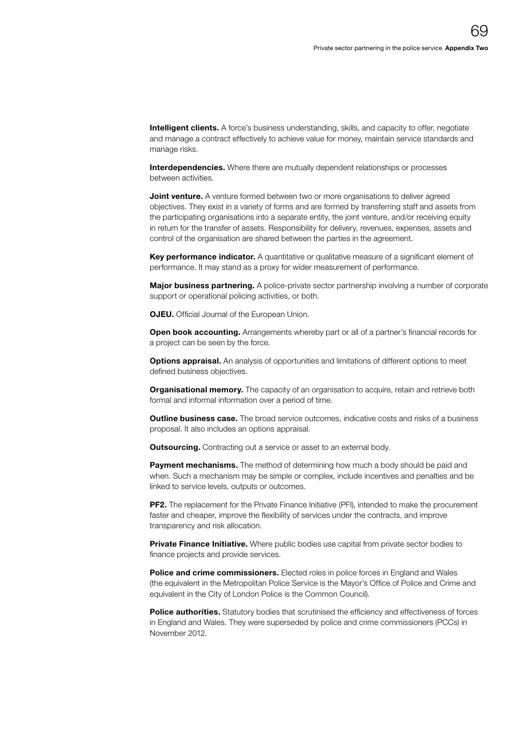**Intelligent clients.** A force's business understanding, skills, and capacity to offer, negotiate and manage a contract effectively to achieve value for money, maintain service standards and manage risks.

**Interdependencies.** Where there are mutually dependent relationships or processes between activities.

**Joint venture.** A venture formed between two or more organisations to deliver agreed objectives. They exist in a variety of forms and are formed by transferring staff and assets from the participating organisations into a separate entity, the joint venture, and/or receiving equity in return for the transfer of assets. Responsibility for delivery, revenues, expenses, assets and control of the organisation are shared between the parties in the agreement.

**Key performance indicator.** A quantitative or qualitative measure of a significant element of performance. It may stand as a proxy for wider measurement of performance.

**Major business partnering.** A police-private sector partnership involving a number of corporate support or operational policing activities, or both.

**OJEU.** Official Journal of the European Union.

**Open book accounting.** Arrangements whereby part or all of a partner's financial records for a project can be seen by the force.

**Options appraisal.** An analysis of opportunities and limitations of different options to meet defined business objectives.

**Organisational memory.** The capacity of an organisation to acquire, retain and retrieve both formal and informal information over a period of time.

**Outline business case.** The broad service outcomes, indicative costs and risks of a business proposal. It also includes an options appraisal.

**Outsourcing.** Contracting out a service or asset to an external body.

**Payment mechanisms.** The method of determining how much a body should be paid and when. Such a mechanism may be simple or complex, include incentives and penalties and be linked to service levels, outputs or outcomes.

**PF2.** The replacement for the Private Finance Initiative (PFI), intended to make the procurement faster and cheaper, improve the flexibility of services under the contracts, and improve transparency and risk allocation.

**Private Finance Initiative.** Where public bodies use capital from private sector bodies to finance projects and provide services.

**Police and crime commissioners.** Elected roles in police forces in England and Wales (the equivalent in the Metropolitan Police Service is the Mayor's Office of Police and Crime and equivalent in the City of London Police is the Common Council).

**Police authorities.** Statutory bodies that scrutinised the efficiency and effectiveness of forces in England and Wales. They were superseded by police and crime commissioners (PCCs) in November 2012.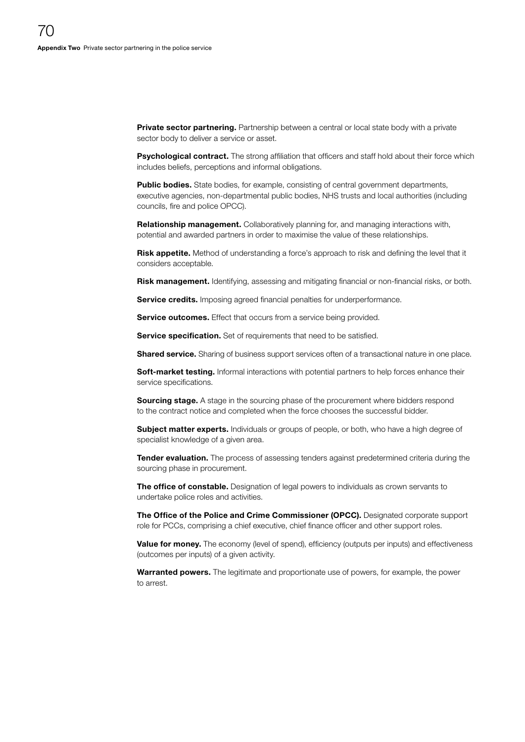**Private sector partnering.** Partnership between a central or local state body with a private sector body to deliver a service or asset.

**Psychological contract.** The strong affiliation that officers and staff hold about their force which includes beliefs, perceptions and informal obligations.

**Public bodies.** State bodies, for example, consisting of central government departments, executive agencies, non-departmental public bodies, NHS trusts and local authorities (including councils, fire and police OPCC).

**Relationship management.** Collaboratively planning for, and managing interactions with, potential and awarded partners in order to maximise the value of these relationships.

**Risk appetite.** Method of understanding a force's approach to risk and defining the level that it considers acceptable.

**Risk management.** Identifying, assessing and mitigating financial or non-financial risks, or both.

**Service credits.** Imposing agreed financial penalties for underperformance.

**Service outcomes.** Effect that occurs from a service being provided.

**Service specification.** Set of requirements that need to be satisfied.

**Shared service.** Sharing of business support services often of a transactional nature in one place.

**Soft-market testing.** Informal interactions with potential partners to help forces enhance their service specifications.

**Sourcing stage.** A stage in the sourcing phase of the procurement where bidders respond to the contract notice and completed when the force chooses the successful bidder.

**Subject matter experts.** Individuals or groups of people, or both, who have a high degree of specialist knowledge of a given area.

**Tender evaluation.** The process of assessing tenders against predetermined criteria during the sourcing phase in procurement.

**The office of constable.** Designation of legal powers to individuals as crown servants to undertake police roles and activities.

**The Office of the Police and Crime Commissioner (OPCC).** Designated corporate support role for PCCs, comprising a chief executive, chief finance officer and other support roles.

**Value for money.** The economy (level of spend), efficiency (outputs per inputs) and effectiveness (outcomes per inputs) of a given activity.

**Warranted powers.** The legitimate and proportionate use of powers, for example, the power to arrest.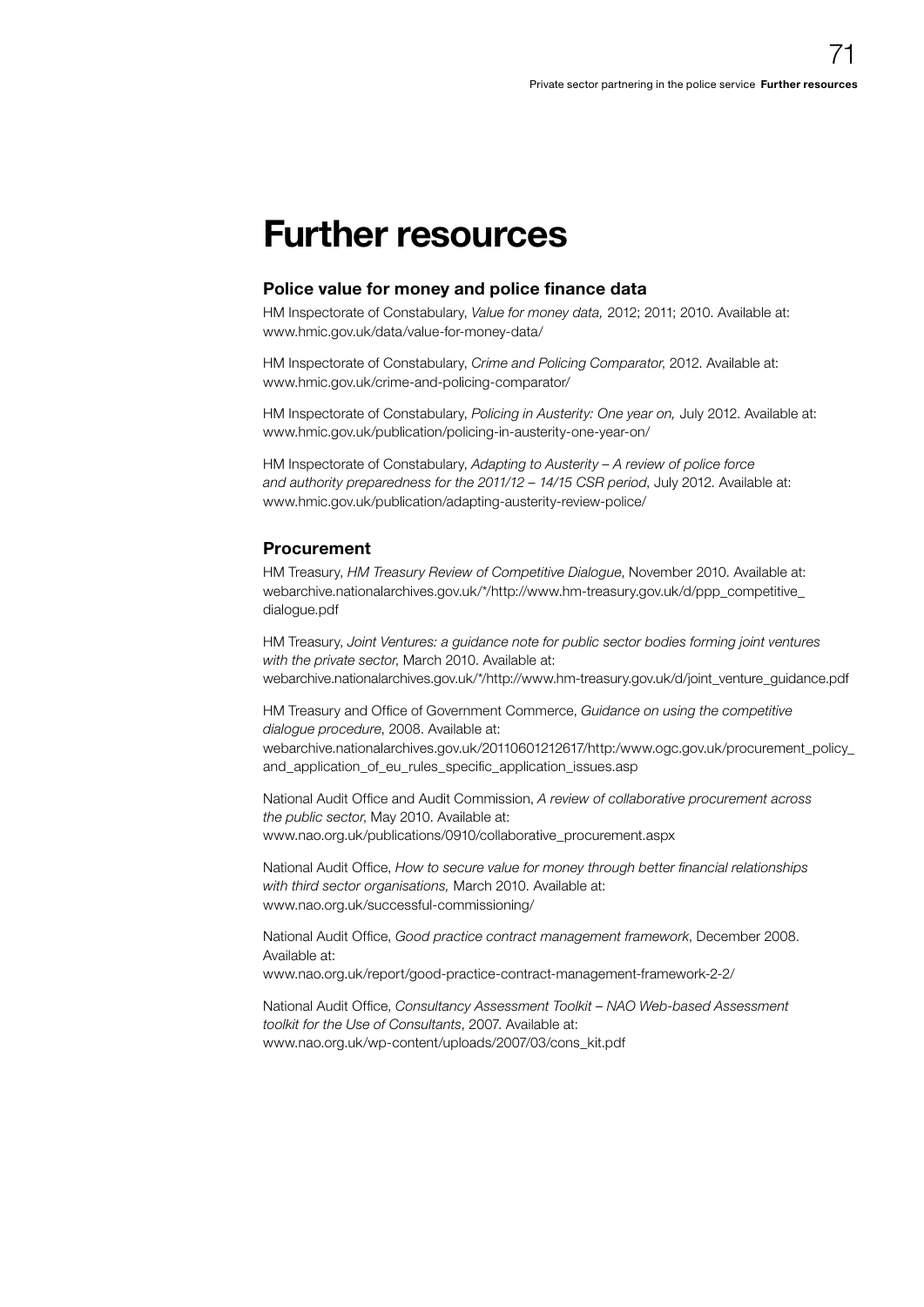# Further resources

### Police value for money and police finance data

HM Inspectorate of Constabulary, *Value for money data,* 2012; 2011; 2010. Available at: www.hmic.gov.uk/data/value-for-money-data/

HM Inspectorate of Constabulary, *Crime and Policing Comparator*, 2012. Available at: www.hmic.gov.uk/crime-and-policing-comparator/

HM Inspectorate of Constabulary, *Policing in Austerity: One year on,* July 2012. Available at: www.hmic.gov.uk/publication/policing-in-austerity-one-year-on/

HM Inspectorate of Constabulary, *Adapting to Austerity – A review of police force and authority preparedness for the 2011/12 – 14/15 CSR period*, July 2012. Available at: www.hmic.gov.uk/publication/adapting-austerity-review-police/

### Procurement

HM Treasury, *HM Treasury Review of Competitive Dialogue*, November 2010. Available at: webarchive.nationalarchives.gov.uk/*/http://www.hm-treasury.gov.uk/d/ppp_competitive_dialogue.pdf

HM Treasury, *Joint Ventures: a guidance note for public sector bodies forming joint ventures with the private sector*, March 2010. Available at: webarchive.nationalarchives.gov.uk/*/http://www.hm-treasury.gov.uk/d/joint_venture_guidance.pdf

HM Treasury and Office of Government Commerce, *Guidance on using the competitive dialogue procedure*, 2008. Available at: webarchive.nationalarchives.gov.uk/20110601212617/http:/www.ogc.gov.uk/procurement_policy_and_application_of_eu_rules_specific_application_issues.asp

National Audit Office and Audit Commission, *A review of collaborative procurement across the public sector*, May 2010. Available at: www.nao.org.uk/publications/0910/collaborative_procurement.aspx

National Audit Office, *How to secure value for money through better financial relationships with third sector organisations,* March 2010. Available at: www.nao.org.uk/successful-commissioning/

National Audit Office, *Good practice contract management framework*, December 2008. Available at: www.nao.org.uk/report/good-practice-contract-management-framework-2-2/

National Audit Office, *Consultancy Assessment Toolkit – NAO Web-based Assessment toolkit for the Use of Consultants*, 2007. Available at: www.nao.org.uk/wp-content/uploads/2007/03/cons_kit.pdf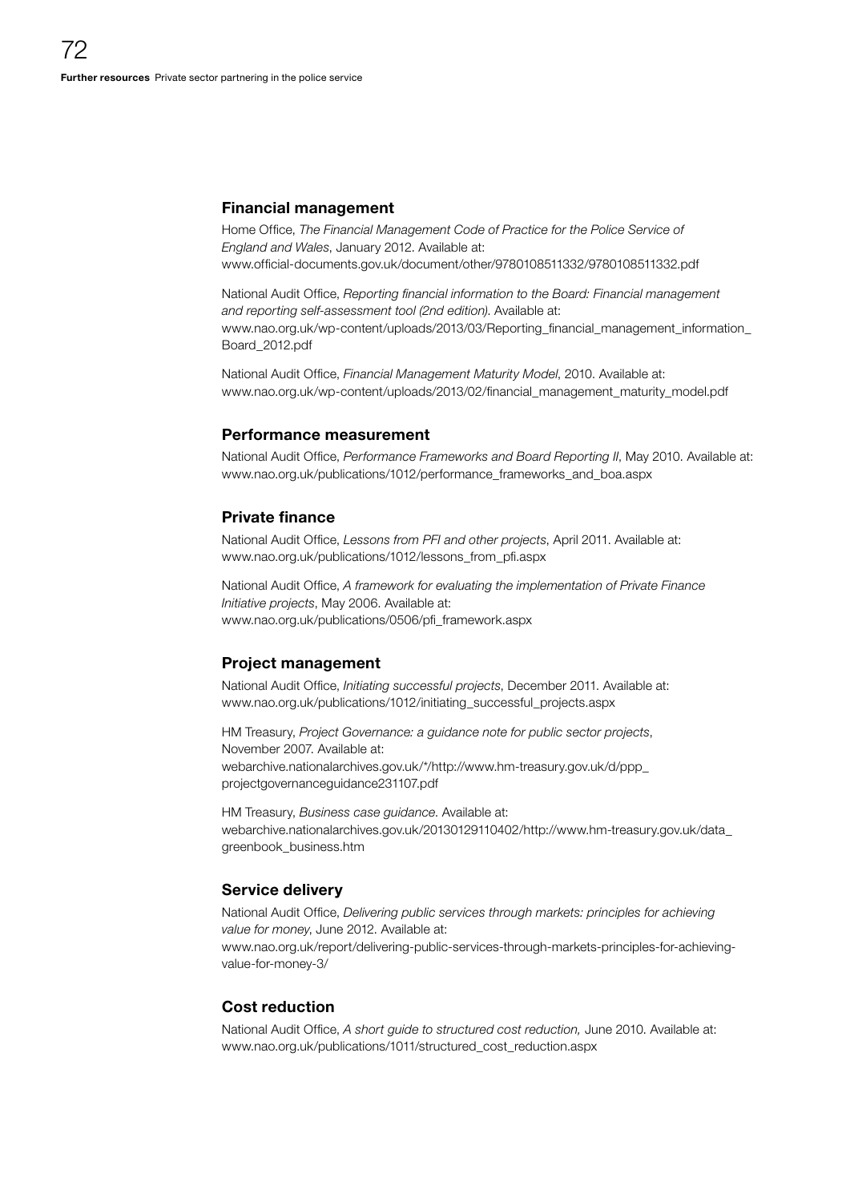## Financial management

Home Office, *The Financial Management Code of Practice for the Police Service of England and Wales*, January 2012. Available at: www.official-documents.gov.uk/document/other/9780108511332/9780108511332.pdf

National Audit Office, *Reporting financial information to the Board: Financial management and reporting self-assessment tool (2nd edition)*. Available at: www.nao.org.uk/wp-content/uploads/2013/03/Reporting_financial_management_information_Board_2012.pdf

National Audit Office, *Financial Management Maturity Model*, 2010. Available at: www.nao.org.uk/wp-content/uploads/2013/02/financial_management_maturity_model.pdf

## Performance measurement

National Audit Office, *Performance Frameworks and Board Reporting II*, May 2010. Available at: www.nao.org.uk/publications/1012/performance_frameworks_and_boa.aspx

## Private finance

National Audit Office, *Lessons from PFI and other projects*, April 2011. Available at: www.nao.org.uk/publications/1012/lessons_from_pfi.aspx

National Audit Office, *A framework for evaluating the implementation of Private Finance Initiative projects*, May 2006. Available at: www.nao.org.uk/publications/0506/pfi_framework.aspx

## Project management

National Audit Office, *Initiating successful projects*, December 2011. Available at: www.nao.org.uk/publications/1012/initiating_successful_projects.aspx

HM Treasury, *Project Governance: a guidance note for public sector projects*, November 2007. Available at: webarchive.nationalarchives.gov.uk/*/http://www.hm-treasury.gov.uk/d/ppp_projectgovernanceguidance231107.pdf

HM Treasury, *Business case guidance*. Available at: webarchive.nationalarchives.gov.uk/20130129110402/http://www.hm-treasury.gov.uk/data_greenbook_business.htm

## Service delivery

National Audit Office, *Delivering public services through markets: principles for achieving value for money*, June 2012. Available at: www.nao.org.uk/report/delivering-public-services-through-markets-principles-for-achieving-value-for-money-3/

## Cost reduction

National Audit Office, *A short guide to structured cost reduction,* June 2010. Available at: www.nao.org.uk/publications/1011/structured_cost_reduction.aspx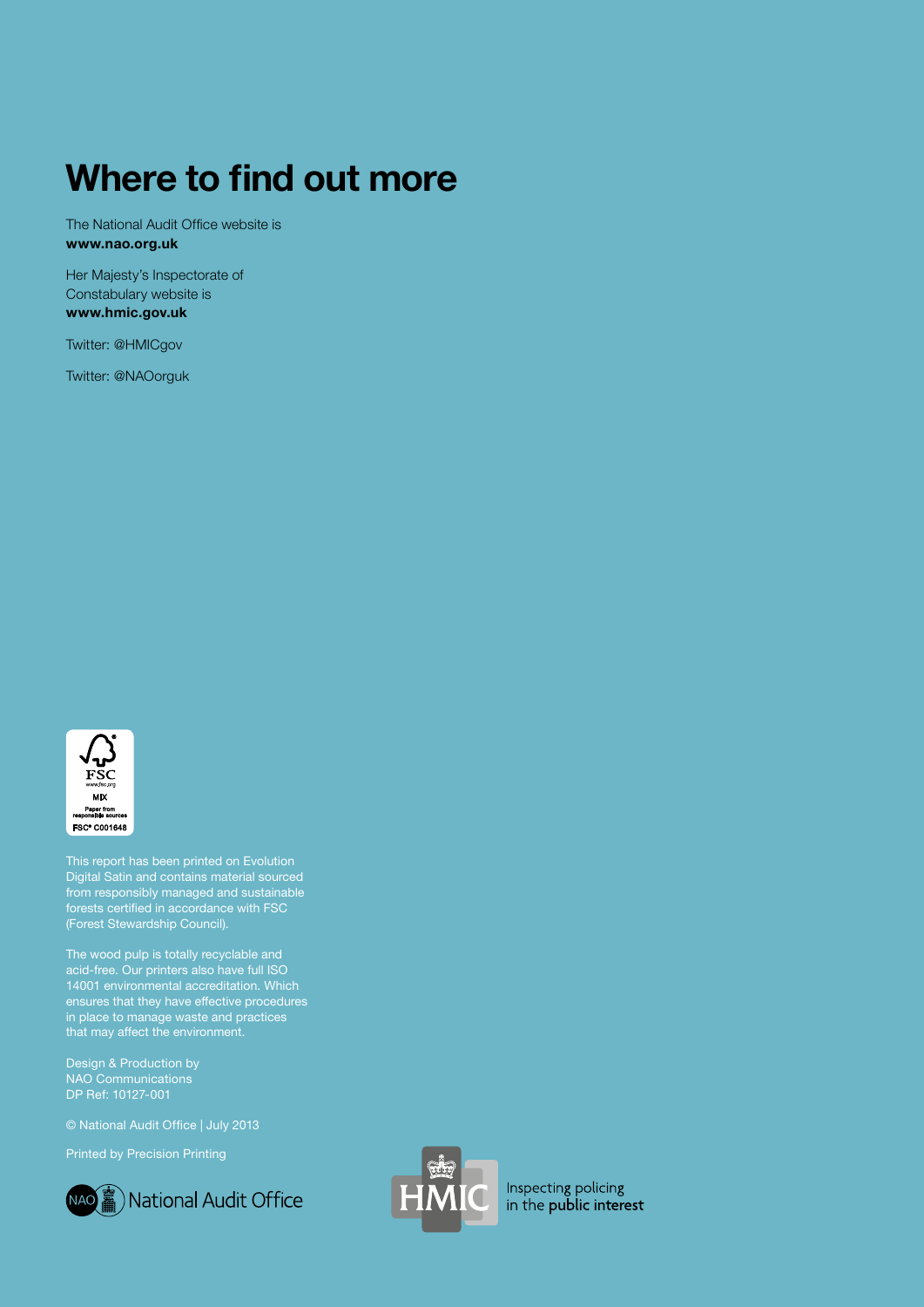# Where to find out more

The National Audit Office website is
**www.nao.org.uk**

Her Majesty's Inspectorate of Constabulary website is
**www.hmic.gov.uk**

Twitter: @HMICgov

Twitter: @NAOorguk

FSC
www.fsc.org
MIX
Paper from responsible sources
FSC® C001648

This report has been printed on Evolution Digital Satin and contains material sourced from responsibly managed and sustainable forests certified in accordance with FSC (Forest Stewardship Council).

The wood pulp is totally recyclable and acid-free. Our printers also have full ISO 14001 environmental accreditation. Which ensures that they have effective procedures in place to manage waste and practices that may affect the environment.

Design & Production by
NAO Communications
DP Ref: 10127-001

© National Audit Office | July 2013

Printed by Precision Printing

NAO National Audit Office

HMIC Inspecting policing in the **public interest**